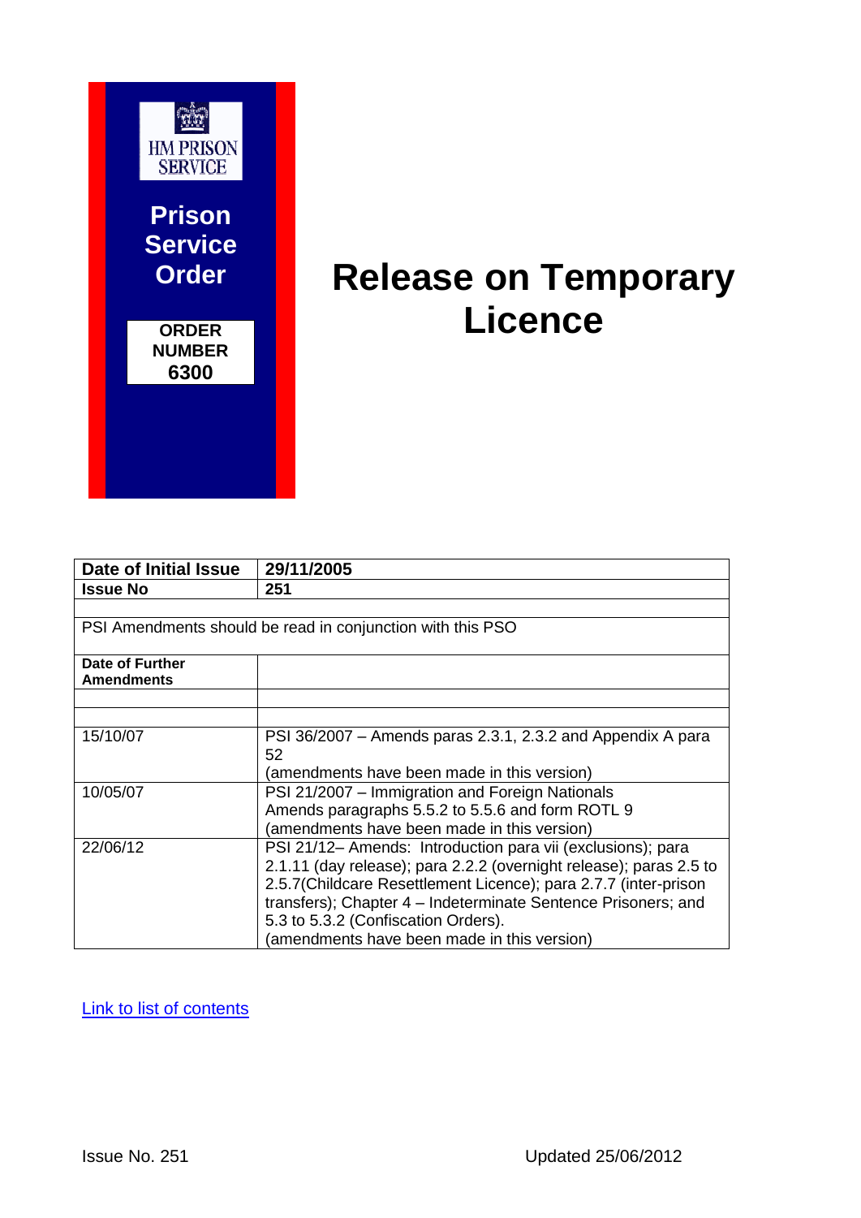HM PRISON SERVICE

**Prison Service Order**

**ORDER NUMBER 6300**

# Release on Temporary Licence

| **Date of Initial Issue** | **29/11/2005** |
|---|---|
| **Issue No** | **251** |
| | |
| PSI Amendments should be read in conjunction with this PSO | |
| **Date of Further Amendments** | |
| | |
| | |
| 15/10/07 | PSI 36/2007 – Amends paras 2.3.1, 2.3.2 and Appendix A para 52 (amendments have been made in this version) |
| 10/05/07 | PSI 21/2007 – Immigration and Foreign Nationals Amends paragraphs 5.5.2 to 5.5.6 and form ROTL 9 (amendments have been made in this version) |
| 22/06/12 | PSI 21/12– Amends: Introduction para vii (exclusions); para 2.1.11 (day release); para 2.2.2 (overnight release); paras 2.5 to 2.5.7(Childcare Resettlement Licence); para 2.7.7 (inter-prison transfers); Chapter 4 – Indeterminate Sentence Prisoners; and 5.3 to 5.3.2 (Confiscation Orders). (amendments have been made in this version) |

Link to list of contents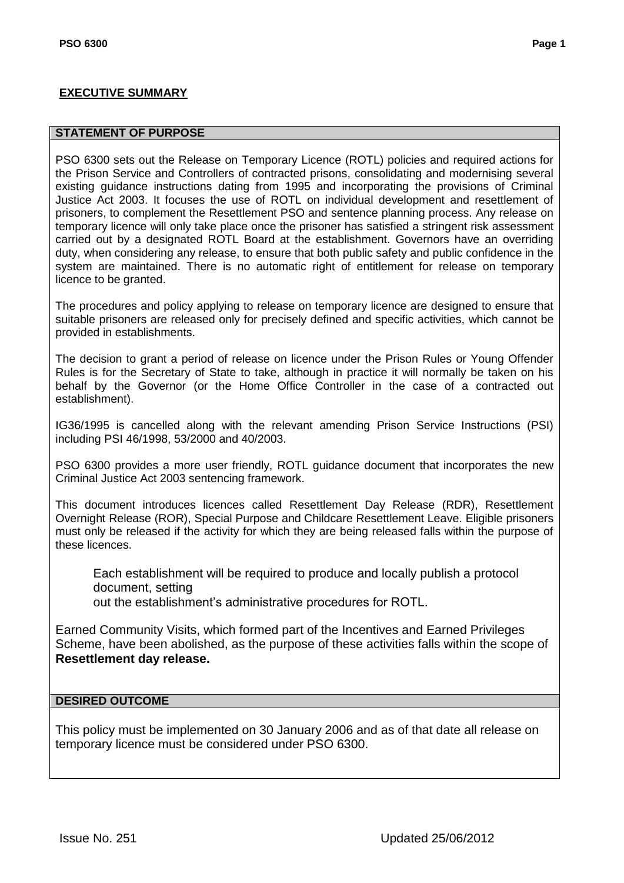## EXECUTIVE SUMMARY

### STATEMENT OF PURPOSE

PSO 6300 sets out the Release on Temporary Licence (ROTL) policies and required actions for the Prison Service and Controllers of contracted prisons, consolidating and modernising several existing guidance instructions dating from 1995 and incorporating the provisions of Criminal Justice Act 2003. It focuses the use of ROTL on individual development and resettlement of prisoners, to complement the Resettlement PSO and sentence planning process. Any release on temporary licence will only take place once the prisoner has satisfied a stringent risk assessment carried out by a designated ROTL Board at the establishment. Governors have an overriding duty, when considering any release, to ensure that both public safety and public confidence in the system are maintained. There is no automatic right of entitlement for release on temporary licence to be granted.

The procedures and policy applying to release on temporary licence are designed to ensure that suitable prisoners are released only for precisely defined and specific activities, which cannot be provided in establishments.

The decision to grant a period of release on licence under the Prison Rules or Young Offender Rules is for the Secretary of State to take, although in practice it will normally be taken on his behalf by the Governor (or the Home Office Controller in the case of a contracted out establishment).

IG36/1995 is cancelled along with the relevant amending Prison Service Instructions (PSI) including PSI 46/1998, 53/2000 and 40/2003.

PSO 6300 provides a more user friendly, ROTL guidance document that incorporates the new Criminal Justice Act 2003 sentencing framework.

This document introduces licences called Resettlement Day Release (RDR), Resettlement Overnight Release (ROR), Special Purpose and Childcare Resettlement Leave. Eligible prisoners must only be released if the activity for which they are being released falls within the purpose of these licences.

Each establishment will be required to produce and locally publish a protocol document, setting out the establishment's administrative procedures for ROTL.

Earned Community Visits, which formed part of the Incentives and Earned Privileges Scheme, have been abolished, as the purpose of these activities falls within the scope of **Resettlement day release.**

### DESIRED OUTCOME

This policy must be implemented on 30 January 2006 and as of that date all release on temporary licence must be considered under PSO 6300.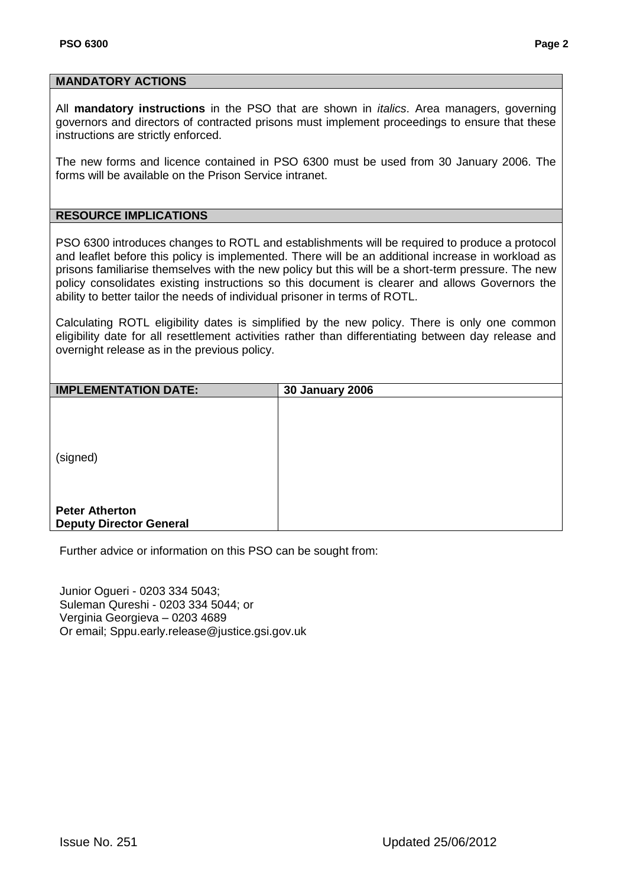## MANDATORY ACTIONS

All **mandatory instructions** in the PSO that are shown in *italics*. Area managers, governing governors and directors of contracted prisons must implement proceedings to ensure that these instructions are strictly enforced.

The new forms and licence contained in PSO 6300 must be used from 30 January 2006. The forms will be available on the Prison Service intranet.

## RESOURCE IMPLICATIONS

PSO 6300 introduces changes to ROTL and establishments will be required to produce a protocol and leaflet before this policy is implemented. There will be an additional increase in workload as prisons familiarise themselves with the new policy but this will be a short-term pressure. The new policy consolidates existing instructions so this document is clearer and allows Governors the ability to better tailor the needs of individual prisoner in terms of ROTL.

Calculating ROTL eligibility dates is simplified by the new policy. There is only one common eligibility date for all resettlement activities rather than differentiating between day release and overnight release as in the previous policy.

| IMPLEMENTATION DATE: | 30 January 2006 |
|---|---|
| (signed)<br><br>**Peter Atherton**<br>**Deputy Director General** | |

Further advice or information on this PSO can be sought from:

Junior Ogueri - 0203 334 5043;
Suleman Qureshi - 0203 334 5044; or
Verginia Georgieva – 0203 4689
Or email; Sppu.early.release@justice.gsi.gov.uk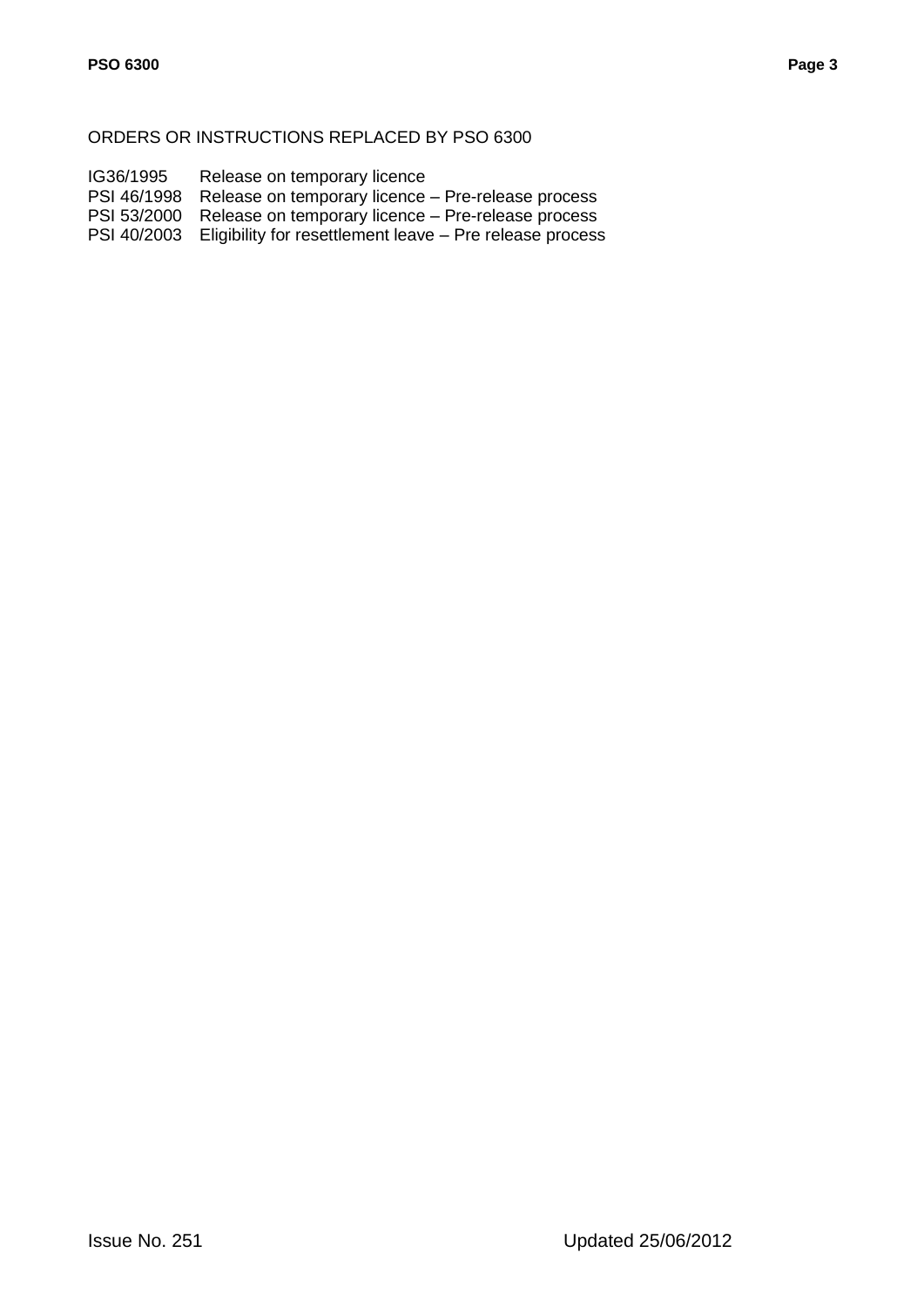ORDERS OR INSTRUCTIONS REPLACED BY PSO 6300

| | |
|---|---|
| IG36/1995 | Release on temporary licence |
| PSI 46/1998 | Release on temporary licence – Pre-release process |
| PSI 53/2000 | Release on temporary licence – Pre-release process |
| PSI 40/2003 | Eligibility for resettlement leave – Pre release process |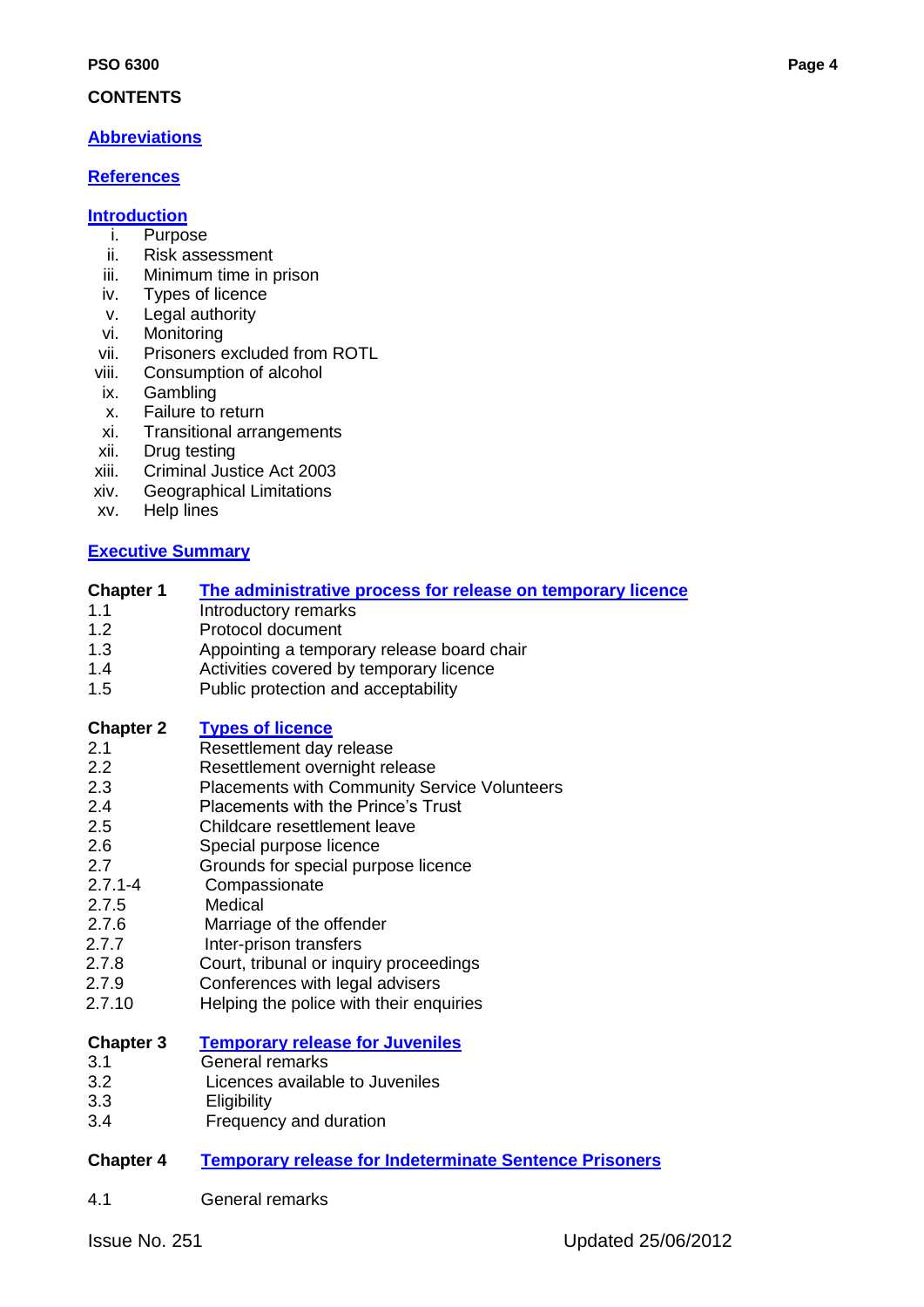## CONTENTS

**Abbreviations**

**References**

**Introduction**

- i. Purpose
- ii. Risk assessment
- iii. Minimum time in prison
- iv. Types of licence
- v. Legal authority
- vi. Monitoring
- vii. Prisoners excluded from ROTL
- viii. Consumption of alcohol
- ix. Gambling
- x. Failure to return
- xi. Transitional arrangements
- xii. Drug testing
- xiii. Criminal Justice Act 2003
- xiv. Geographical Limitations
- xv. Help lines

**Executive Summary**

**Chapter 1** **The administrative process for release on temporary licence**

- 1.1 Introductory remarks
- 1.2 Protocol document
- 1.3 Appointing a temporary release board chair
- 1.4 Activities covered by temporary licence
- 1.5 Public protection and acceptability

**Chapter 2** **Types of licence**

- 2.1 Resettlement day release
- 2.2 Resettlement overnight release
- 2.3 Placements with Community Service Volunteers
- 2.4 Placements with the Prince's Trust
- 2.5 Childcare resettlement leave
- 2.6 Special purpose licence
- 2.7 Grounds for special purpose licence
- 2.7.1-4 Compassionate
- 2.7.5 Medical
- 2.7.6 Marriage of the offender
- 2.7.7 Inter-prison transfers
- 2.7.8 Court, tribunal or inquiry proceedings
- 2.7.9 Conferences with legal advisers
- 2.7.10 Helping the police with their enquiries

**Chapter 3** **Temporary release for Juveniles**

- 3.1 General remarks
- 3.2 Licences available to Juveniles
- 3.3 Eligibility
- 3.4 Frequency and duration

**Chapter 4** **Temporary release for Indeterminate Sentence Prisoners**

- 4.1 General remarks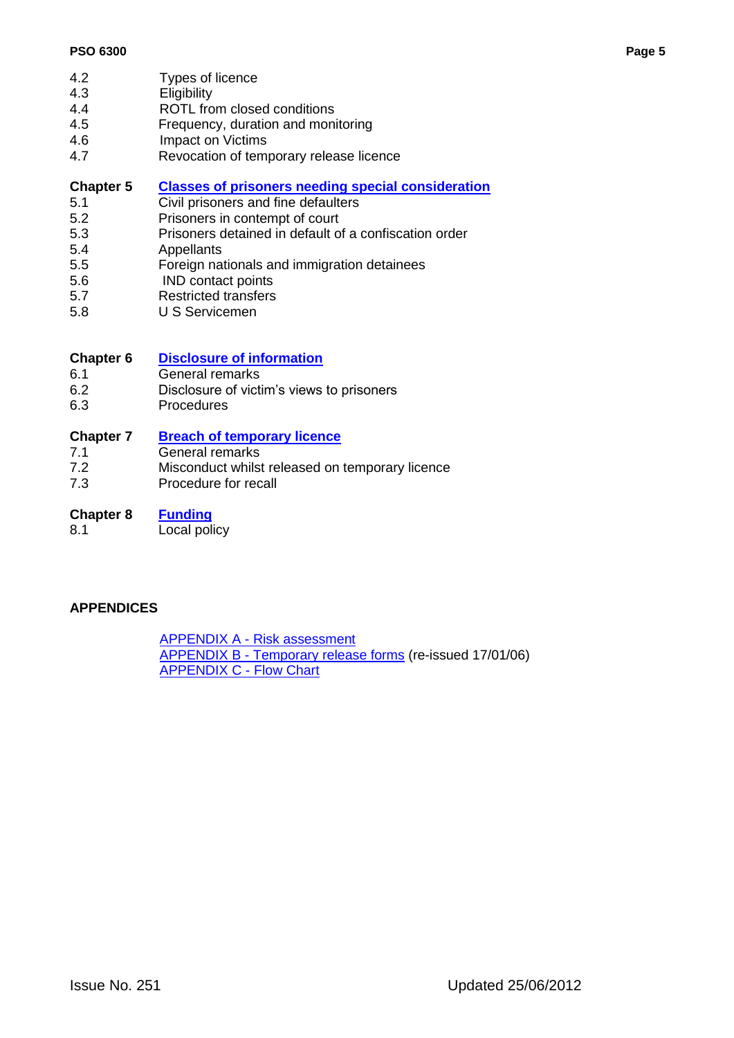| | |
|---|---|
| 4.2 | Types of licence |
| 4.3 | Eligibility |
| 4.4 | ROTL from closed conditions |
| 4.5 | Frequency, duration and monitoring |
| 4.6 | Impact on Victims |
| 4.7 | Revocation of temporary release licence |
| **Chapter 5** | **Classes of prisoners needing special consideration** |
| 5.1 | Civil prisoners and fine defaulters |
| 5.2 | Prisoners in contempt of court |
| 5.3 | Prisoners detained in default of a confiscation order |
| 5.4 | Appellants |
| 5.5 | Foreign nationals and immigration detainees |
| 5.6 | IND contact points |
| 5.7 | Restricted transfers |
| 5.8 | U S Servicemen |
| **Chapter 6** | **Disclosure of information** |
| 6.1 | General remarks |
| 6.2 | Disclosure of victim's views to prisoners |
| 6.3 | Procedures |
| **Chapter 7** | **Breach of temporary licence** |
| 7.1 | General remarks |
| 7.2 | Misconduct whilst released on temporary licence |
| 7.3 | Procedure for recall |
| **Chapter 8** | **Funding** |
| 8.1 | Local policy |

**APPENDICES**

APPENDIX A - Risk assessment
APPENDIX B - Temporary release forms (re-issued 17/01/06)
APPENDIX C - Flow Chart

Issue No. 251 Updated 25/06/2012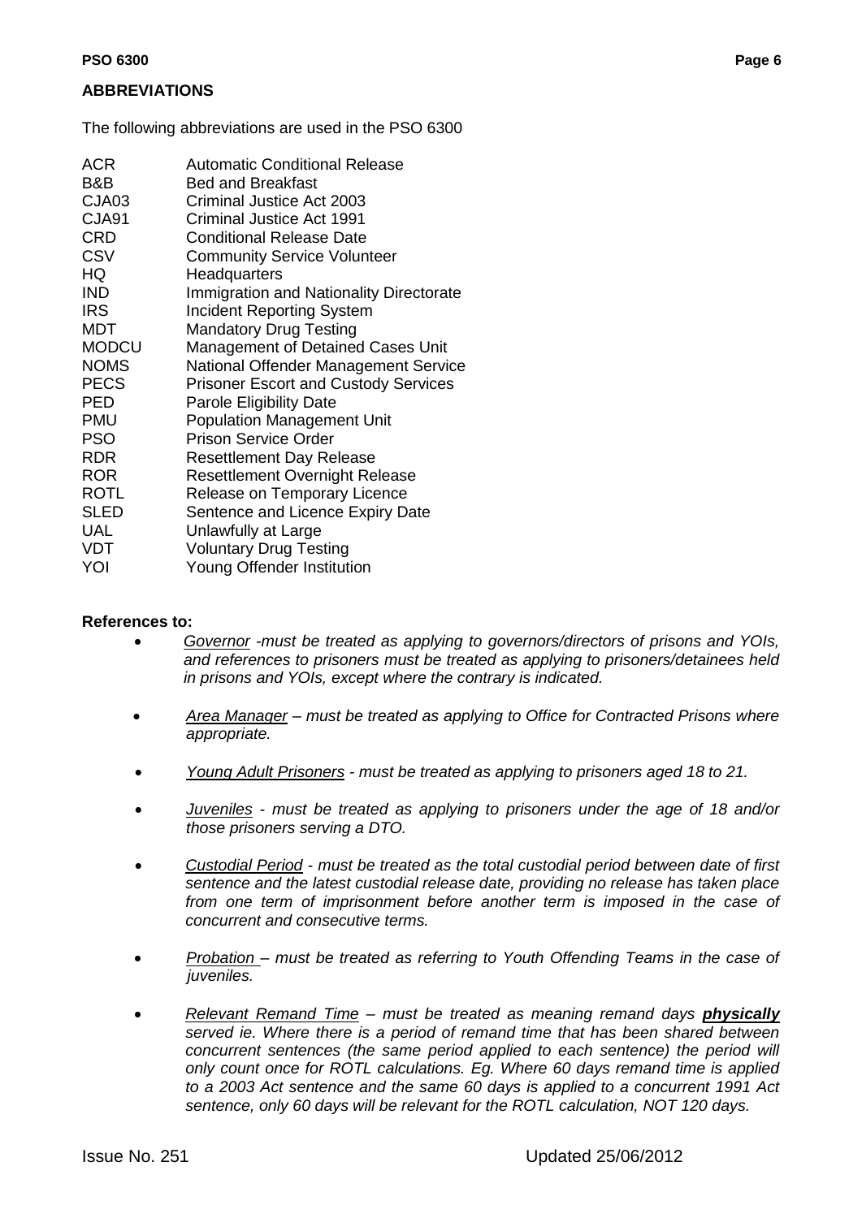## ABBREVIATIONS

The following abbreviations are used in the PSO 6300

| | |
|---|---|
| ACR | Automatic Conditional Release |
| B&B | Bed and Breakfast |
| CJA03 | Criminal Justice Act 2003 |
| CJA91 | Criminal Justice Act 1991 |
| CRD | Conditional Release Date |
| CSV | Community Service Volunteer |
| HQ | Headquarters |
| IND | Immigration and Nationality Directorate |
| IRS | Incident Reporting System |
| MDT | Mandatory Drug Testing |
| MODCU | Management of Detained Cases Unit |
| NOMS | National Offender Management Service |
| PECS | Prisoner Escort and Custody Services |
| PED | Parole Eligibility Date |
| PMU | Population Management Unit |
| PSO | Prison Service Order |
| RDR | Resettlement Day Release |
| ROR | Resettlement Overnight Release |
| ROTL | Release on Temporary Licence |
| SLED | Sentence and Licence Expiry Date |
| UAL | Unlawfully at Large |
| VDT | Voluntary Drug Testing |
| YOI | Young Offender Institution |

**References to:**

- *Governor -must be treated as applying to governors/directors of prisons and YOIs, and references to prisoners must be treated as applying to prisoners/detainees held in prisons and YOIs, except where the contrary is indicated.*
- *Area Manager – must be treated as applying to Office for Contracted Prisons where appropriate.*
- *Young Adult Prisoners - must be treated as applying to prisoners aged 18 to 21.*
- *Juveniles - must be treated as applying to prisoners under the age of 18 and/or those prisoners serving a DTO.*
- *Custodial Period - must be treated as the total custodial period between date of first sentence and the latest custodial release date, providing no release has taken place from one term of imprisonment before another term is imposed in the case of concurrent and consecutive terms.*
- *Probation – must be treated as referring to Youth Offending Teams in the case of juveniles.*
- *Relevant Remand Time – must be treated as meaning remand days **physically** served ie. Where there is a period of remand time that has been shared between concurrent sentences (the same period applied to each sentence) the period will only count once for ROTL calculations. Eg. Where 60 days remand time is applied to a 2003 Act sentence and the same 60 days is applied to a concurrent 1991 Act sentence, only 60 days will be relevant for the ROTL calculation, NOT 120 days.*

Issue No. 251 Updated 25/06/2012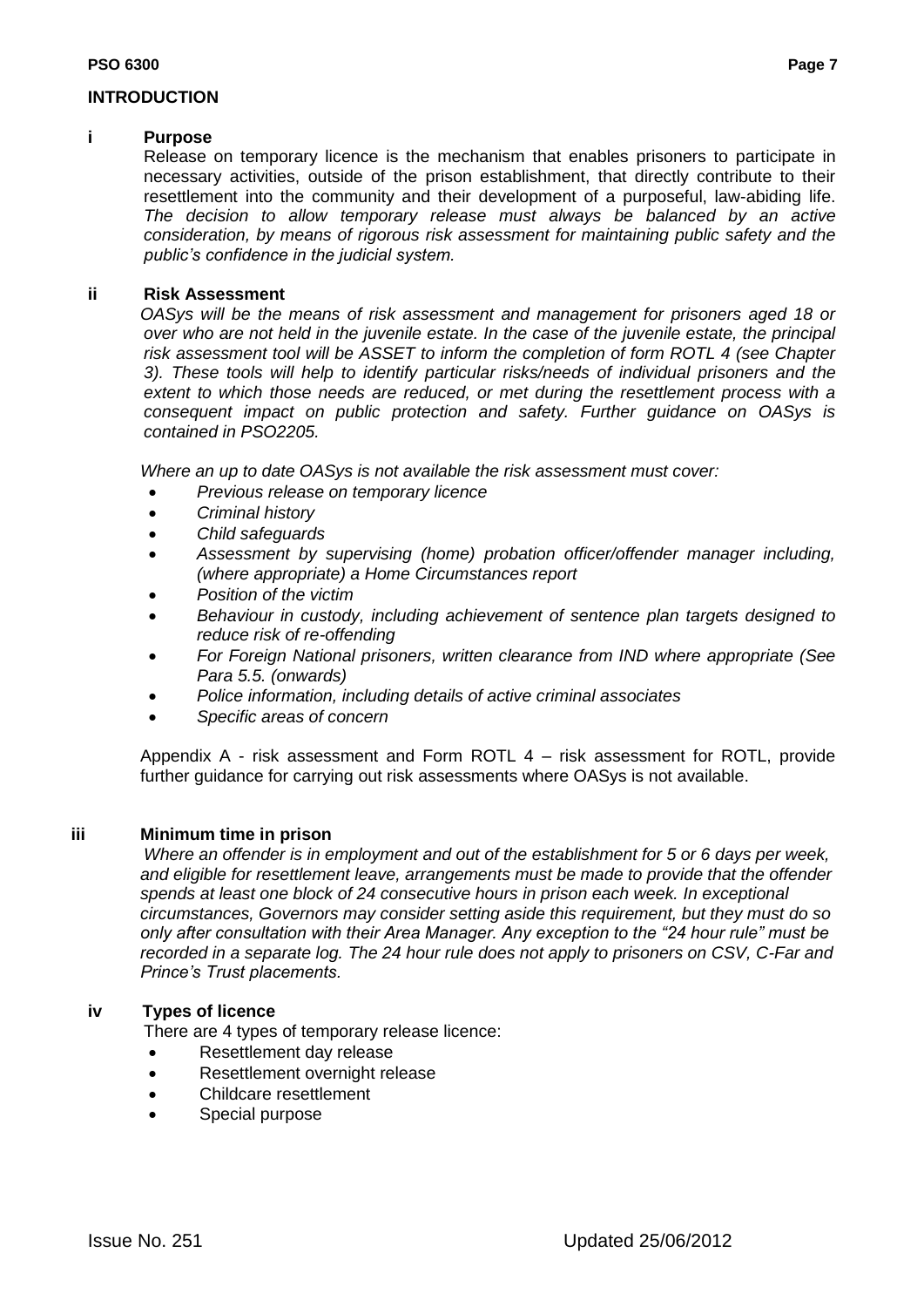## INTRODUCTION

### i Purpose

Release on temporary licence is the mechanism that enables prisoners to participate in necessary activities, outside of the prison establishment, that directly contribute to their resettlement into the community and their development of a purposeful, law-abiding life. *The decision to allow temporary release must always be balanced by an active consideration, by means of rigorous risk assessment for maintaining public safety and the public's confidence in the judicial system.*

### ii Risk Assessment

*OASys will be the means of risk assessment and management for prisoners aged 18 or over who are not held in the juvenile estate. In the case of the juvenile estate, the principal risk assessment tool will be ASSET to inform the completion of form ROTL 4 (see Chapter 3). These tools will help to identify particular risks/needs of individual prisoners and the extent to which those needs are reduced, or met during the resettlement process with a consequent impact on public protection and safety. Further guidance on OASys is contained in PSO2205.*

*Where an up to date OASys is not available the risk assessment must cover:*

- *Previous release on temporary licence*
- *Criminal history*
- *Child safeguards*
- *Assessment by supervising (home) probation officer/offender manager including, (where appropriate) a Home Circumstances report*
- *Position of the victim*
- *Behaviour in custody, including achievement of sentence plan targets designed to reduce risk of re-offending*
- *For Foreign National prisoners, written clearance from IND where appropriate (See Para 5.5. (onwards)*
- *Police information, including details of active criminal associates*
- *Specific areas of concern*

Appendix A - risk assessment and Form ROTL 4 – risk assessment for ROTL, provide further guidance for carrying out risk assessments where OASys is not available.

### iii Minimum time in prison

*Where an offender is in employment and out of the establishment for 5 or 6 days per week, and eligible for resettlement leave, arrangements must be made to provide that the offender spends at least one block of 24 consecutive hours in prison each week. In exceptional circumstances, Governors may consider setting aside this requirement, but they must do so only after consultation with their Area Manager. Any exception to the "24 hour rule" must be recorded in a separate log. The 24 hour rule does not apply to prisoners on CSV, C-Far and Prince's Trust placements.*

### iv Types of licence

There are 4 types of temporary release licence:

- Resettlement day release
- Resettlement overnight release
- Childcare resettlement
- Special purpose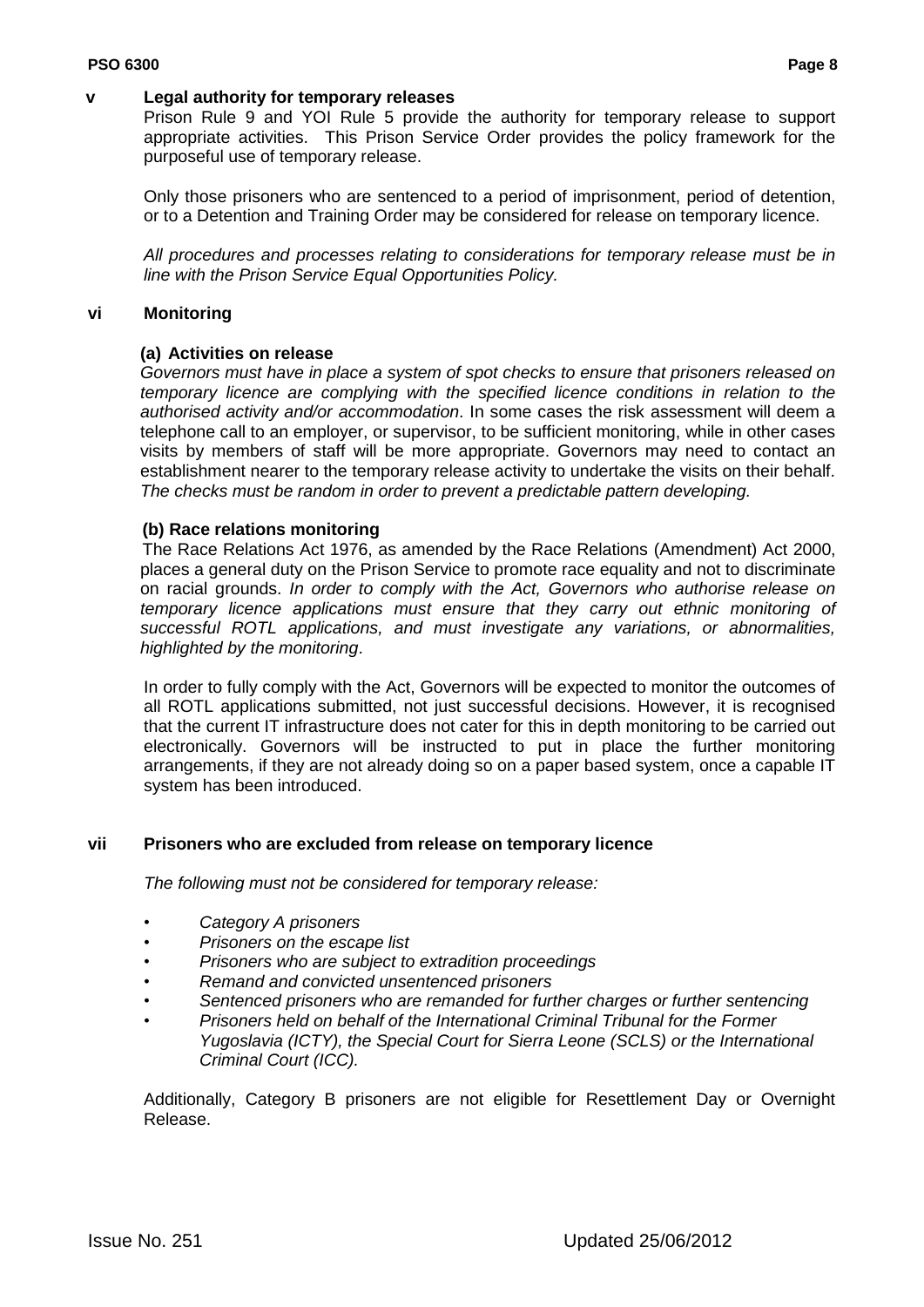## v Legal authority for temporary releases

Prison Rule 9 and YOI Rule 5 provide the authority for temporary release to support appropriate activities. This Prison Service Order provides the policy framework for the purposeful use of temporary release.

Only those prisoners who are sentenced to a period of imprisonment, period of detention, or to a Detention and Training Order may be considered for release on temporary licence.

*All procedures and processes relating to considerations for temporary release must be in line with the Prison Service Equal Opportunities Policy.*

## vi Monitoring

### (a) Activities on release

*Governors must have in place a system of spot checks to ensure that prisoners released on temporary licence are complying with the specified licence conditions in relation to the authorised activity and/or accommodation*. In some cases the risk assessment will deem a telephone call to an employer, or supervisor, to be sufficient monitoring, while in other cases visits by members of staff will be more appropriate. Governors may need to contact an establishment nearer to the temporary release activity to undertake the visits on their behalf. *The checks must be random in order to prevent a predictable pattern developing.*

### (b) Race relations monitoring

The Race Relations Act 1976, as amended by the Race Relations (Amendment) Act 2000, places a general duty on the Prison Service to promote race equality and not to discriminate on racial grounds. *In order to comply with the Act, Governors who authorise release on temporary licence applications must ensure that they carry out ethnic monitoring of successful ROTL applications, and must investigate any variations, or abnormalities, highlighted by the monitoring*.

In order to fully comply with the Act, Governors will be expected to monitor the outcomes of all ROTL applications submitted, not just successful decisions. However, it is recognised that the current IT infrastructure does not cater for this in depth monitoring to be carried out electronically. Governors will be instructed to put in place the further monitoring arrangements, if they are not already doing so on a paper based system, once a capable IT system has been introduced.

## vii Prisoners who are excluded from release on temporary licence

*The following must not be considered for temporary release:*

- *Category A prisoners*
- *Prisoners on the escape list*
- *Prisoners who are subject to extradition proceedings*
- *Remand and convicted unsentenced prisoners*
- *Sentenced prisoners who are remanded for further charges or further sentencing*
- *Prisoners held on behalf of the International Criminal Tribunal for the Former Yugoslavia (ICTY), the Special Court for Sierra Leone (SCLS) or the International Criminal Court (ICC).*

Additionally, Category B prisoners are not eligible for Resettlement Day or Overnight Release.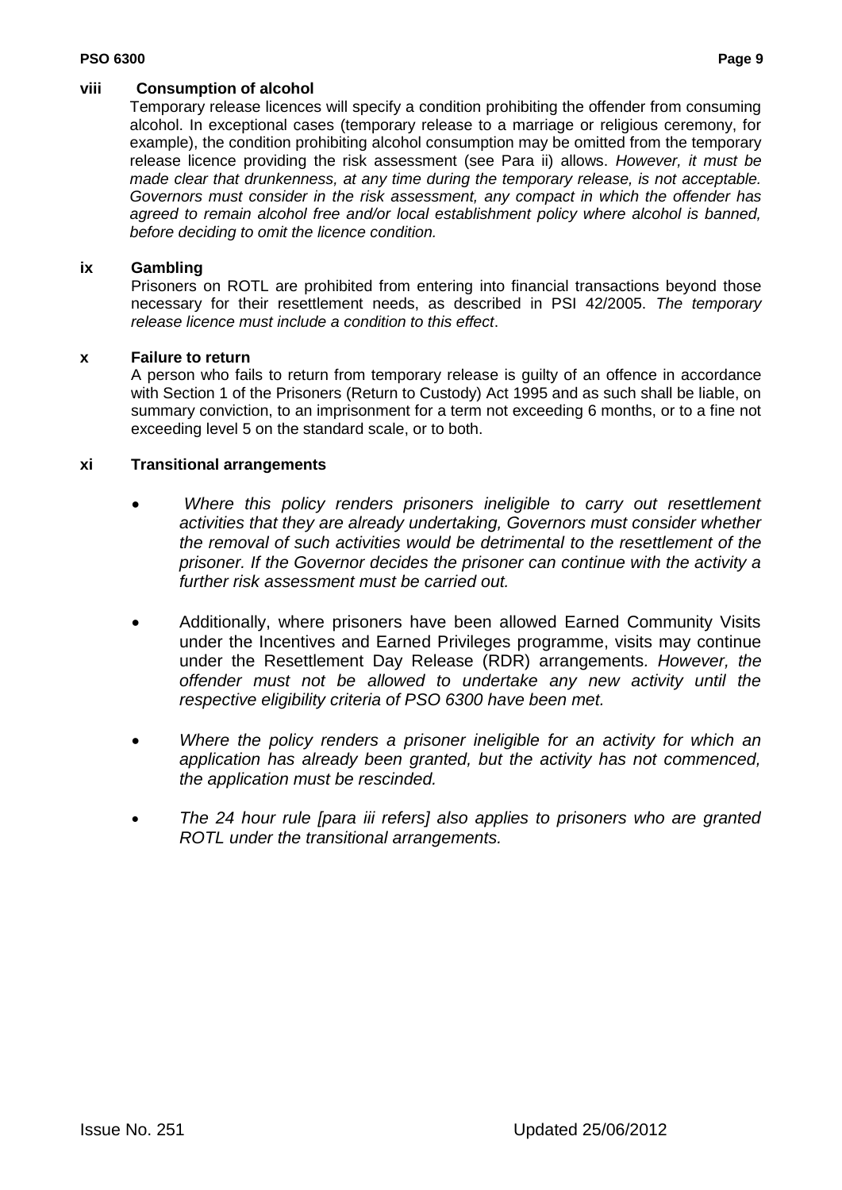**viii Consumption of alcohol**

Temporary release licences will specify a condition prohibiting the offender from consuming alcohol. In exceptional cases (temporary release to a marriage or religious ceremony, for example), the condition prohibiting alcohol consumption may be omitted from the temporary release licence providing the risk assessment (see Para ii) allows. *However, it must be made clear that drunkenness, at any time during the temporary release, is not acceptable. Governors must consider in the risk assessment, any compact in which the offender has agreed to remain alcohol free and/or local establishment policy where alcohol is banned, before deciding to omit the licence condition.*

**ix Gambling**

Prisoners on ROTL are prohibited from entering into financial transactions beyond those necessary for their resettlement needs, as described in PSI 42/2005. *The temporary release licence must include a condition to this effect*.

**x Failure to return**

A person who fails to return from temporary release is guilty of an offence in accordance with Section 1 of the Prisoners (Return to Custody) Act 1995 and as such shall be liable, on summary conviction, to an imprisonment for a term not exceeding 6 months, or to a fine not exceeding level 5 on the standard scale, or to both.

**xi Transitional arrangements**

- *Where this policy renders prisoners ineligible to carry out resettlement activities that they are already undertaking, Governors must consider whether the removal of such activities would be detrimental to the resettlement of the prisoner. If the Governor decides the prisoner can continue with the activity a further risk assessment must be carried out.*

- Additionally, where prisoners have been allowed Earned Community Visits under the Incentives and Earned Privileges programme, visits may continue under the Resettlement Day Release (RDR) arrangements. *However, the offender must not be allowed to undertake any new activity until the respective eligibility criteria of PSO 6300 have been met.*

- *Where the policy renders a prisoner ineligible for an activity for which an application has already been granted, but the activity has not commenced, the application must be rescinded.*

- *The 24 hour rule [para iii refers] also applies to prisoners who are granted ROTL under the transitional arrangements.*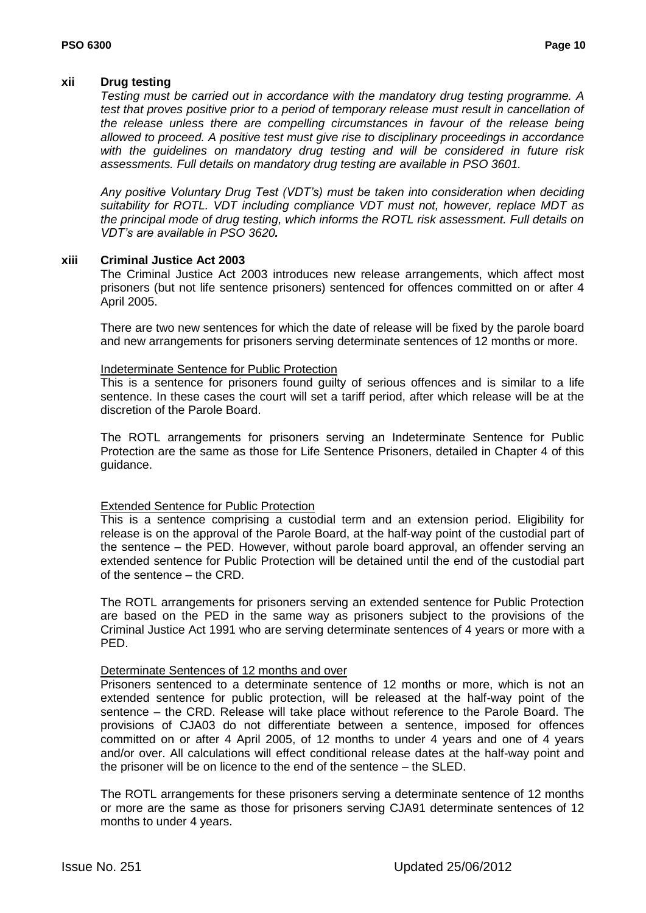## xii Drug testing

*Testing must be carried out in accordance with the mandatory drug testing programme. A test that proves positive prior to a period of temporary release must result in cancellation of the release unless there are compelling circumstances in favour of the release being allowed to proceed. A positive test must give rise to disciplinary proceedings in accordance with the guidelines on mandatory drug testing and will be considered in future risk assessments. Full details on mandatory drug testing are available in PSO 3601.*

*Any positive Voluntary Drug Test (VDT's) must be taken into consideration when deciding suitability for ROTL. VDT including compliance VDT must not, however, replace MDT as the principal mode of drug testing, which informs the ROTL risk assessment. Full details on VDT's are available in PSO 3620.*

## xiii Criminal Justice Act 2003

The Criminal Justice Act 2003 introduces new release arrangements, which affect most prisoners (but not life sentence prisoners) sentenced for offences committed on or after 4 April 2005.

There are two new sentences for which the date of release will be fixed by the parole board and new arrangements for prisoners serving determinate sentences of 12 months or more.

Indeterminate Sentence for Public Protection

This is a sentence for prisoners found guilty of serious offences and is similar to a life sentence. In these cases the court will set a tariff period, after which release will be at the discretion of the Parole Board.

The ROTL arrangements for prisoners serving an Indeterminate Sentence for Public Protection are the same as those for Life Sentence Prisoners, detailed in Chapter 4 of this guidance.

Extended Sentence for Public Protection

This is a sentence comprising a custodial term and an extension period. Eligibility for release is on the approval of the Parole Board, at the half-way point of the custodial part of the sentence – the PED. However, without parole board approval, an offender serving an extended sentence for Public Protection will be detained until the end of the custodial part of the sentence – the CRD.

The ROTL arrangements for prisoners serving an extended sentence for Public Protection are based on the PED in the same way as prisoners subject to the provisions of the Criminal Justice Act 1991 who are serving determinate sentences of 4 years or more with a PED.

Determinate Sentences of 12 months and over

Prisoners sentenced to a determinate sentence of 12 months or more, which is not an extended sentence for public protection, will be released at the half-way point of the sentence – the CRD. Release will take place without reference to the Parole Board. The provisions of CJA03 do not differentiate between a sentence, imposed for offences committed on or after 4 April 2005, of 12 months to under 4 years and one of 4 years and/or over. All calculations will effect conditional release dates at the half-way point and the prisoner will be on licence to the end of the sentence – the SLED.

The ROTL arrangements for these prisoners serving a determinate sentence of 12 months or more are the same as those for prisoners serving CJA91 determinate sentences of 12 months to under 4 years.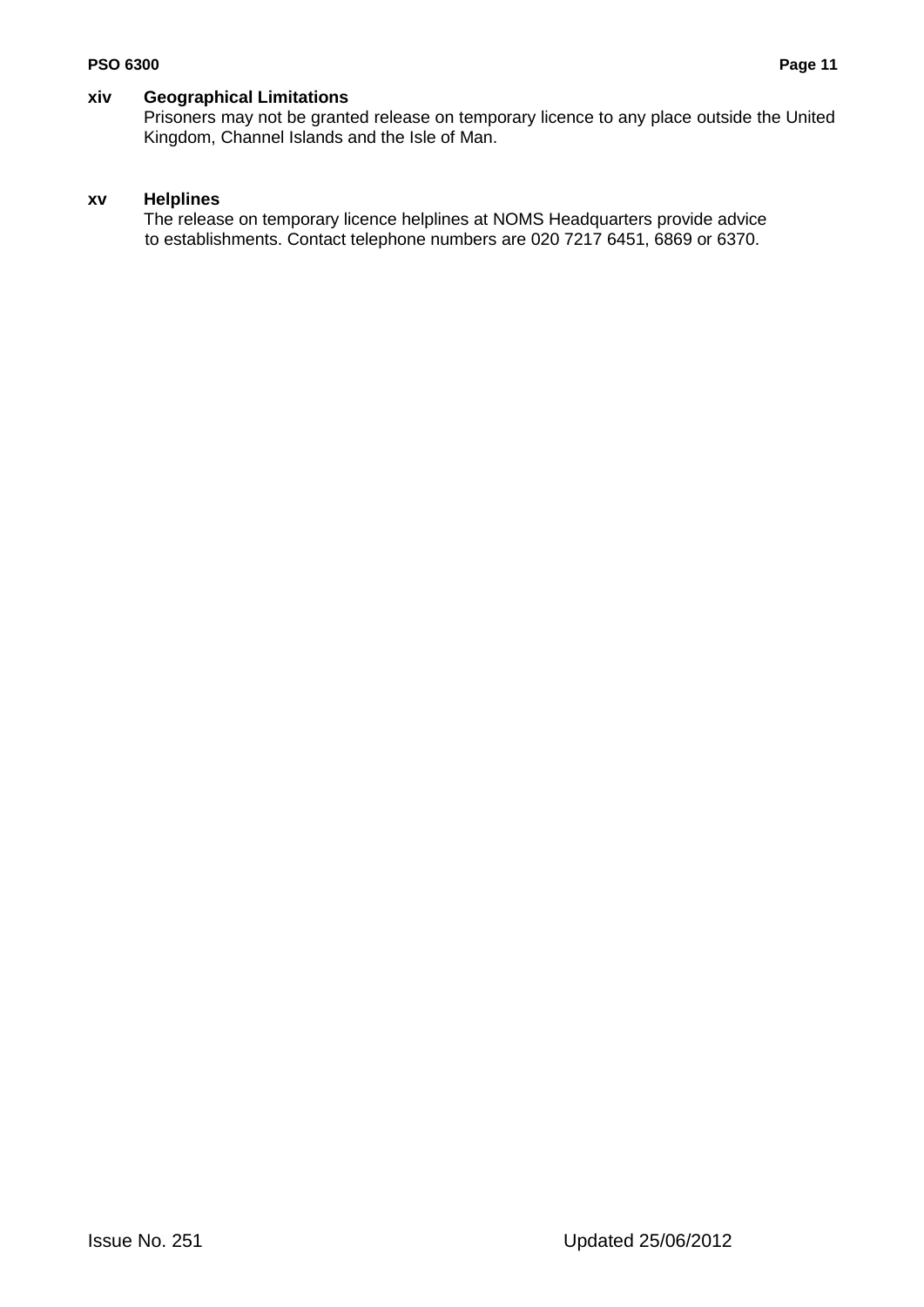**xiv Geographical Limitations**

Prisoners may not be granted release on temporary licence to any place outside the United Kingdom, Channel Islands and the Isle of Man.

**xv Helplines**

The release on temporary licence helplines at NOMS Headquarters provide advice to establishments. Contact telephone numbers are 020 7217 6451, 6869 or 6370.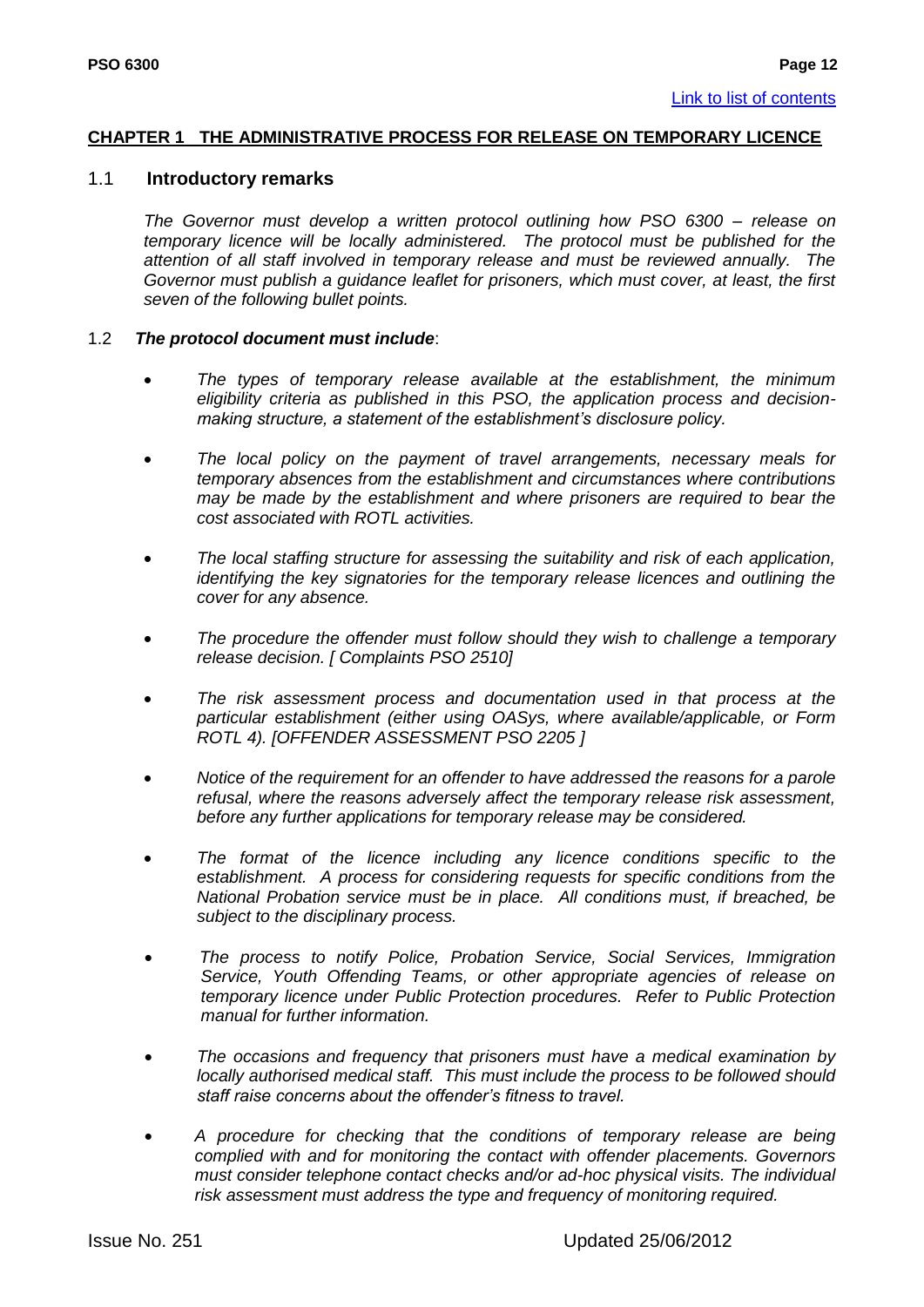[Link to list of contents]

## CHAPTER 1 THE ADMINISTRATIVE PROCESS FOR RELEASE ON TEMPORARY LICENCE

### 1.1 Introductory remarks

*The Governor must develop a written protocol outlining how PSO 6300 – release on temporary licence will be locally administered. The protocol must be published for the attention of all staff involved in temporary release and must be reviewed annually. The Governor must publish a guidance leaflet for prisoners, which must cover, at least, the first seven of the following bullet points.*

### 1.2 *The protocol document must include*:

- *The types of temporary release available at the establishment, the minimum eligibility criteria as published in this PSO, the application process and decision-making structure, a statement of the establishment's disclosure policy.*

- *The local policy on the payment of travel arrangements, necessary meals for temporary absences from the establishment and circumstances where contributions may be made by the establishment and where prisoners are required to bear the cost associated with ROTL activities.*

- *The local staffing structure for assessing the suitability and risk of each application, identifying the key signatories for the temporary release licences and outlining the cover for any absence.*

- *The procedure the offender must follow should they wish to challenge a temporary release decision. [ Complaints PSO 2510]*

- *The risk assessment process and documentation used in that process at the particular establishment (either using OASys, where available/applicable, or Form ROTL 4). [OFFENDER ASSESSMENT PSO 2205 ]*

- *Notice of the requirement for an offender to have addressed the reasons for a parole refusal, where the reasons adversely affect the temporary release risk assessment, before any further applications for temporary release may be considered.*

- *The format of the licence including any licence conditions specific to the establishment. A process for considering requests for specific conditions from the National Probation service must be in place. All conditions must, if breached, be subject to the disciplinary process.*

- *The process to notify Police, Probation Service, Social Services, Immigration Service, Youth Offending Teams, or other appropriate agencies of release on temporary licence under Public Protection procedures. Refer to Public Protection manual for further information.*

- *The occasions and frequency that prisoners must have a medical examination by locally authorised medical staff. This must include the process to be followed should staff raise concerns about the offender's fitness to travel.*

- *A procedure for checking that the conditions of temporary release are being complied with and for monitoring the contact with offender placements. Governors must consider telephone contact checks and/or ad-hoc physical visits. The individual risk assessment must address the type and frequency of monitoring required.*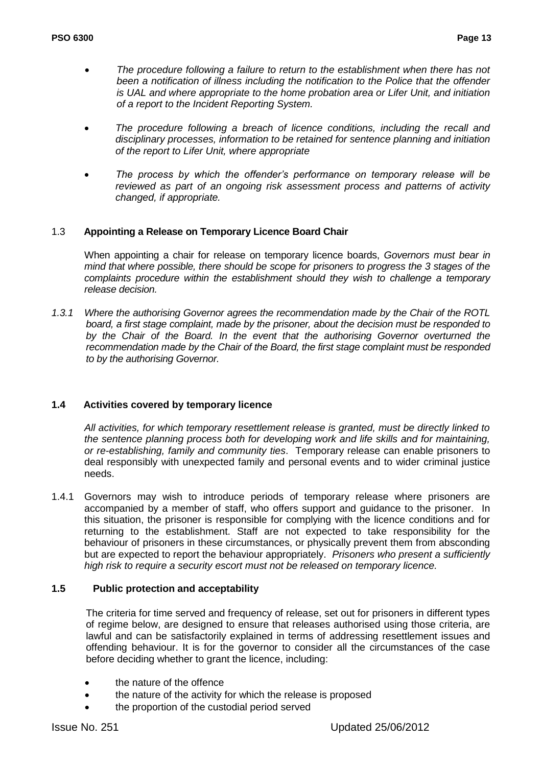- *The procedure following a failure to return to the establishment when there has not been a notification of illness including the notification to the Police that the offender is UAL and where appropriate to the home probation area or Lifer Unit, and initiation of a report to the Incident Reporting System.*

- *The procedure following a breach of licence conditions, including the recall and disciplinary processes, information to be retained for sentence planning and initiation of the report to Lifer Unit, where appropriate*

- *The process by which the offender's performance on temporary release will be reviewed as part of an ongoing risk assessment process and patterns of activity changed, if appropriate.*

### 1.3 Appointing a Release on Temporary Licence Board Chair

When appointing a chair for release on temporary licence boards, *Governors must bear in mind that where possible, there should be scope for prisoners to progress the 3 stages of the complaints procedure within the establishment should they wish to challenge a temporary release decision.*

*1.3.1 Where the authorising Governor agrees the recommendation made by the Chair of the ROTL board, a first stage complaint, made by the prisoner, about the decision must be responded to by the Chair of the Board. In the event that the authorising Governor overturned the recommendation made by the Chair of the Board, the first stage complaint must be responded to by the authorising Governor.*

### 1.4 Activities covered by temporary licence

*All activities, for which temporary resettlement release is granted, must be directly linked to the sentence planning process both for developing work and life skills and for maintaining, or re-establishing, family and community ties*. Temporary release can enable prisoners to deal responsibly with unexpected family and personal events and to wider criminal justice needs.

1.4.1 Governors may wish to introduce periods of temporary release where prisoners are accompanied by a member of staff, who offers support and guidance to the prisoner. In this situation, the prisoner is responsible for complying with the licence conditions and for returning to the establishment. Staff are not expected to take responsibility for the behaviour of prisoners in these circumstances, or physically prevent them from absconding but are expected to report the behaviour appropriately. *Prisoners who present a sufficiently high risk to require a security escort must not be released on temporary licence.*

### 1.5 Public protection and acceptability

The criteria for time served and frequency of release, set out for prisoners in different types of regime below, are designed to ensure that releases authorised using those criteria, are lawful and can be satisfactorily explained in terms of addressing resettlement issues and offending behaviour. It is for the governor to consider all the circumstances of the case before deciding whether to grant the licence, including:

- the nature of the offence
- the nature of the activity for which the release is proposed
- the proportion of the custodial period served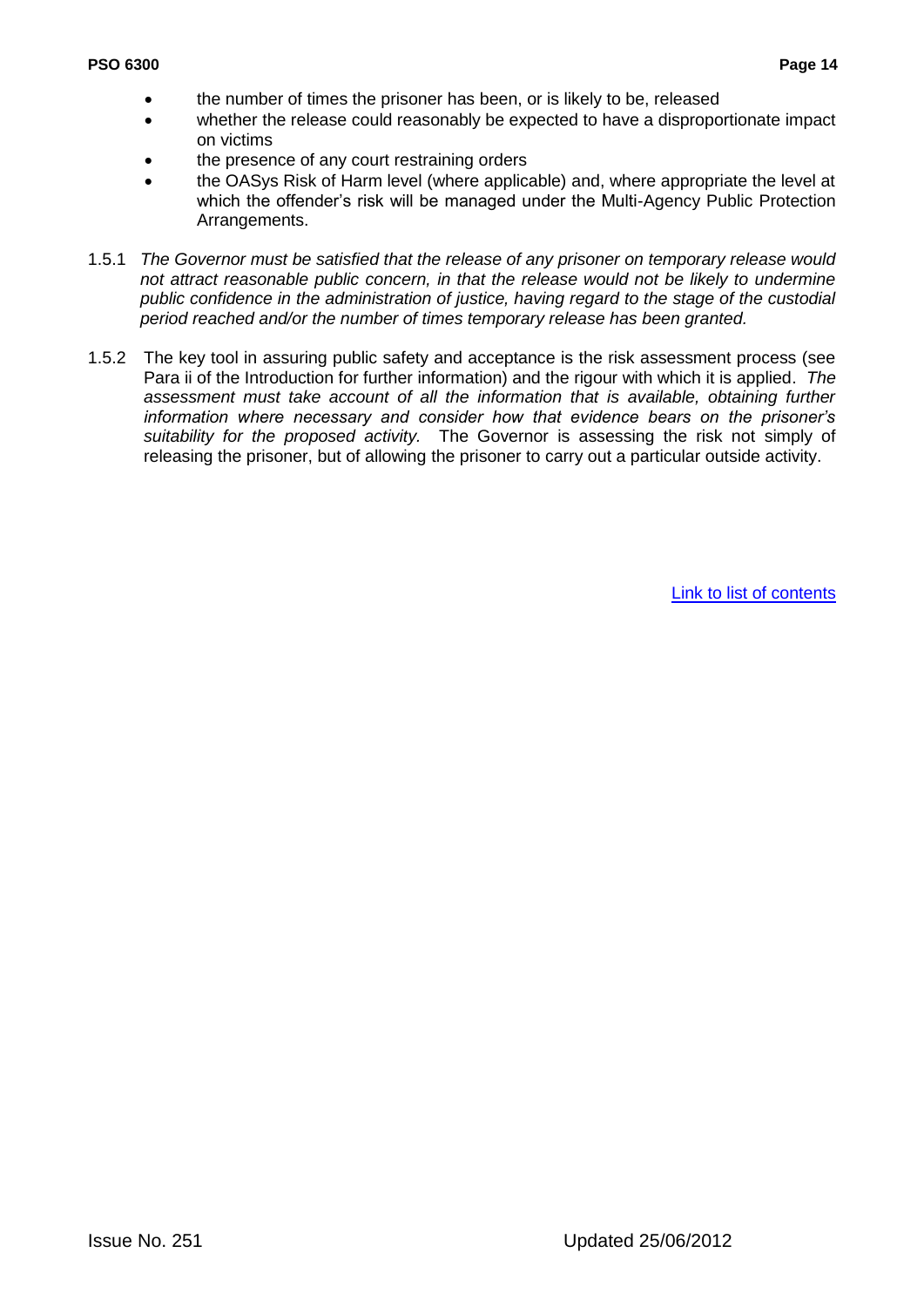- the number of times the prisoner has been, or is likely to be, released
- whether the release could reasonably be expected to have a disproportionate impact on victims
- the presence of any court restraining orders
- the OASys Risk of Harm level (where applicable) and, where appropriate the level at which the offender's risk will be managed under the Multi-Agency Public Protection Arrangements.

1.5.1 *The Governor must be satisfied that the release of any prisoner on temporary release would not attract reasonable public concern, in that the release would not be likely to undermine public confidence in the administration of justice, having regard to the stage of the custodial period reached and/or the number of times temporary release has been granted.*

1.5.2 The key tool in assuring public safety and acceptance is the risk assessment process (see Para ii of the Introduction for further information) and the rigour with which it is applied. *The assessment must take account of all the information that is available, obtaining further information where necessary and consider how that evidence bears on the prisoner's suitability for the proposed activity.* The Governor is assessing the risk not simply of releasing the prisoner, but of allowing the prisoner to carry out a particular outside activity.

Link to list of contents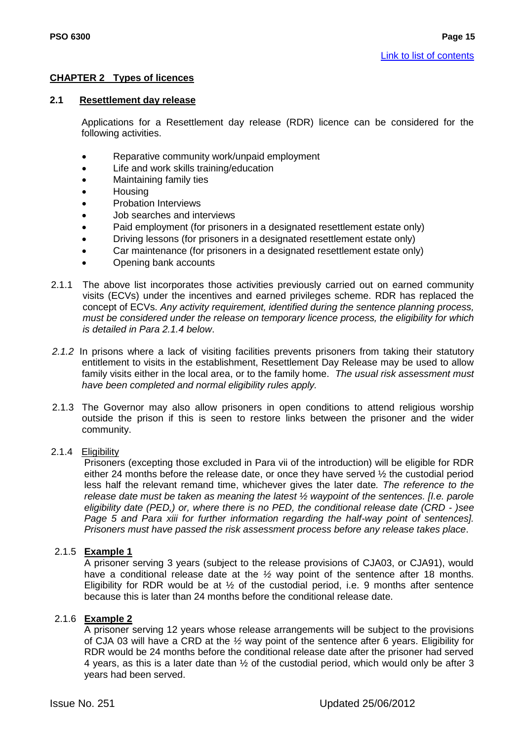[Link to list of contents](#)

## CHAPTER 2 Types of licences

### 2.1 Resettlement day release

Applications for a Resettlement day release (RDR) licence can be considered for the following activities.

- Reparative community work/unpaid employment
- Life and work skills training/education
- Maintaining family ties
- Housing
- Probation Interviews
- Job searches and interviews
- Paid employment (for prisoners in a designated resettlement estate only)
- Driving lessons (for prisoners in a designated resettlement estate only)
- Car maintenance (for prisoners in a designated resettlement estate only)
- Opening bank accounts

2.1.1 The above list incorporates those activities previously carried out on earned community visits (ECVs) under the incentives and earned privileges scheme. RDR has replaced the concept of ECVs. *Any activity requirement, identified during the sentence planning process, must be considered under the release on temporary licence process, the eligibility for which is detailed in Para 2.1.4 below*.

*2.1.2* In prisons where a lack of visiting facilities prevents prisoners from taking their statutory entitlement to visits in the establishment, Resettlement Day Release may be used to allow family visits either in the local area, or to the family home. *The usual risk assessment must have been completed and normal eligibility rules apply.*

2.1.3 The Governor may also allow prisoners in open conditions to attend religious worship outside the prison if this is seen to restore links between the prisoner and the wider community.

2.1.4 Eligibility

Prisoners (excepting those excluded in Para vii of the introduction) will be eligible for RDR either 24 months before the release date, or once they have served ½ the custodial period less half the relevant remand time, whichever gives the later date. *The reference to the release date must be taken as meaning the latest ½ waypoint of the sentences. [I.e. parole eligibility date (PED,) or, where there is no PED, the conditional release date (CRD - )see Page 5 and Para xiii for further information regarding the half-way point of sentences]. Prisoners must have passed the risk assessment process before any release takes place*.

2.1.5 **Example 1**

A prisoner serving 3 years (subject to the release provisions of CJA03, or CJA91), would have a conditional release date at the ½ way point of the sentence after 18 months. Eligibility for RDR would be at ½ of the custodial period, i.e. 9 months after sentence because this is later than 24 months before the conditional release date.

2.1.6 **Example 2**

A prisoner serving 12 years whose release arrangements will be subject to the provisions of CJA 03 will have a CRD at the ½ way point of the sentence after 6 years. Eligibility for RDR would be 24 months before the conditional release date after the prisoner had served 4 years, as this is a later date than ½ of the custodial period, which would only be after 3 years had been served.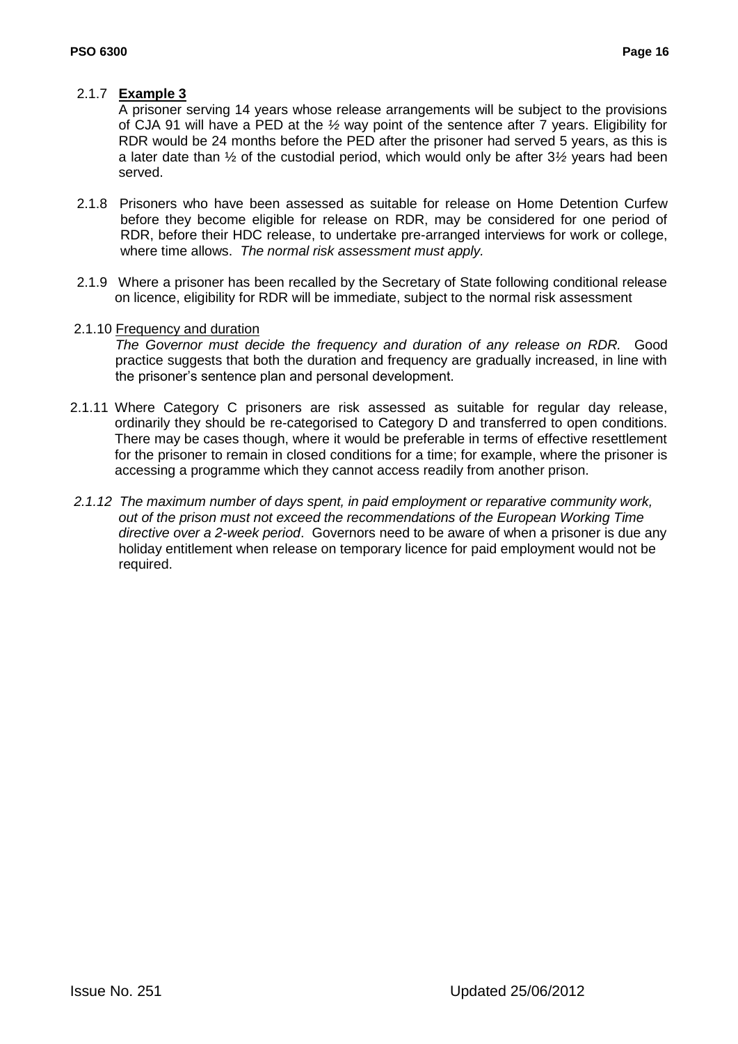2.1.7 **Example 3**

A prisoner serving 14 years whose release arrangements will be subject to the provisions of CJA 91 will have a PED at the ½ way point of the sentence after 7 years. Eligibility for RDR would be 24 months before the PED after the prisoner had served 5 years, as this is a later date than ½ of the custodial period, which would only be after 3½ years had been served.

2.1.8 Prisoners who have been assessed as suitable for release on Home Detention Curfew before they become eligible for release on RDR, may be considered for one period of RDR, before their HDC release, to undertake pre-arranged interviews for work or college, where time allows. *The normal risk assessment must apply.*

2.1.9 Where a prisoner has been recalled by the Secretary of State following conditional release on licence, eligibility for RDR will be immediate, subject to the normal risk assessment

2.1.10 Frequency and duration

*The Governor must decide the frequency and duration of any release on RDR.* Good practice suggests that both the duration and frequency are gradually increased, in line with the prisoner's sentence plan and personal development.

2.1.11 Where Category C prisoners are risk assessed as suitable for regular day release, ordinarily they should be re-categorised to Category D and transferred to open conditions. There may be cases though, where it would be preferable in terms of effective resettlement for the prisoner to remain in closed conditions for a time; for example, where the prisoner is accessing a programme which they cannot access readily from another prison.

*2.1.12 The maximum number of days spent, in paid employment or reparative community work, out of the prison must not exceed the recommendations of the European Working Time directive over a 2-week period*. Governors need to be aware of when a prisoner is due any holiday entitlement when release on temporary licence for paid employment would not be required.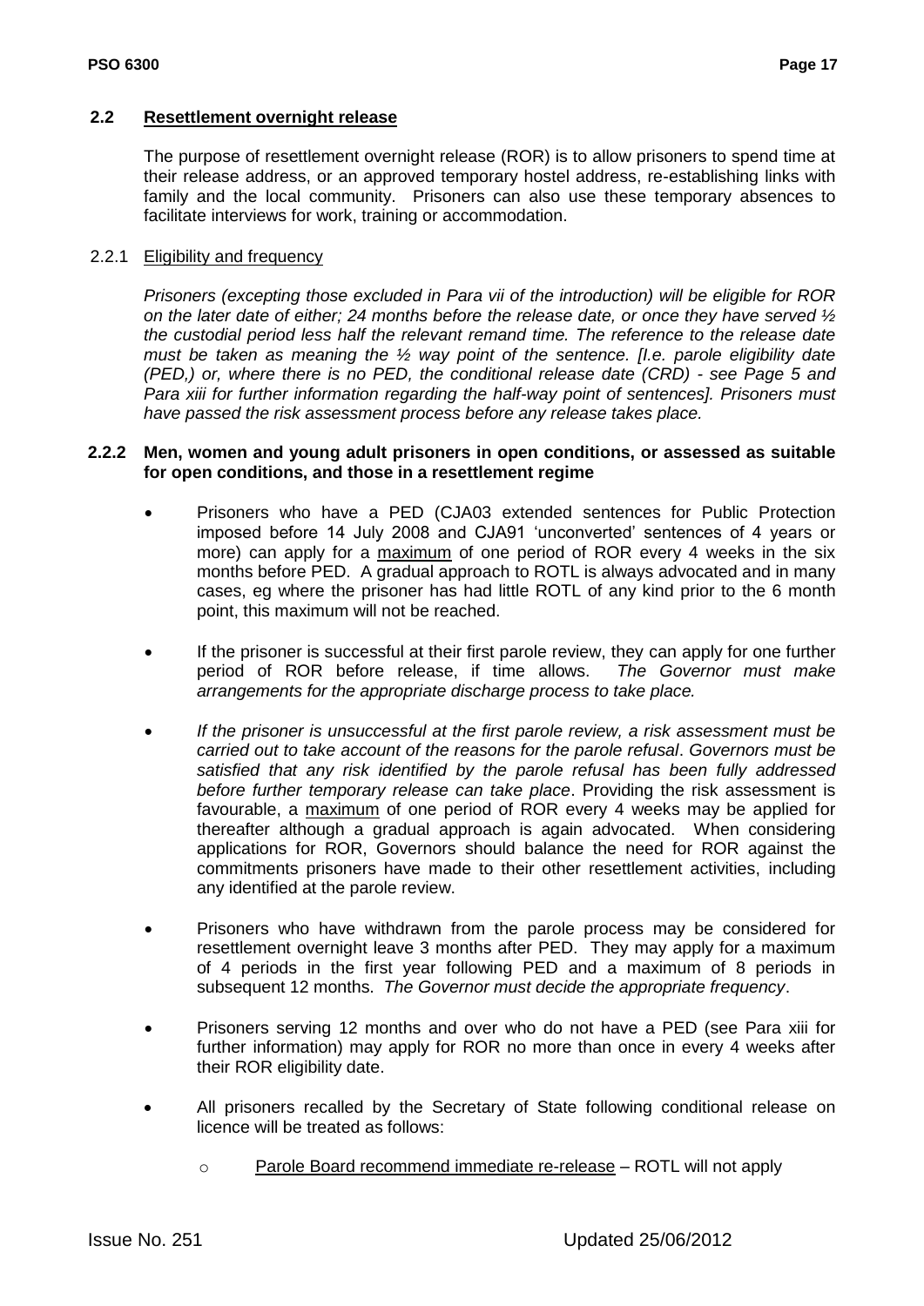## 2.2 Resettlement overnight release

The purpose of resettlement overnight release (ROR) is to allow prisoners to spend time at their release address, or an approved temporary hostel address, re-establishing links with family and the local community. Prisoners can also use these temporary absences to facilitate interviews for work, training or accommodation.

### 2.2.1 Eligibility and frequency

*Prisoners (excepting those excluded in Para vii of the introduction) will be eligible for ROR on the later date of either; 24 months before the release date, or once they have served ½ the custodial period less half the relevant remand time. The reference to the release date must be taken as meaning the ½ way point of the sentence. [I.e. parole eligibility date (PED,) or, where there is no PED, the conditional release date (CRD) - see Page 5 and Para xiii for further information regarding the half-way point of sentences]. Prisoners must have passed the risk assessment process before any release takes place.*

### 2.2.2 Men, women and young adult prisoners in open conditions, or assessed as suitable for open conditions, and those in a resettlement regime

- Prisoners who have a PED (CJA03 extended sentences for Public Protection imposed before 14 July 2008 and CJA91 'unconverted' sentences of 4 years or more) can apply for a maximum of one period of ROR every 4 weeks in the six months before PED. A gradual approach to ROTL is always advocated and in many cases, eg where the prisoner has had little ROTL of any kind prior to the 6 month point, this maximum will not be reached.
- If the prisoner is successful at their first parole review, they can apply for one further period of ROR before release, if time allows. *The Governor must make arrangements for the appropriate discharge process to take place.*
- *If the prisoner is unsuccessful at the first parole review, a risk assessment must be carried out to take account of the reasons for the parole refusal*. *Governors must be satisfied that any risk identified by the parole refusal has been fully addressed before further temporary release can take place*. Providing the risk assessment is favourable, a maximum of one period of ROR every 4 weeks may be applied for thereafter although a gradual approach is again advocated. When considering applications for ROR, Governors should balance the need for ROR against the commitments prisoners have made to their other resettlement activities, including any identified at the parole review.
- Prisoners who have withdrawn from the parole process may be considered for resettlement overnight leave 3 months after PED. They may apply for a maximum of 4 periods in the first year following PED and a maximum of 8 periods in subsequent 12 months. *The Governor must decide the appropriate frequency*.
- Prisoners serving 12 months and over who do not have a PED (see Para xiii for further information) may apply for ROR no more than once in every 4 weeks after their ROR eligibility date.
- All prisoners recalled by the Secretary of State following conditional release on licence will be treated as follows:
  - Parole Board recommend immediate re-release – ROTL will not apply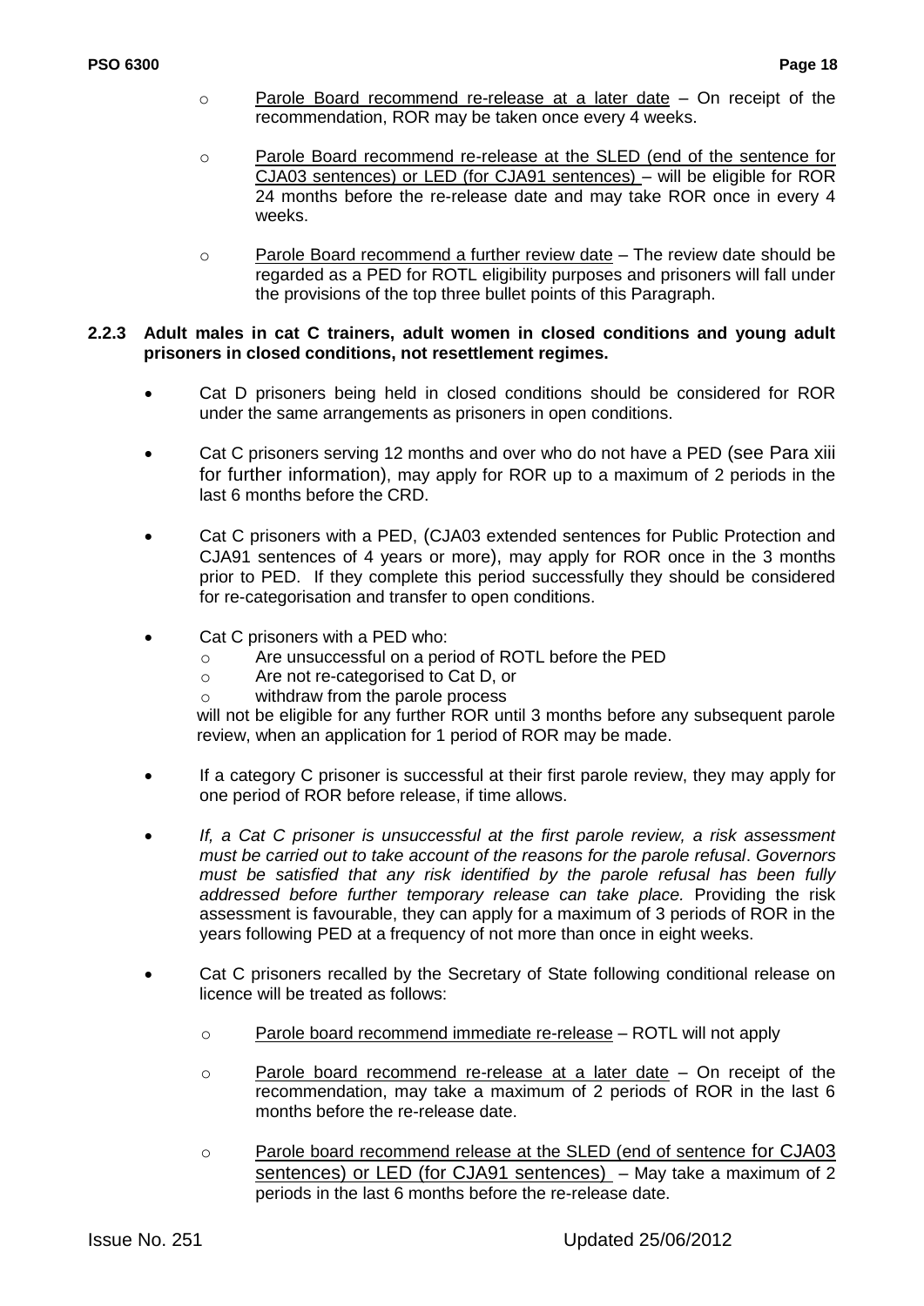- Parole Board recommend re-release at a later date – On receipt of the recommendation, ROR may be taken once every 4 weeks.

- Parole Board recommend re-release at the SLED (end of the sentence for CJA03 sentences) or LED (for CJA91 sentences) – will be eligible for ROR 24 months before the re-release date and may take ROR once in every 4 weeks.

- Parole Board recommend a further review date – The review date should be regarded as a PED for ROTL eligibility purposes and prisoners will fall under the provisions of the top three bullet points of this Paragraph.

**2.2.3 Adult males in cat C trainers, adult women in closed conditions and young adult prisoners in closed conditions, not resettlement regimes.**

- Cat D prisoners being held in closed conditions should be considered for ROR under the same arrangements as prisoners in open conditions.

- Cat C prisoners serving 12 months and over who do not have a PED (see Para xiii for further information), may apply for ROR up to a maximum of 2 periods in the last 6 months before the CRD.

- Cat C prisoners with a PED, (CJA03 extended sentences for Public Protection and CJA91 sentences of 4 years or more), may apply for ROR once in the 3 months prior to PED. If they complete this period successfully they should be considered for re-categorisation and transfer to open conditions.

- Cat C prisoners with a PED who:
  - Are unsuccessful on a period of ROTL before the PED
  - Are not re-categorised to Cat D, or
  - withdraw from the parole process

  will not be eligible for any further ROR until 3 months before any subsequent parole review, when an application for 1 period of ROR may be made.

- If a category C prisoner is successful at their first parole review, they may apply for one period of ROR before release, if time allows.

- *If, a Cat C prisoner is unsuccessful at the first parole review, a risk assessment must be carried out to take account of the reasons for the parole refusal. Governors must be satisfied that any risk identified by the parole refusal has been fully addressed before further temporary release can take place.* Providing the risk assessment is favourable, they can apply for a maximum of 3 periods of ROR in the years following PED at a frequency of not more than once in eight weeks.

- Cat C prisoners recalled by the Secretary of State following conditional release on licence will be treated as follows:

  - Parole board recommend immediate re-release – ROTL will not apply

  - Parole board recommend re-release at a later date – On receipt of the recommendation, may take a maximum of 2 periods of ROR in the last 6 months before the re-release date.

  - Parole board recommend release at the SLED (end of sentence for CJA03 sentences) or LED (for CJA91 sentences) – May take a maximum of 2 periods in the last 6 months before the re-release date.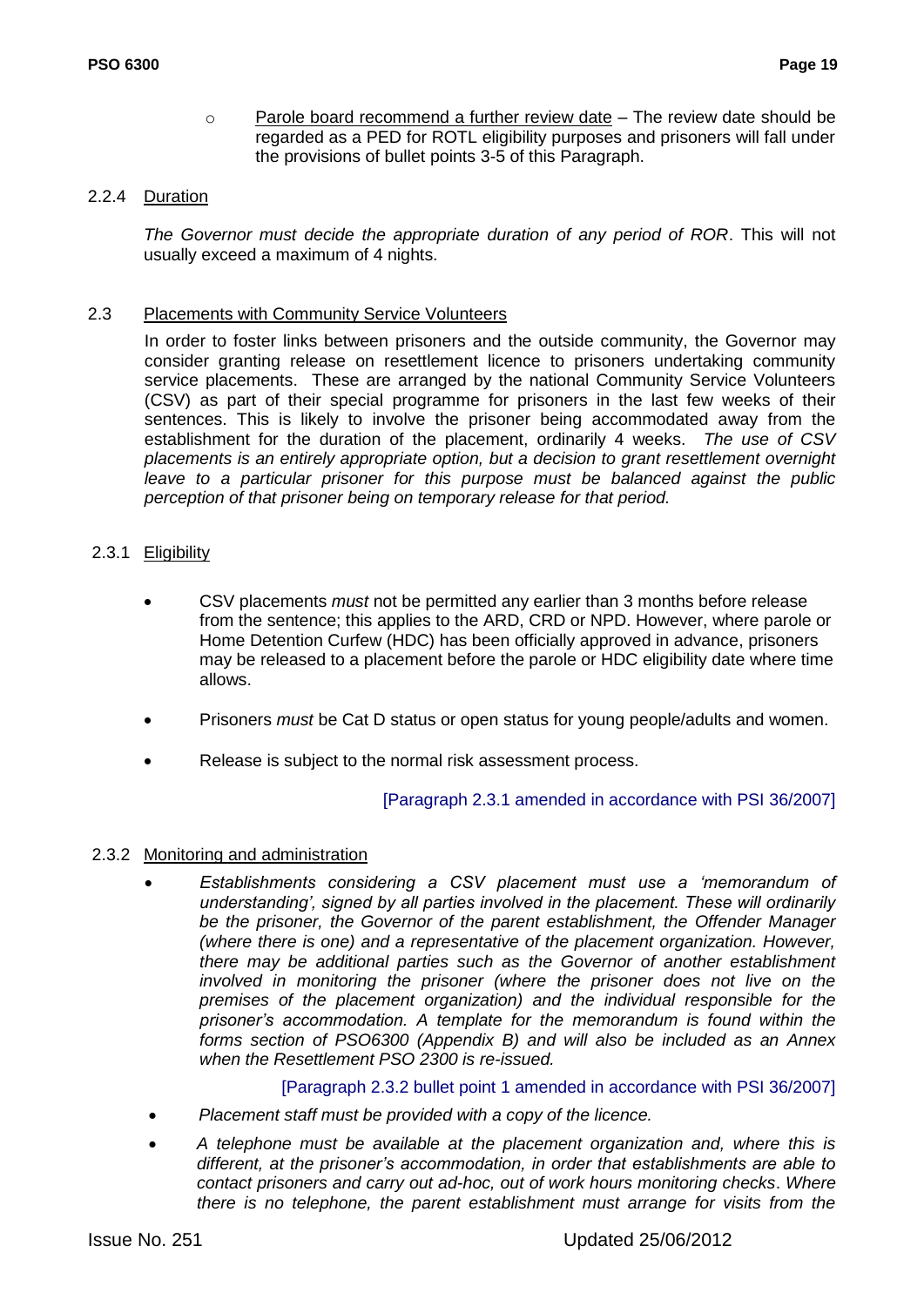- Parole board recommend a further review date – The review date should be regarded as a PED for ROTL eligibility purposes and prisoners will fall under the provisions of bullet points 3-5 of this Paragraph.

2.2.4 Duration

*The Governor must decide the appropriate duration of any period of ROR*. This will not usually exceed a maximum of 4 nights.

2.3 Placements with Community Service Volunteers

In order to foster links between prisoners and the outside community, the Governor may consider granting release on resettlement licence to prisoners undertaking community service placements. These are arranged by the national Community Service Volunteers (CSV) as part of their special programme for prisoners in the last few weeks of their sentences. This is likely to involve the prisoner being accommodated away from the establishment for the duration of the placement, ordinarily 4 weeks. *The use of CSV placements is an entirely appropriate option, but a decision to grant resettlement overnight leave to a particular prisoner for this purpose must be balanced against the public perception of that prisoner being on temporary release for that period.*

2.3.1 Eligibility

- CSV placements *must* not be permitted any earlier than 3 months before release from the sentence; this applies to the ARD, CRD or NPD. However, where parole or Home Detention Curfew (HDC) has been officially approved in advance, prisoners may be released to a placement before the parole or HDC eligibility date where time allows.
- Prisoners *must* be Cat D status or open status for young people/adults and women.
- Release is subject to the normal risk assessment process.

[Paragraph 2.3.1 amended in accordance with PSI 36/2007]

2.3.2 Monitoring and administration

- *Establishments considering a CSV placement must use a 'memorandum of understanding', signed by all parties involved in the placement. These will ordinarily be the prisoner, the Governor of the parent establishment, the Offender Manager (where there is one) and a representative of the placement organization. However, there may be additional parties such as the Governor of another establishment involved in monitoring the prisoner (where the prisoner does not live on the premises of the placement organization) and the individual responsible for the prisoner's accommodation. A template for the memorandum is found within the forms section of PSO6300 (Appendix B) and will also be included as an Annex when the Resettlement PSO 2300 is re-issued.*

[Paragraph 2.3.2 bullet point 1 amended in accordance with PSI 36/2007]

- *Placement staff must be provided with a copy of the licence.*
- *A telephone must be available at the placement organization and, where this is different, at the prisoner's accommodation, in order that establishments are able to contact prisoners and carry out ad-hoc, out of work hours monitoring checks*. *Where there is no telephone, the parent establishment must arrange for visits from the*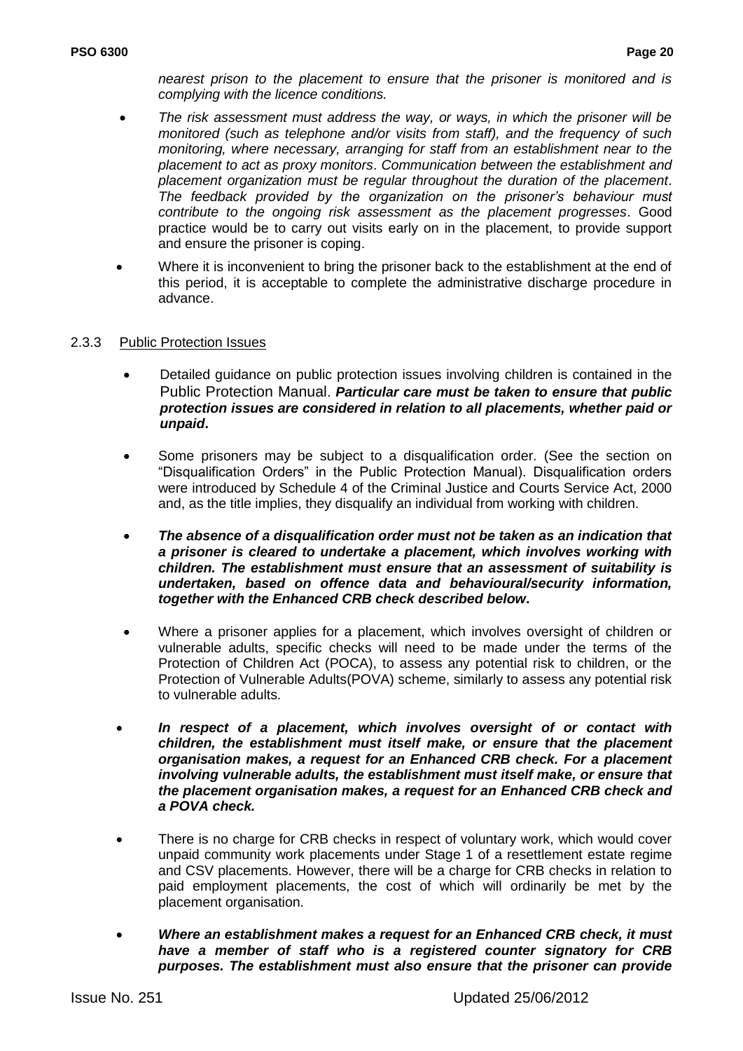*nearest prison to the placement to ensure that the prisoner is monitored and is complying with the licence conditions.*

- *The risk assessment must address the way, or ways, in which the prisoner will be monitored (such as telephone and/or visits from staff), and the frequency of such monitoring, where necessary, arranging for staff from an establishment near to the placement to act as proxy monitors*. *Communication between the establishment and placement organization must be regular throughout the duration of the placement*. *The feedback provided by the organization on the prisoner's behaviour must contribute to the ongoing risk assessment as the placement progresses*. Good practice would be to carry out visits early on in the placement, to provide support and ensure the prisoner is coping.
- Where it is inconvenient to bring the prisoner back to the establishment at the end of this period, it is acceptable to complete the administrative discharge procedure in advance.

2.3.3 Public Protection Issues

- Detailed guidance on public protection issues involving children is contained in the Public Protection Manual. ***Particular care must be taken to ensure that public protection issues are considered in relation to all placements, whether paid or unpaid*.**
- Some prisoners may be subject to a disqualification order. (See the section on "Disqualification Orders" in the Public Protection Manual). Disqualification orders were introduced by Schedule 4 of the Criminal Justice and Courts Service Act, 2000 and, as the title implies, they disqualify an individual from working with children.
- ***The absence of a disqualification order must not be taken as an indication that a prisoner is cleared to undertake a placement, which involves working with children. The establishment must ensure that an assessment of suitability is undertaken, based on offence data and behavioural/security information, together with the Enhanced CRB check described below*.**
- Where a prisoner applies for a placement, which involves oversight of children or vulnerable adults, specific checks will need to be made under the terms of the Protection of Children Act (POCA), to assess any potential risk to children, or the Protection of Vulnerable Adults(POVA) scheme, similarly to assess any potential risk to vulnerable adults.
- ***In respect of a placement, which involves oversight of or contact with children, the establishment must itself make, or ensure that the placement organisation makes, a request for an Enhanced CRB check. For a placement involving vulnerable adults, the establishment must itself make, or ensure that the placement organisation makes, a request for an Enhanced CRB check and a POVA check.***
- There is no charge for CRB checks in respect of voluntary work, which would cover unpaid community work placements under Stage 1 of a resettlement estate regime and CSV placements. However, there will be a charge for CRB checks in relation to paid employment placements, the cost of which will ordinarily be met by the placement organisation.
- ***Where an establishment makes a request for an Enhanced CRB check, it must have a member of staff who is a registered counter signatory for CRB purposes. The establishment must also ensure that the prisoner can provide***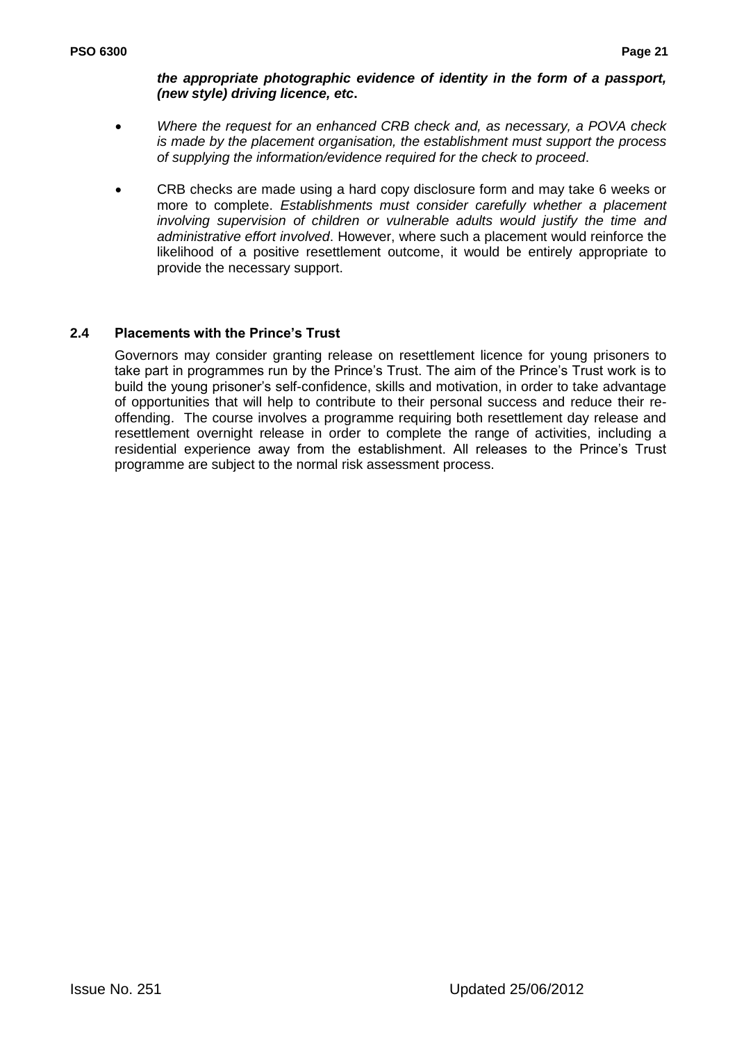***the appropriate photographic evidence of identity in the form of a passport, (new style) driving licence, etc*.**

- *Where the request for an enhanced CRB check and, as necessary, a POVA check is made by the placement organisation, the establishment must support the process of supplying the information/evidence required for the check to proceed*.

- CRB checks are made using a hard copy disclosure form and may take 6 weeks or more to complete. *Establishments must consider carefully whether a placement involving supervision of children or vulnerable adults would justify the time and administrative effort involved*. However, where such a placement would reinforce the likelihood of a positive resettlement outcome, it would be entirely appropriate to provide the necessary support.

### 2.4 Placements with the Prince's Trust

Governors may consider granting release on resettlement licence for young prisoners to take part in programmes run by the Prince's Trust. The aim of the Prince's Trust work is to build the young prisoner's self-confidence, skills and motivation, in order to take advantage of opportunities that will help to contribute to their personal success and reduce their re-offending. The course involves a programme requiring both resettlement day release and resettlement overnight release in order to complete the range of activities, including a residential experience away from the establishment. All releases to the Prince's Trust programme are subject to the normal risk assessment process.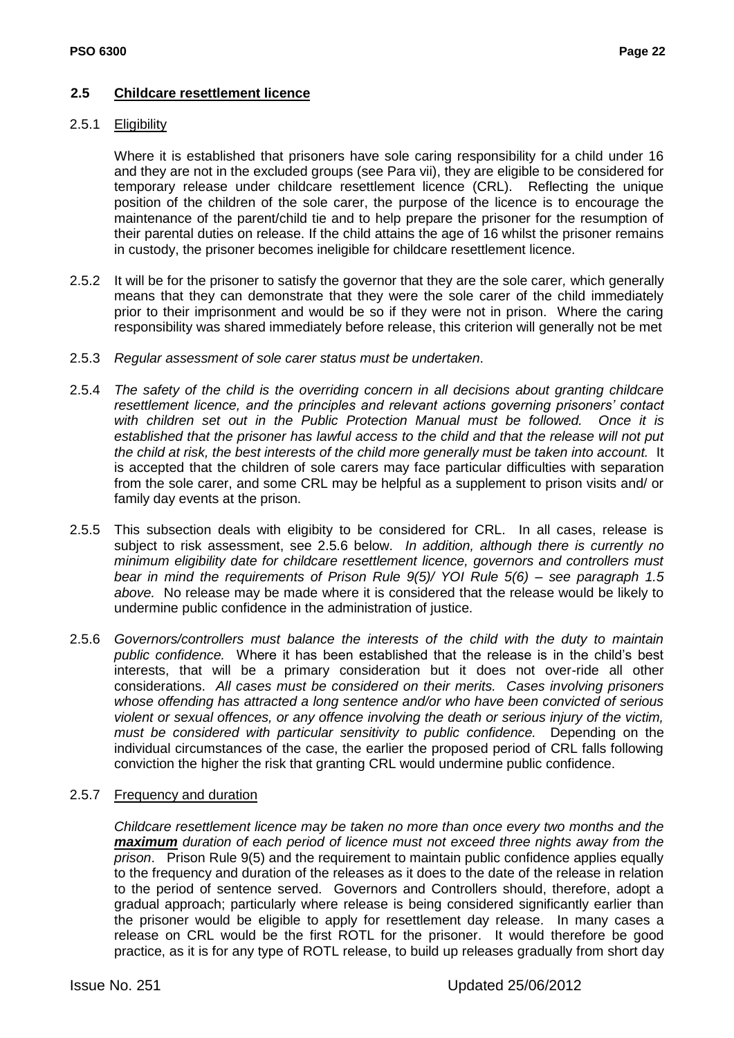## 2.5 Childcare resettlement licence

2.5.1 Eligibility

Where it is established that prisoners have sole caring responsibility for a child under 16 and they are not in the excluded groups (see Para vii), they are eligible to be considered for temporary release under childcare resettlement licence (CRL). Reflecting the unique position of the children of the sole carer, the purpose of the licence is to encourage the maintenance of the parent/child tie and to help prepare the prisoner for the resumption of their parental duties on release. If the child attains the age of 16 whilst the prisoner remains in custody, the prisoner becomes ineligible for childcare resettlement licence.

2.5.2 It will be for the prisoner to satisfy the governor that they are the sole carer*,* which generally means that they can demonstrate that they were the sole carer of the child immediately prior to their imprisonment and would be so if they were not in prison. Where the caring responsibility was shared immediately before release, this criterion will generally not be met

2.5.3 *Regular assessment of sole carer status must be undertaken*.

2.5.4 *The safety of the child is the overriding concern in all decisions about granting childcare resettlement licence, and the principles and relevant actions governing prisoners' contact with children set out in the Public Protection Manual must be followed. Once it is established that the prisoner has lawful access to the child and that the release will not put the child at risk, the best interests of the child more generally must be taken into account.* It is accepted that the children of sole carers may face particular difficulties with separation from the sole carer, and some CRL may be helpful as a supplement to prison visits and/ or family day events at the prison.

2.5.5 This subsection deals with eligibity to be considered for CRL. In all cases, release is subject to risk assessment, see 2.5.6 below. *In addition, although there is currently no minimum eligibility date for childcare resettlement licence, governors and controllers must bear in mind the requirements of Prison Rule 9(5)/ YOI Rule 5(6) – see paragraph 1.5 above.* No release may be made where it is considered that the release would be likely to undermine public confidence in the administration of justice.

2.5.6 *Governors/controllers must balance the interests of the child with the duty to maintain public confidence.* Where it has been established that the release is in the child's best interests, that will be a primary consideration but it does not over-ride all other considerations. *All cases must be considered on their merits. Cases involving prisoners whose offending has attracted a long sentence and/or who have been convicted of serious violent or sexual offences, or any offence involving the death or serious injury of the victim, must be considered with particular sensitivity to public confidence.* Depending on the individual circumstances of the case, the earlier the proposed period of CRL falls following conviction the higher the risk that granting CRL would undermine public confidence.

2.5.7 Frequency and duration

*Childcare resettlement licence may be taken no more than once every two months and the* ***maximum*** *duration of each period of licence must not exceed three nights away from the prison*. Prison Rule 9(5) and the requirement to maintain public confidence applies equally to the frequency and duration of the releases as it does to the date of the release in relation to the period of sentence served. Governors and Controllers should, therefore, adopt a gradual approach; particularly where release is being considered significantly earlier than the prisoner would be eligible to apply for resettlement day release. In many cases a release on CRL would be the first ROTL for the prisoner. It would therefore be good practice, as it is for any type of ROTL release, to build up releases gradually from short day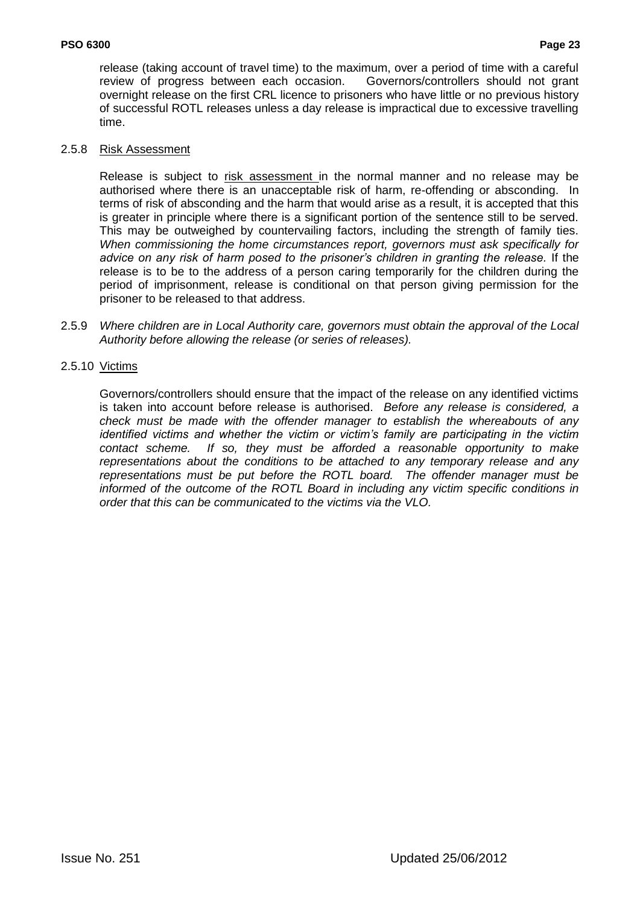release (taking account of travel time) to the maximum, over a period of time with a careful review of progress between each occasion. Governors/controllers should not grant overnight release on the first CRL licence to prisoners who have little or no previous history of successful ROTL releases unless a day release is impractical due to excessive travelling time.

2.5.8 Risk Assessment

Release is subject to risk assessment in the normal manner and no release may be authorised where there is an unacceptable risk of harm, re-offending or absconding. In terms of risk of absconding and the harm that would arise as a result, it is accepted that this is greater in principle where there is a significant portion of the sentence still to be served. This may be outweighed by countervailing factors, including the strength of family ties. *When commissioning the home circumstances report, governors must ask specifically for advice on any risk of harm posed to the prisoner's children in granting the release.* If the release is to be to the address of a person caring temporarily for the children during the period of imprisonment, release is conditional on that person giving permission for the prisoner to be released to that address.

2.5.9 *Where children are in Local Authority care, governors must obtain the approval of the Local Authority before allowing the release (or series of releases).*

2.5.10 Victims

Governors/controllers should ensure that the impact of the release on any identified victims is taken into account before release is authorised. *Before any release is considered, a check must be made with the offender manager to establish the whereabouts of any identified victims and whether the victim or victim's family are participating in the victim contact scheme. If so, they must be afforded a reasonable opportunity to make representations about the conditions to be attached to any temporary release and any representations must be put before the ROTL board. The offender manager must be informed of the outcome of the ROTL Board in including any victim specific conditions in order that this can be communicated to the victims via the VLO.*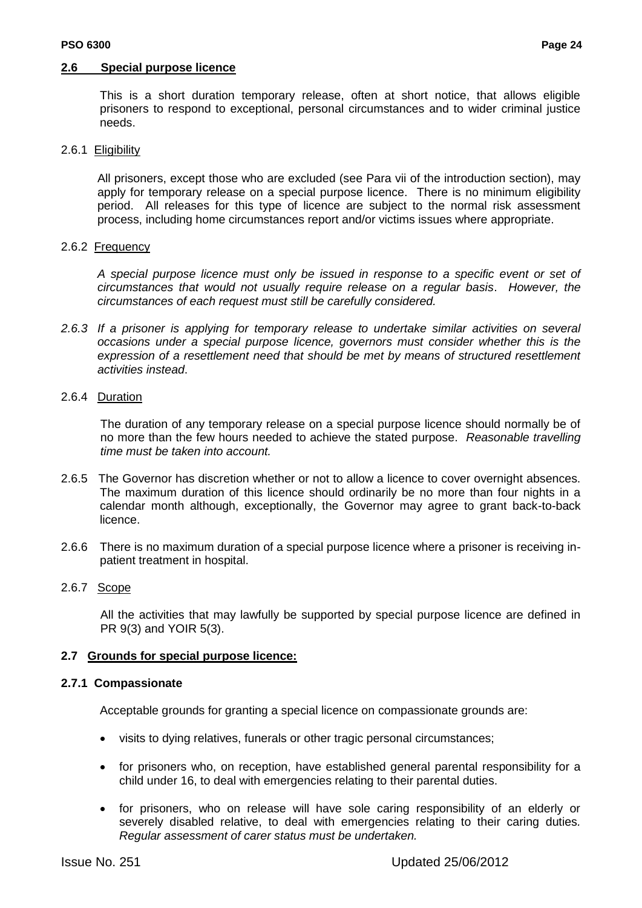## 2.6 Special purpose licence

This is a short duration temporary release, often at short notice, that allows eligible prisoners to respond to exceptional, personal circumstances and to wider criminal justice needs.

2.6.1 Eligibility

All prisoners, except those who are excluded (see Para vii of the introduction section), may apply for temporary release on a special purpose licence. There is no minimum eligibility period. All releases for this type of licence are subject to the normal risk assessment process, including home circumstances report and/or victims issues where appropriate.

2.6.2 Frequency

*A special purpose licence must only be issued in response to a specific event or set of circumstances that would not usually require release on a regular basis. However, the circumstances of each request must still be carefully considered.*

*2.6.3 If a prisoner is applying for temporary release to undertake similar activities on several occasions under a special purpose licence, governors must consider whether this is the expression of a resettlement need that should be met by means of structured resettlement activities instead.*

2.6.4 Duration

The duration of any temporary release on a special purpose licence should normally be of no more than the few hours needed to achieve the stated purpose. *Reasonable travelling time must be taken into account.*

2.6.5 The Governor has discretion whether or not to allow a licence to cover overnight absences. The maximum duration of this licence should ordinarily be no more than four nights in a calendar month although, exceptionally, the Governor may agree to grant back-to-back licence.

2.6.6 There is no maximum duration of a special purpose licence where a prisoner is receiving in-patient treatment in hospital.

2.6.7 Scope

All the activities that may lawfully be supported by special purpose licence are defined in PR 9(3) and YOIR 5(3).

## 2.7 Grounds for special purpose licence:

### 2.7.1 Compassionate

Acceptable grounds for granting a special licence on compassionate grounds are:

- visits to dying relatives, funerals or other tragic personal circumstances;
- for prisoners who, on reception, have established general parental responsibility for a child under 16, to deal with emergencies relating to their parental duties.
- for prisoners, who on release will have sole caring responsibility of an elderly or severely disabled relative, to deal with emergencies relating to their caring duties. *Regular assessment of carer status must be undertaken.*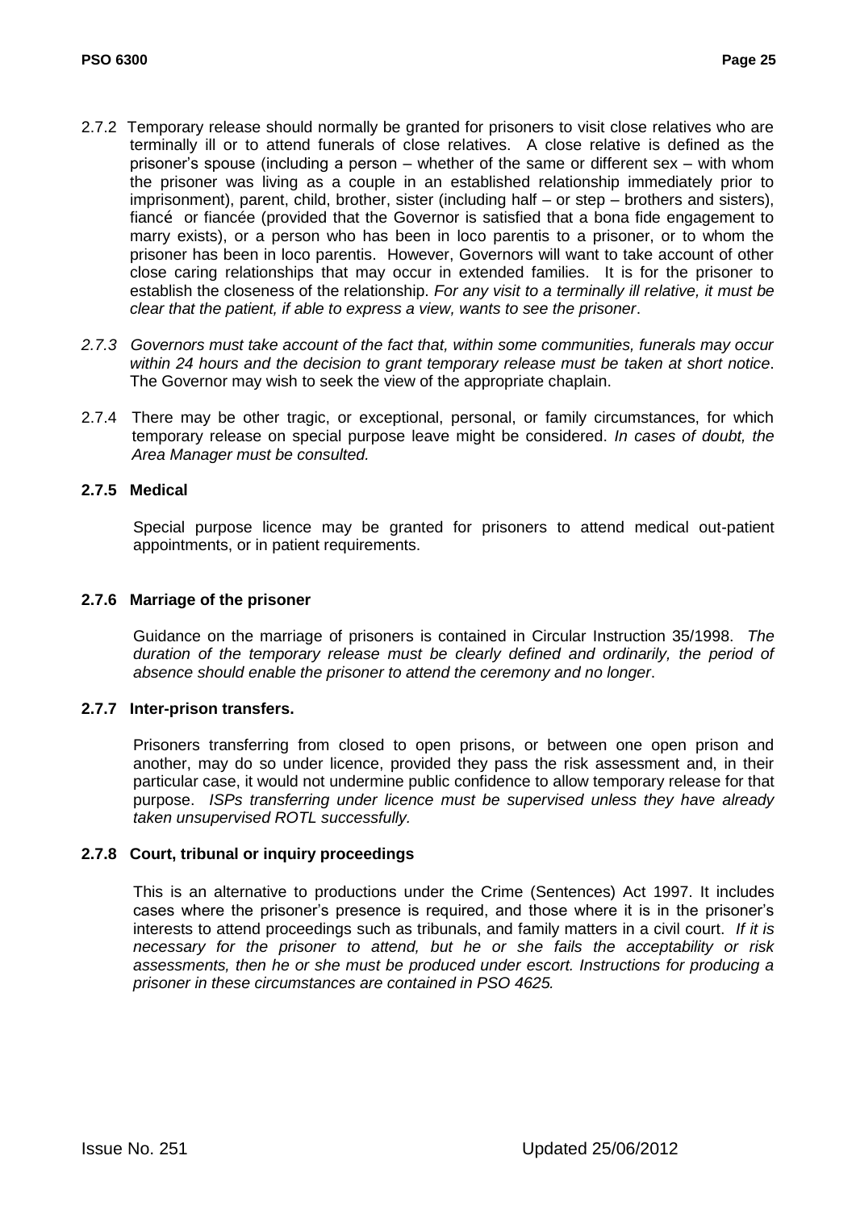2.7.2 Temporary release should normally be granted for prisoners to visit close relatives who are terminally ill or to attend funerals of close relatives. A close relative is defined as the prisoner's spouse (including a person – whether of the same or different sex – with whom the prisoner was living as a couple in an established relationship immediately prior to imprisonment), parent, child, brother, sister (including half – or step – brothers and sisters), fiancé or fiancée (provided that the Governor is satisfied that a bona fide engagement to marry exists), or a person who has been in loco parentis to a prisoner, or to whom the prisoner has been in loco parentis. However, Governors will want to take account of other close caring relationships that may occur in extended families. It is for the prisoner to establish the closeness of the relationship. *For any visit to a terminally ill relative, it must be clear that the patient, if able to express a view, wants to see the prisoner*.

*2.7.3 Governors must take account of the fact that, within some communities, funerals may occur within 24 hours and the decision to grant temporary release must be taken at short notice*. The Governor may wish to seek the view of the appropriate chaplain.

2.7.4 There may be other tragic, or exceptional, personal, or family circumstances, for which temporary release on special purpose leave might be considered. *In cases of doubt, the Area Manager must be consulted.*

**2.7.5 Medical**

Special purpose licence may be granted for prisoners to attend medical out-patient appointments, or in patient requirements.

**2.7.6 Marriage of the prisoner**

Guidance on the marriage of prisoners is contained in Circular Instruction 35/1998. *The duration of the temporary release must be clearly defined and ordinarily, the period of absence should enable the prisoner to attend the ceremony and no longer*.

**2.7.7 Inter-prison transfers.**

Prisoners transferring from closed to open prisons, or between one open prison and another, may do so under licence, provided they pass the risk assessment and, in their particular case, it would not undermine public confidence to allow temporary release for that purpose. *ISPs transferring under licence must be supervised unless they have already taken unsupervised ROTL successfully.*

**2.7.8 Court, tribunal or inquiry proceedings**

This is an alternative to productions under the Crime (Sentences) Act 1997. It includes cases where the prisoner's presence is required, and those where it is in the prisoner's interests to attend proceedings such as tribunals, and family matters in a civil court. *If it is necessary for the prisoner to attend, but he or she fails the acceptability or risk assessments, then he or she must be produced under escort. Instructions for producing a prisoner in these circumstances are contained in PSO 4625.*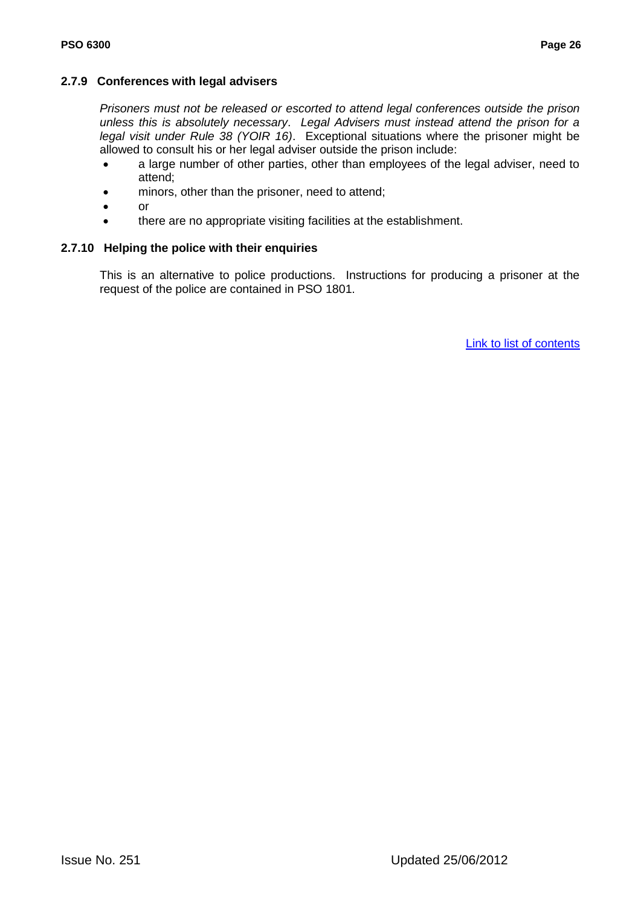### 2.7.9 Conferences with legal advisers

*Prisoners must not be released or escorted to attend legal conferences outside the prison unless this is absolutely necessary*. *Legal Advisers must instead attend the prison for a legal visit under Rule 38 (YOIR 16)*. Exceptional situations where the prisoner might be allowed to consult his or her legal adviser outside the prison include:

- a large number of other parties, other than employees of the legal adviser, need to attend;
- minors, other than the prisoner, need to attend;
- or
- there are no appropriate visiting facilities at the establishment.

### 2.7.10 Helping the police with their enquiries

This is an alternative to police productions. Instructions for producing a prisoner at the request of the police are contained in PSO 1801.

Link to list of contents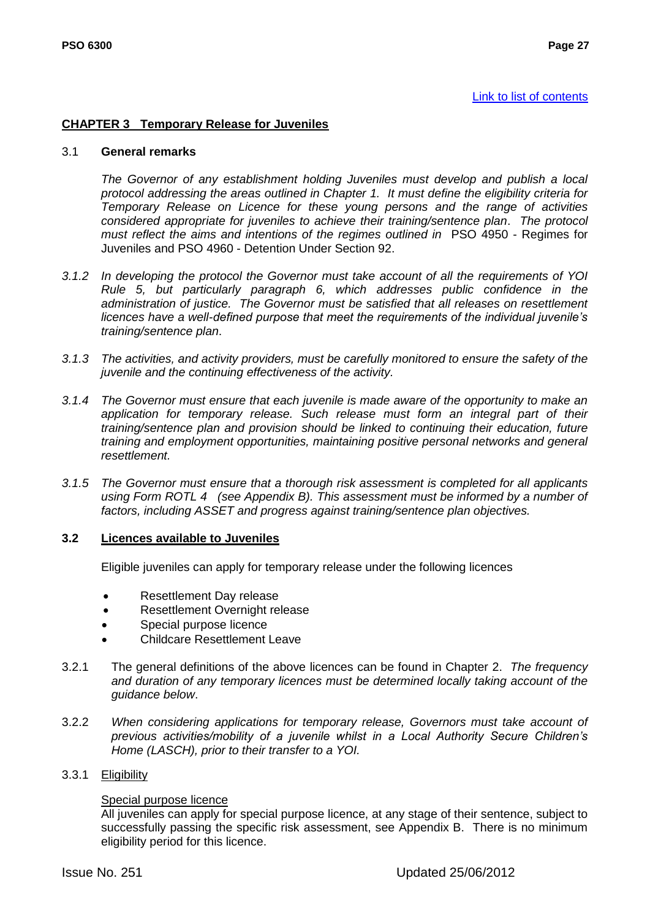[Link to list of contents](#)

## CHAPTER 3 Temporary Release for Juveniles

3.1 **General remarks**

*The Governor of any establishment holding Juveniles must develop and publish a local protocol addressing the areas outlined in Chapter 1. It must define the eligibility criteria for Temporary Release on Licence for these young persons and the range of activities considered appropriate for juveniles to achieve their training/sentence plan. The protocol must reflect the aims and intentions of the regimes outlined in* PSO 4950 - Regimes for Juveniles and PSO 4960 - Detention Under Section 92.

*3.1.2 In developing the protocol the Governor must take account of all the requirements of YOI Rule 5, but particularly paragraph 6, which addresses public confidence in the administration of justice. The Governor must be satisfied that all releases on resettlement licences have a well-defined purpose that meet the requirements of the individual juvenile's training/sentence plan.*

*3.1.3 The activities, and activity providers, must be carefully monitored to ensure the safety of the juvenile and the continuing effectiveness of the activity.*

*3.1.4 The Governor must ensure that each juvenile is made aware of the opportunity to make an application for temporary release. Such release must form an integral part of their training/sentence plan and provision should be linked to continuing their education, future training and employment opportunities, maintaining positive personal networks and general resettlement.*

*3.1.5 The Governor must ensure that a thorough risk assessment is completed for all applicants using Form ROTL 4 (see Appendix B). This assessment must be informed by a number of factors, including ASSET and progress against training/sentence plan objectives.*

### 3.2 Licences available to Juveniles

Eligible juveniles can apply for temporary release under the following licences

- Resettlement Day release
- Resettlement Overnight release
- Special purpose licence
- Childcare Resettlement Leave

3.2.1 The general definitions of the above licences can be found in Chapter 2. *The frequency and duration of any temporary licences must be determined locally taking account of the guidance below*.

3.2.2 *When considering applications for temporary release, Governors must take account of previous activities/mobility of a juvenile whilst in a Local Authority Secure Children's Home (LASCH), prior to their transfer to a YOI.*

3.3.1 Eligibility

Special purpose licence

All juveniles can apply for special purpose licence, at any stage of their sentence, subject to successfully passing the specific risk assessment, see Appendix B. There is no minimum eligibility period for this licence.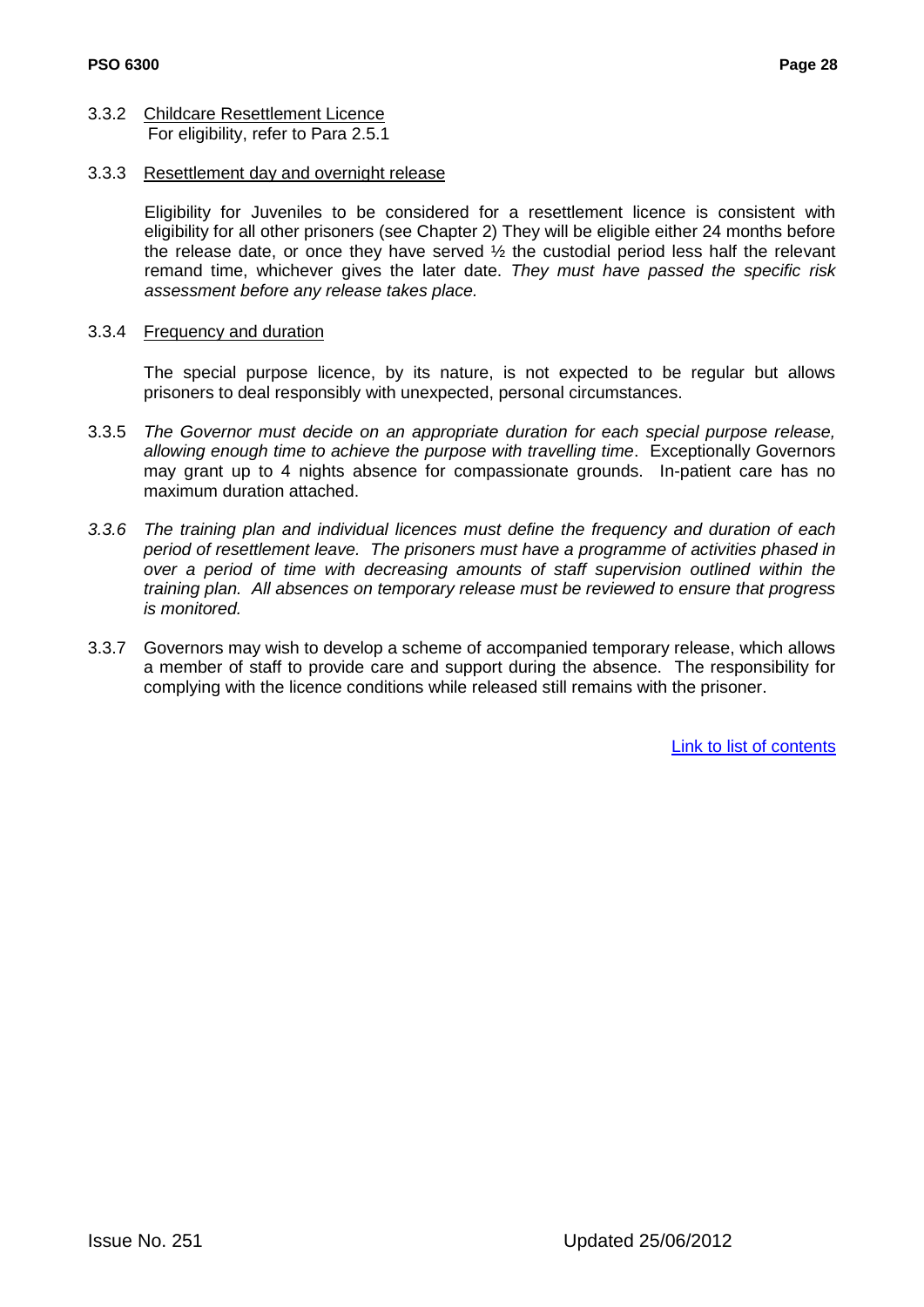3.3.2 Childcare Resettlement Licence
For eligibility, refer to Para 2.5.1

3.3.3 Resettlement day and overnight release

Eligibility for Juveniles to be considered for a resettlement licence is consistent with eligibility for all other prisoners (see Chapter 2) They will be eligible either 24 months before the release date, or once they have served ½ the custodial period less half the relevant remand time, whichever gives the later date. *They must have passed the specific risk assessment before any release takes place.*

3.3.4 Frequency and duration

The special purpose licence, by its nature, is not expected to be regular but allows prisoners to deal responsibly with unexpected, personal circumstances.

3.3.5 *The Governor must decide on an appropriate duration for each special purpose release, allowing enough time to achieve the purpose with travelling time*. Exceptionally Governors may grant up to 4 nights absence for compassionate grounds. In-patient care has no maximum duration attached.

*3.3.6 The training plan and individual licences must define the frequency and duration of each period of resettlement leave. The prisoners must have a programme of activities phased in over a period of time with decreasing amounts of staff supervision outlined within the training plan. All absences on temporary release must be reviewed to ensure that progress is monitored.*

3.3.7 Governors may wish to develop a scheme of accompanied temporary release, which allows a member of staff to provide care and support during the absence. The responsibility for complying with the licence conditions while released still remains with the prisoner.

Link to list of contents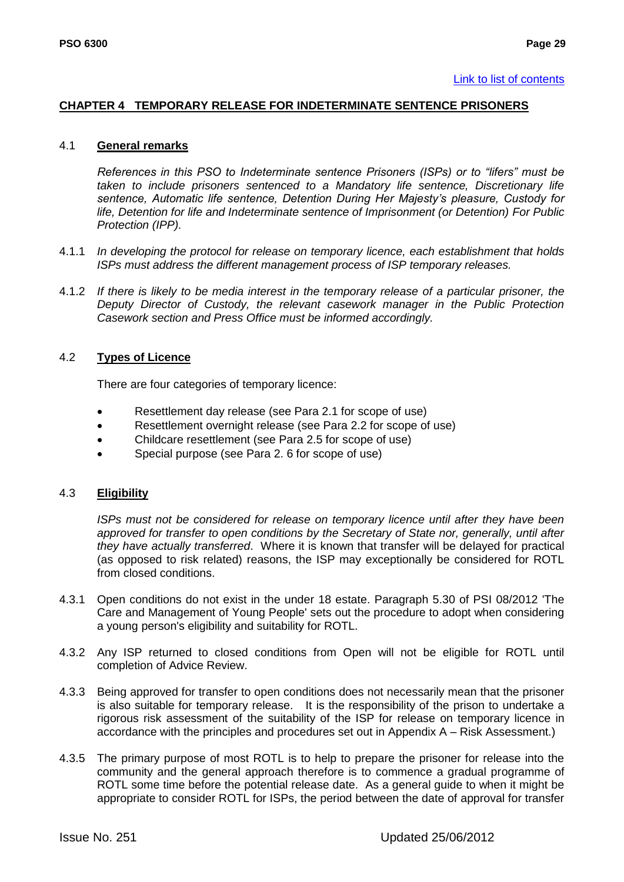Link to list of contents

## CHAPTER 4 TEMPORARY RELEASE FOR INDETERMINATE SENTENCE PRISONERS

### 4.1 General remarks

*References in this PSO to Indeterminate sentence Prisoners (ISPs) or to "lifers" must be taken to include prisoners sentenced to a Mandatory life sentence, Discretionary life sentence, Automatic life sentence, Detention During Her Majesty's pleasure, Custody for life, Detention for life and Indeterminate sentence of Imprisonment (or Detention) For Public Protection (IPP).*

4.1.1 *In developing the protocol for release on temporary licence, each establishment that holds ISPs must address the different management process of ISP temporary releases.*

4.1.2 *If there is likely to be media interest in the temporary release of a particular prisoner, the Deputy Director of Custody, the relevant casework manager in the Public Protection Casework section and Press Office must be informed accordingly.*

### 4.2 Types of Licence

There are four categories of temporary licence:

- Resettlement day release (see Para 2.1 for scope of use)
- Resettlement overnight release (see Para 2.2 for scope of use)
- Childcare resettlement (see Para 2.5 for scope of use)
- Special purpose (see Para 2. 6 for scope of use)

### 4.3 Eligibility

*ISPs must not be considered for release on temporary licence until after they have been approved for transfer to open conditions by the Secretary of State nor, generally, until after they have actually transferred*. Where it is known that transfer will be delayed for practical (as opposed to risk related) reasons, the ISP may exceptionally be considered for ROTL from closed conditions.

4.3.1 Open conditions do not exist in the under 18 estate. Paragraph 5.30 of PSI 08/2012 'The Care and Management of Young People' sets out the procedure to adopt when considering a young person's eligibility and suitability for ROTL.

4.3.2 Any ISP returned to closed conditions from Open will not be eligible for ROTL until completion of Advice Review.

4.3.3 Being approved for transfer to open conditions does not necessarily mean that the prisoner is also suitable for temporary release. It is the responsibility of the prison to undertake a rigorous risk assessment of the suitability of the ISP for release on temporary licence in accordance with the principles and procedures set out in Appendix A – Risk Assessment.)

4.3.5 The primary purpose of most ROTL is to help to prepare the prisoner for release into the community and the general approach therefore is to commence a gradual programme of ROTL some time before the potential release date. As a general guide to when it might be appropriate to consider ROTL for ISPs, the period between the date of approval for transfer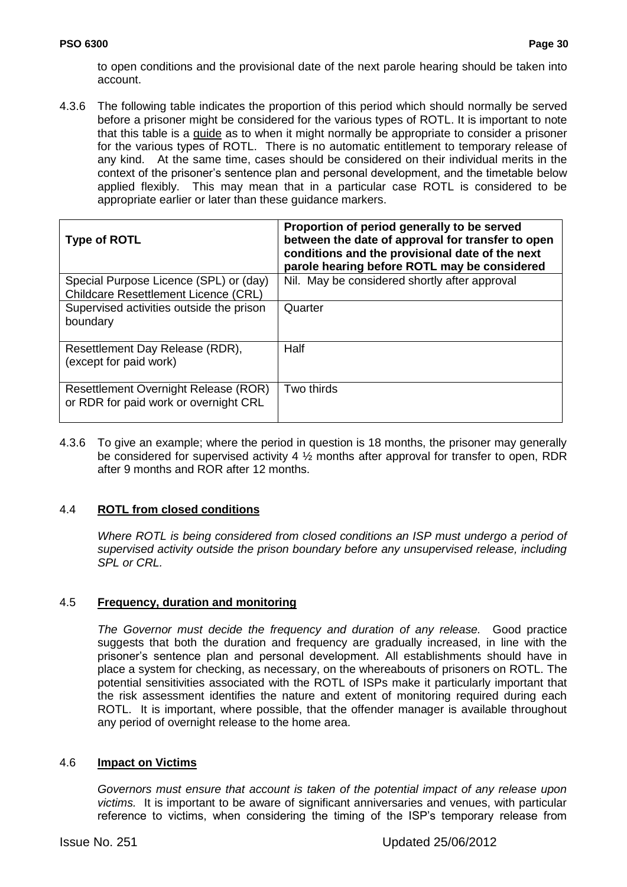to open conditions and the provisional date of the next parole hearing should be taken into account.

4.3.6 The following table indicates the proportion of this period which should normally be served before a prisoner might be considered for the various types of ROTL. It is important to note that this table is a guide as to when it might normally be appropriate to consider a prisoner for the various types of ROTL. There is no automatic entitlement to temporary release of any kind. At the same time, cases should be considered on their individual merits in the context of the prisoner's sentence plan and personal development, and the timetable below applied flexibly. This may mean that in a particular case ROTL is considered to be appropriate earlier or later than these guidance markers.

| **Type of ROTL** | **Proportion of period generally to be served between the date of approval for transfer to open conditions and the provisional date of the next parole hearing before ROTL may be considered** |
|---|---|
| Special Purpose Licence (SPL) or (day) Childcare Resettlement Licence (CRL) | Nil. May be considered shortly after approval |
| Supervised activities outside the prison boundary | Quarter |
| Resettlement Day Release (RDR), (except for paid work) | Half |
| Resettlement Overnight Release (ROR) or RDR for paid work or overnight CRL | Two thirds |

4.3.6 To give an example; where the period in question is 18 months, the prisoner may generally be considered for supervised activity 4 ½ months after approval for transfer to open, RDR after 9 months and ROR after 12 months.

## 4.4 **ROTL from closed conditions**

*Where ROTL is being considered from closed conditions an ISP must undergo a period of supervised activity outside the prison boundary before any unsupervised release, including SPL or CRL.*

## 4.5 **Frequency, duration and monitoring**

*The Governor must decide the frequency and duration of any release.* Good practice suggests that both the duration and frequency are gradually increased, in line with the prisoner's sentence plan and personal development. All establishments should have in place a system for checking, as necessary, on the whereabouts of prisoners on ROTL. The potential sensitivities associated with the ROTL of ISPs make it particularly important that the risk assessment identifies the nature and extent of monitoring required during each ROTL. It is important, where possible, that the offender manager is available throughout any period of overnight release to the home area.

## 4.6 **Impact on Victims**

*Governors must ensure that account is taken of the potential impact of any release upon victims.* It is important to be aware of significant anniversaries and venues, with particular reference to victims, when considering the timing of the ISP's temporary release from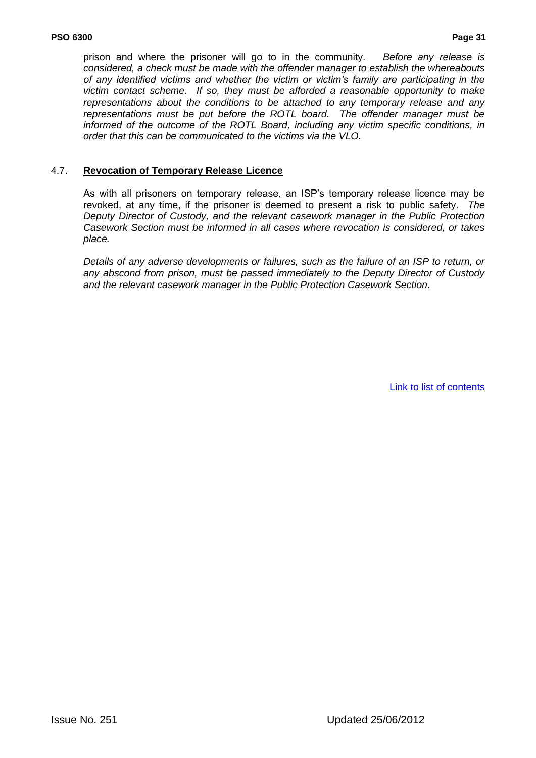prison and where the prisoner will go to in the community. *Before any release is considered, a check must be made with the offender manager to establish the whereabouts of any identified victims and whether the victim or victim's family are participating in the victim contact scheme. If so, they must be afforded a reasonable opportunity to make representations about the conditions to be attached to any temporary release and any representations must be put before the ROTL board. The offender manager must be informed of the outcome of the ROTL Board, including any victim specific conditions, in order that this can be communicated to the victims via the VLO.*

## 4.7. Revocation of Temporary Release Licence

As with all prisoners on temporary release, an ISP's temporary release licence may be revoked, at any time, if the prisoner is deemed to present a risk to public safety. *The Deputy Director of Custody, and the relevant casework manager in the Public Protection Casework Section must be informed in all cases where revocation is considered, or takes place.*

*Details of any adverse developments or failures, such as the failure of an ISP to return, or any abscond from prison, must be passed immediately to the Deputy Director of Custody and the relevant casework manager in the Public Protection Casework Section*.

Link to list of contents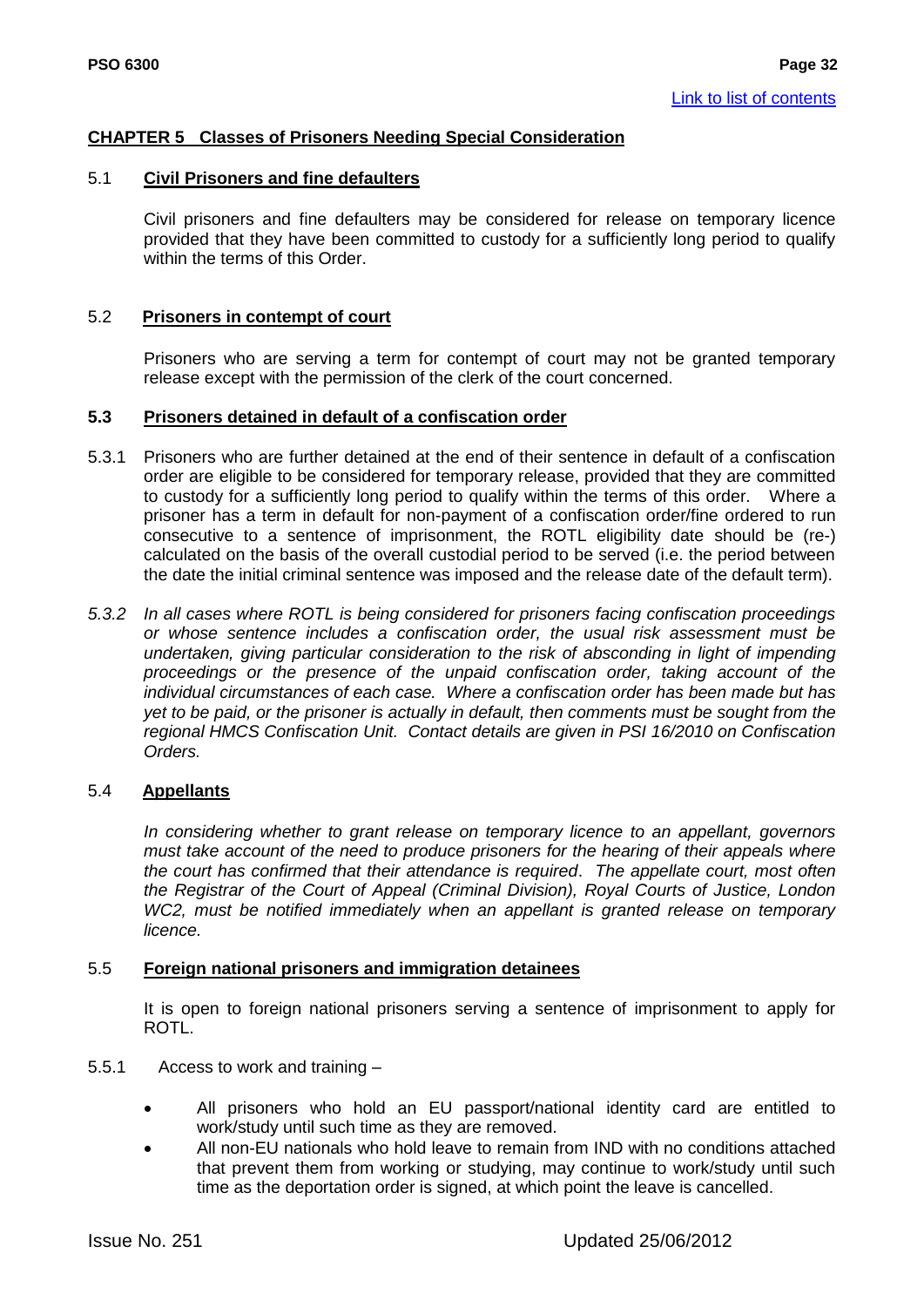## CHAPTER 5 Classes of Prisoners Needing Special Consideration

### 5.1 Civil Prisoners and fine defaulters

Civil prisoners and fine defaulters may be considered for release on temporary licence provided that they have been committed to custody for a sufficiently long period to qualify within the terms of this Order.

### 5.2 Prisoners in contempt of court

Prisoners who are serving a term for contempt of court may not be granted temporary release except with the permission of the clerk of the court concerned.

### 5.3 Prisoners detained in default of a confiscation order

5.3.1 Prisoners who are further detained at the end of their sentence in default of a confiscation order are eligible to be considered for temporary release, provided that they are committed to custody for a sufficiently long period to qualify within the terms of this order. Where a prisoner has a term in default for non-payment of a confiscation order/fine ordered to run consecutive to a sentence of imprisonment, the ROTL eligibility date should be (re-) calculated on the basis of the overall custodial period to be served (i.e. the period between the date the initial criminal sentence was imposed and the release date of the default term).

*5.3.2 In all cases where ROTL is being considered for prisoners facing confiscation proceedings or whose sentence includes a confiscation order, the usual risk assessment must be undertaken, giving particular consideration to the risk of absconding in light of impending proceedings or the presence of the unpaid confiscation order, taking account of the individual circumstances of each case. Where a confiscation order has been made but has yet to be paid, or the prisoner is actually in default, then comments must be sought from the regional HMCS Confiscation Unit. Contact details are given in PSI 16/2010 on Confiscation Orders.*

### 5.4 Appellants

*In considering whether to grant release on temporary licence to an appellant, governors must take account of the need to produce prisoners for the hearing of their appeals where the court has confirmed that their attendance is required. The appellate court, most often the Registrar of the Court of Appeal (Criminal Division), Royal Courts of Justice, London WC2, must be notified immediately when an appellant is granted release on temporary licence.*

### 5.5 Foreign national prisoners and immigration detainees

It is open to foreign national prisoners serving a sentence of imprisonment to apply for ROTL.

5.5.1 Access to work and training –

- All prisoners who hold an EU passport/national identity card are entitled to work/study until such time as they are removed.
- All non-EU nationals who hold leave to remain from IND with no conditions attached that prevent them from working or studying, may continue to work/study until such time as the deportation order is signed, at which point the leave is cancelled.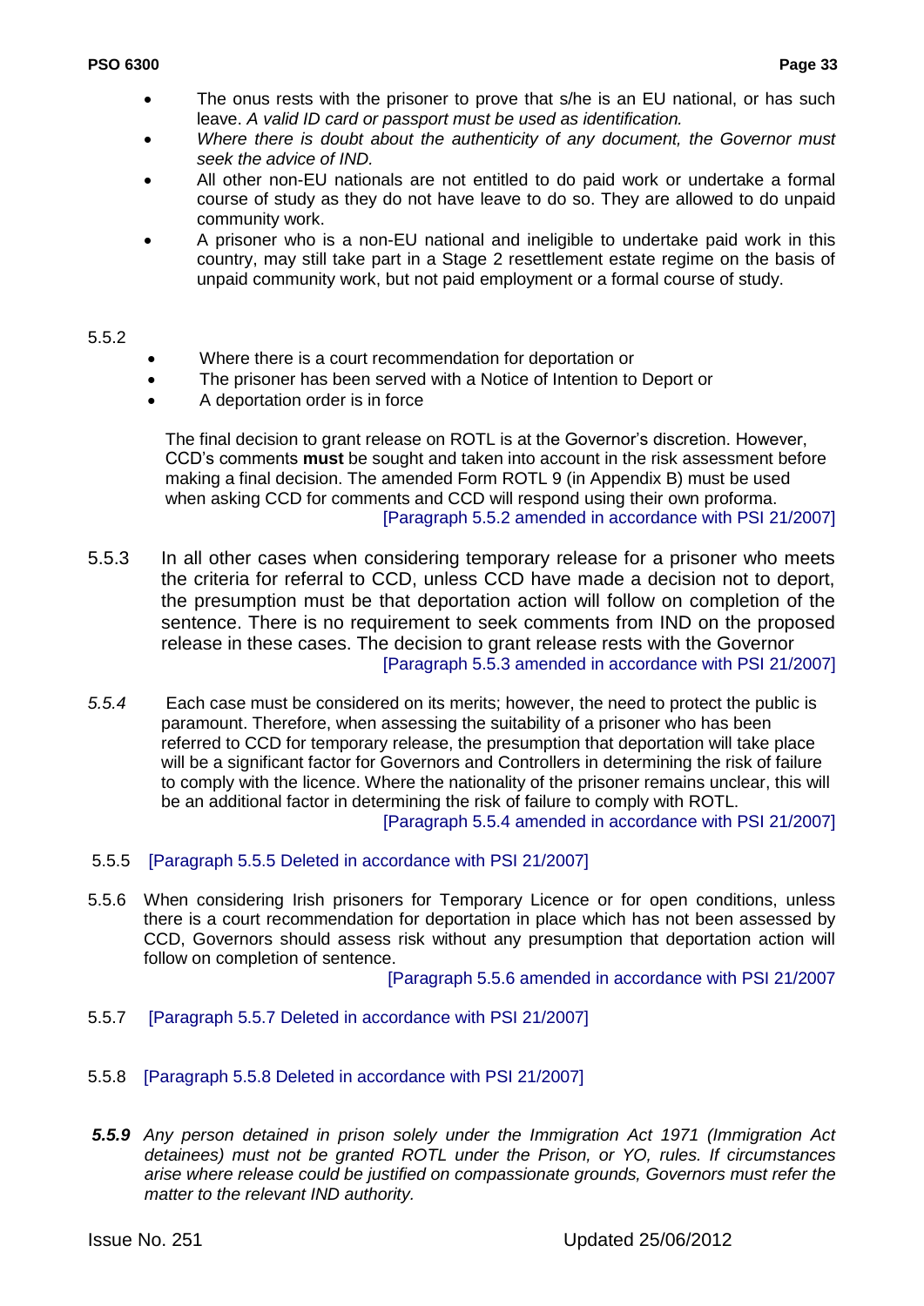- The onus rests with the prisoner to prove that s/he is an EU national, or has such leave. *A valid ID card or passport must be used as identification.*
- *Where there is doubt about the authenticity of any document, the Governor must seek the advice of IND.*
- All other non-EU nationals are not entitled to do paid work or undertake a formal course of study as they do not have leave to do so. They are allowed to do unpaid community work.
- A prisoner who is a non-EU national and ineligible to undertake paid work in this country, may still take part in a Stage 2 resettlement estate regime on the basis of unpaid community work, but not paid employment or a formal course of study.

5.5.2

- Where there is a court recommendation for deportation or
- The prisoner has been served with a Notice of Intention to Deport or
- A deportation order is in force

The final decision to grant release on ROTL is at the Governor's discretion. However, CCD's comments **must** be sought and taken into account in the risk assessment before making a final decision. The amended Form ROTL 9 (in Appendix B) must be used when asking CCD for comments and CCD will respond using their own proforma.
[Paragraph 5.5.2 amended in accordance with PSI 21/2007]

5.5.3 In all other cases when considering temporary release for a prisoner who meets the criteria for referral to CCD, unless CCD have made a decision not to deport, the presumption must be that deportation action will follow on completion of the sentence. There is no requirement to seek comments from IND on the proposed release in these cases. The decision to grant release rests with the Governor
[Paragraph 5.5.3 amended in accordance with PSI 21/2007]

*5.5.4* Each case must be considered on its merits; however, the need to protect the public is paramount. Therefore, when assessing the suitability of a prisoner who has been referred to CCD for temporary release, the presumption that deportation will take place will be a significant factor for Governors and Controllers in determining the risk of failure to comply with the licence. Where the nationality of the prisoner remains unclear, this will be an additional factor in determining the risk of failure to comply with ROTL.
[Paragraph 5.5.4 amended in accordance with PSI 21/2007]

5.5.5 [Paragraph 5.5.5 Deleted in accordance with PSI 21/2007]

5.5.6 When considering Irish prisoners for Temporary Licence or for open conditions, unless there is a court recommendation for deportation in place which has not been assessed by CCD, Governors should assess risk without any presumption that deportation action will follow on completion of sentence.
[Paragraph 5.5.6 amended in accordance with PSI 21/2007

5.5.7 [Paragraph 5.5.7 Deleted in accordance with PSI 21/2007]

5.5.8 [Paragraph 5.5.8 Deleted in accordance with PSI 21/2007]

***5.5.9*** *Any person detained in prison solely under the Immigration Act 1971 (Immigration Act detainees) must not be granted ROTL under the Prison, or YO, rules. If circumstances arise where release could be justified on compassionate grounds, Governors must refer the matter to the relevant IND authority.*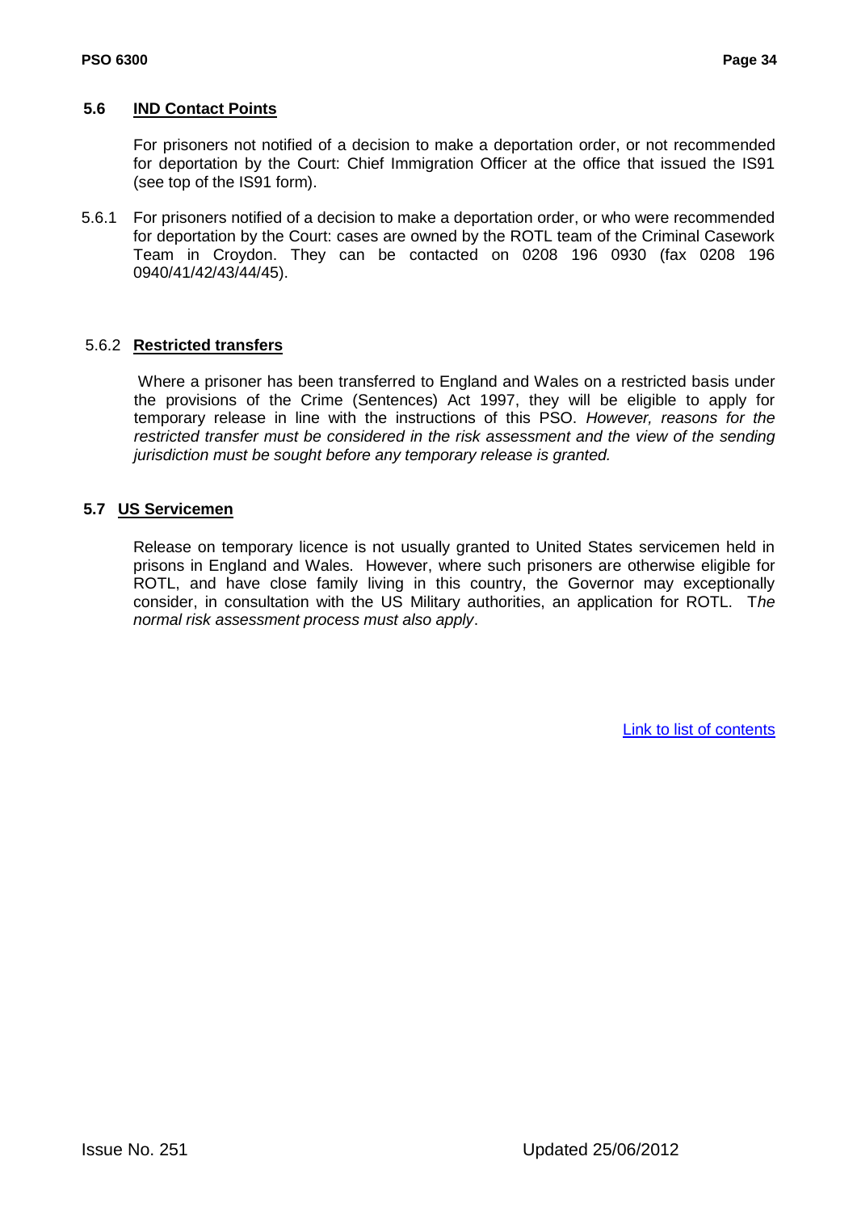## 5.6 IND Contact Points

For prisoners not notified of a decision to make a deportation order, or not recommended for deportation by the Court: Chief Immigration Officer at the office that issued the IS91 (see top of the IS91 form).

5.6.1 For prisoners notified of a decision to make a deportation order, or who were recommended for deportation by the Court: cases are owned by the ROTL team of the Criminal Casework Team in Croydon. They can be contacted on 0208 196 0930 (fax 0208 196 0940/41/42/43/44/45).

### 5.6.2 Restricted transfers

Where a prisoner has been transferred to England and Wales on a restricted basis under the provisions of the Crime (Sentences) Act 1997, they will be eligible to apply for temporary release in line with the instructions of this PSO. *However, reasons for the restricted transfer must be considered in the risk assessment and the view of the sending jurisdiction must be sought before any temporary release is granted.*

## 5.7 US Servicemen

Release on temporary licence is not usually granted to United States servicemen held in prisons in England and Wales. However, where such prisoners are otherwise eligible for ROTL, and have close family living in this country, the Governor may exceptionally consider, in consultation with the US Military authorities, an application for ROTL. T*he normal risk assessment process must also apply*.

Link to list of contents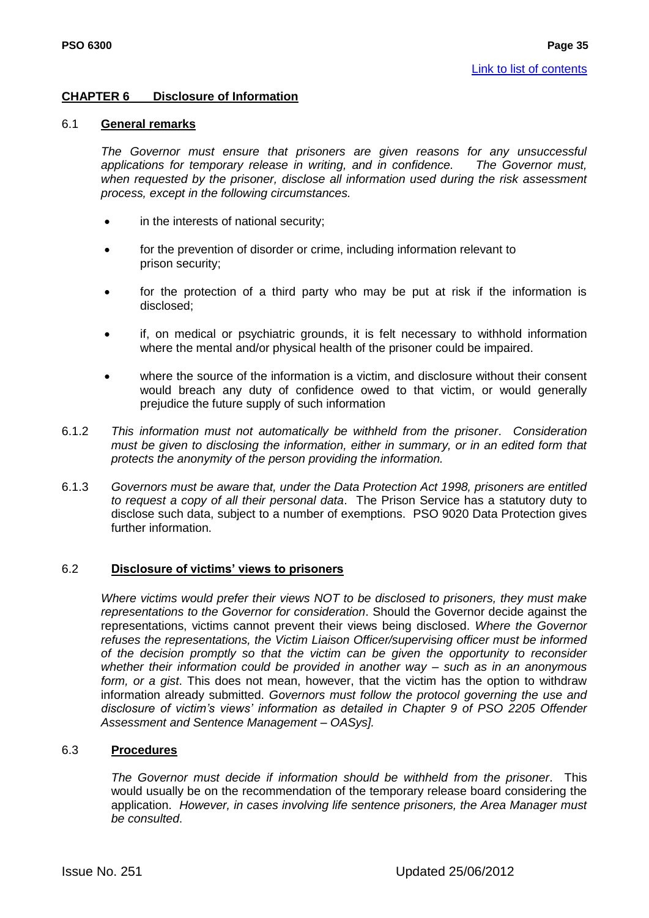## CHAPTER 6 Disclosure of Information

### 6.1 General remarks

*The Governor must ensure that prisoners are given reasons for any unsuccessful applications for temporary release in writing, and in confidence. The Governor must, when requested by the prisoner, disclose all information used during the risk assessment process, except in the following circumstances.*

- in the interests of national security;
- for the prevention of disorder or crime, including information relevant to prison security;
- for the protection of a third party who may be put at risk if the information is disclosed;
- if, on medical or psychiatric grounds, it is felt necessary to withhold information where the mental and/or physical health of the prisoner could be impaired.
- where the source of the information is a victim, and disclosure without their consent would breach any duty of confidence owed to that victim, or would generally prejudice the future supply of such information

6.1.2 *This information must not automatically be withheld from the prisoner. Consideration must be given to disclosing the information, either in summary, or in an edited form that protects the anonymity of the person providing the information.*

6.1.3 *Governors must be aware that, under the Data Protection Act 1998, prisoners are entitled to request a copy of all their personal data*. The Prison Service has a statutory duty to disclose such data, subject to a number of exemptions. PSO 9020 Data Protection gives further information.

### 6.2 Disclosure of victims' views to prisoners

*Where victims would prefer their views NOT to be disclosed to prisoners, they must make representations to the Governor for consideration*. Should the Governor decide against the representations, victims cannot prevent their views being disclosed. *Where the Governor refuses the representations, the Victim Liaison Officer/supervising officer must be informed of the decision promptly so that the victim can be given the opportunity to reconsider whether their information could be provided in another way – such as in an anonymous form, or a gist*. This does not mean, however, that the victim has the option to withdraw information already submitted. *Governors must follow the protocol governing the use and disclosure of victim's views' information as detailed in Chapter 9 of PSO 2205 Offender Assessment and Sentence Management – OASys].*

### 6.3 Procedures

*The Governor must decide if information should be withheld from the prisoner*. This would usually be on the recommendation of the temporary release board considering the application. *However, in cases involving life sentence prisoners, the Area Manager must be consulted.*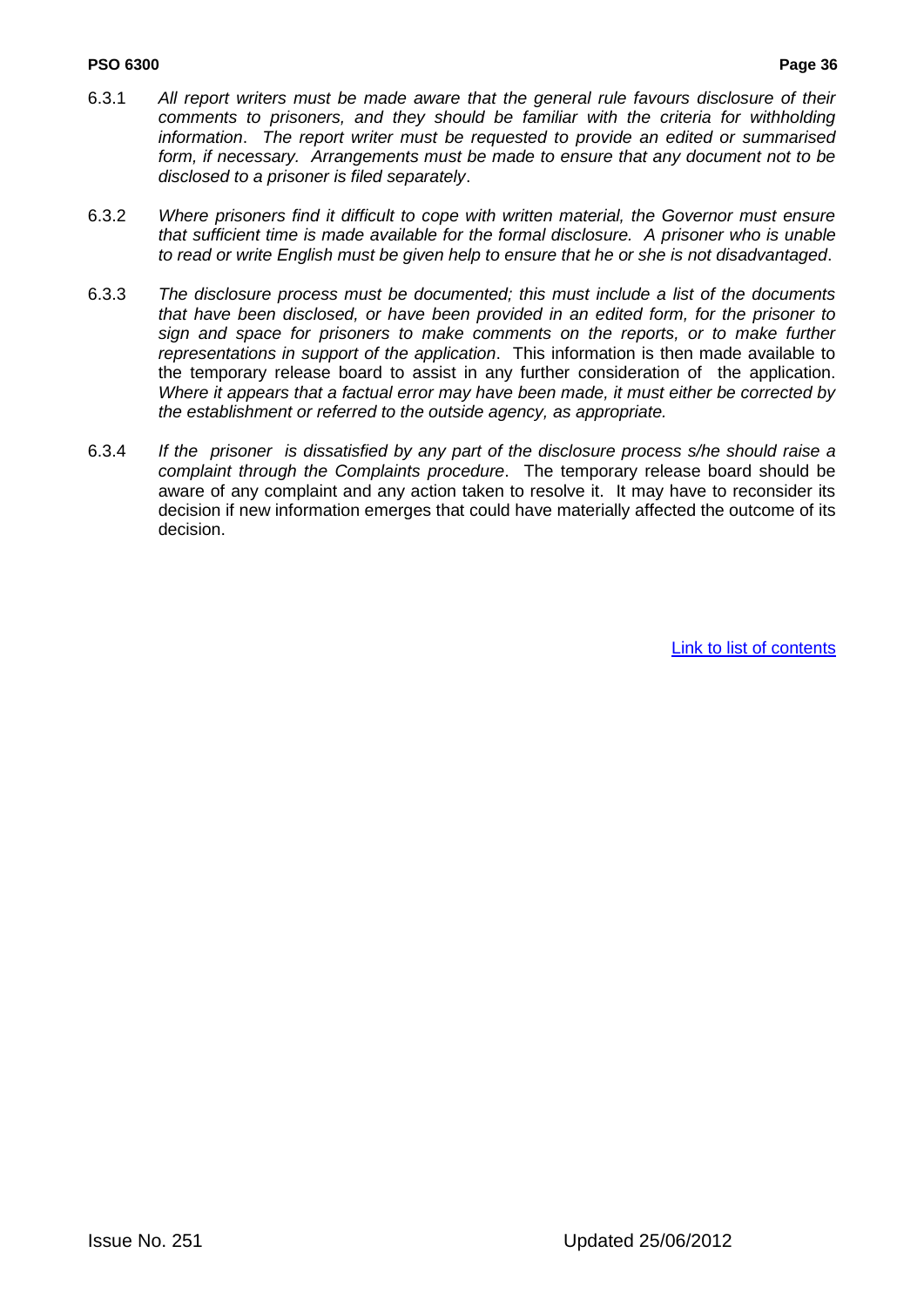6.3.1 *All report writers must be made aware that the general rule favours disclosure of their comments to prisoners, and they should be familiar with the criteria for withholding information*. *The report writer must be requested to provide an edited or summarised form, if necessary. Arrangements must be made to ensure that any document not to be disclosed to a prisoner is filed separately*.

6.3.2 *Where prisoners find it difficult to cope with written material, the Governor must ensure that sufficient time is made available for the formal disclosure. A prisoner who is unable to read or write English must be given help to ensure that he or she is not disadvantaged*.

6.3.3 *The disclosure process must be documented; this must include a list of the documents that have been disclosed, or have been provided in an edited form, for the prisoner to sign and space for prisoners to make comments on the reports, or to make further representations in support of the application*. This information is then made available to the temporary release board to assist in any further consideration of the application. *Where it appears that a factual error may have been made, it must either be corrected by the establishment or referred to the outside agency, as appropriate.*

6.3.4 *If the prisoner is dissatisfied by any part of the disclosure process s/he should raise a complaint through the Complaints procedure*. The temporary release board should be aware of any complaint and any action taken to resolve it. It may have to reconsider its decision if new information emerges that could have materially affected the outcome of its decision.

Link to list of contents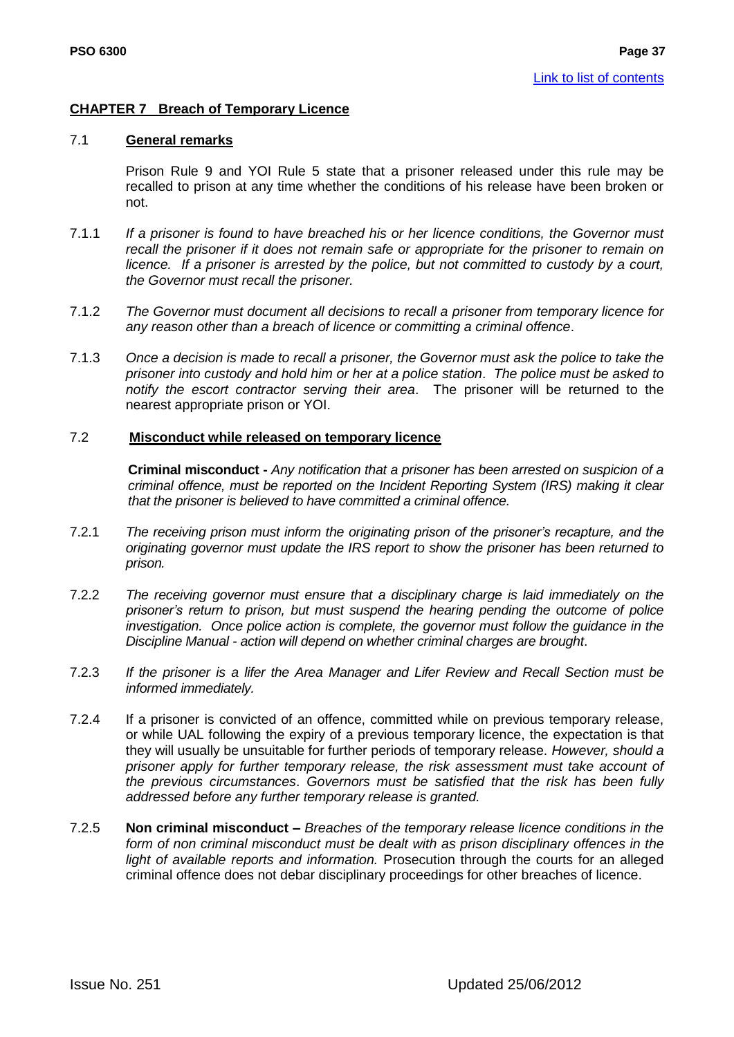## CHAPTER 7 Breach of Temporary Licence

### 7.1 General remarks

Prison Rule 9 and YOI Rule 5 state that a prisoner released under this rule may be recalled to prison at any time whether the conditions of his release have been broken or not.

7.1.1 *If a prisoner is found to have breached his or her licence conditions, the Governor must recall the prisoner if it does not remain safe or appropriate for the prisoner to remain on licence. If a prisoner is arrested by the police, but not committed to custody by a court, the Governor must recall the prisoner.*

7.1.2 *The Governor must document all decisions to recall a prisoner from temporary licence for any reason other than a breach of licence or committing a criminal offence*.

7.1.3 *Once a decision is made to recall a prisoner, the Governor must ask the police to take the prisoner into custody and hold him or her at a police station*. *The police must be asked to notify the escort contractor serving their area*. The prisoner will be returned to the nearest appropriate prison or YOI.

### 7.2 Misconduct while released on temporary licence

**Criminal misconduct -** *Any notification that a prisoner has been arrested on suspicion of a criminal offence, must be reported on the Incident Reporting System (IRS) making it clear that the prisoner is believed to have committed a criminal offence.*

7.2.1 *The receiving prison must inform the originating prison of the prisoner's recapture, and the originating governor must update the IRS report to show the prisoner has been returned to prison.*

7.2.2 *The receiving governor must ensure that a disciplinary charge is laid immediately on the prisoner's return to prison, but must suspend the hearing pending the outcome of police investigation. Once police action is complete, the governor must follow the guidance in the Discipline Manual - action will depend on whether criminal charges are brought*.

7.2.3 *If the prisoner is a lifer the Area Manager and Lifer Review and Recall Section must be informed immediately.*

7.2.4 If a prisoner is convicted of an offence, committed while on previous temporary release, or while UAL following the expiry of a previous temporary licence, the expectation is that they will usually be unsuitable for further periods of temporary release. *However, should a prisoner apply for further temporary release, the risk assessment must take account of the previous circumstances*. *Governors must be satisfied that the risk has been fully addressed before any further temporary release is granted.*

7.2.5 **Non criminal misconduct –** *Breaches of the temporary release licence conditions in the form of non criminal misconduct must be dealt with as prison disciplinary offences in the light of available reports and information.* Prosecution through the courts for an alleged criminal offence does not debar disciplinary proceedings for other breaches of licence.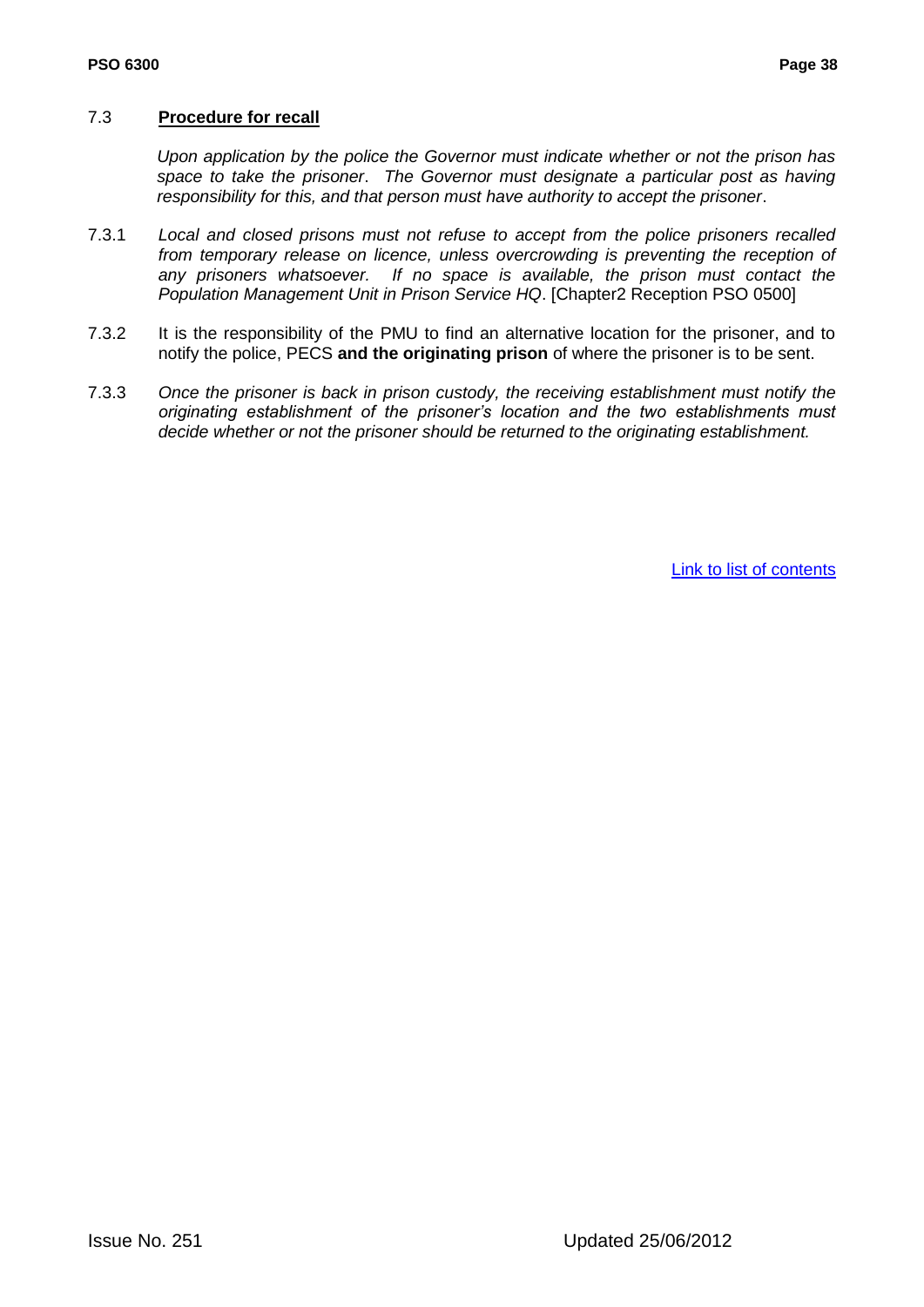### 7.3 **Procedure for recall**

*Upon application by the police the Governor must indicate whether or not the prison has space to take the prisoner. The Governor must designate a particular post as having responsibility for this, and that person must have authority to accept the prisoner.*

7.3.1 *Local and closed prisons must not refuse to accept from the police prisoners recalled from temporary release on licence, unless overcrowding is preventing the reception of any prisoners whatsoever. If no space is available, the prison must contact the Population Management Unit in Prison Service HQ*. [Chapter2 Reception PSO 0500]

7.3.2 It is the responsibility of the PMU to find an alternative location for the prisoner, and to notify the police, PECS **and the originating prison** of where the prisoner is to be sent.

7.3.3 *Once the prisoner is back in prison custody, the receiving establishment must notify the originating establishment of the prisoner's location and the two establishments must decide whether or not the prisoner should be returned to the originating establishment.*

Link to list of contents

Issue No. 251 Updated 25/06/2012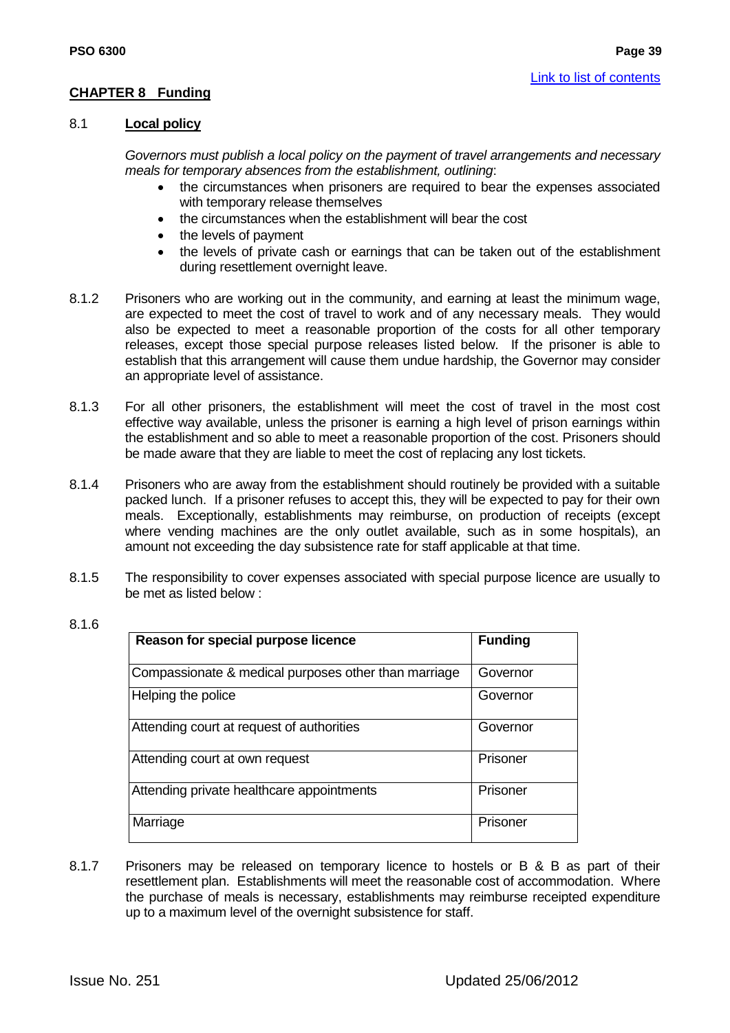[Link to list of contents]

## CHAPTER 8 Funding

### 8.1 Local policy

*Governors must publish a local policy on the payment of travel arrangements and necessary meals for temporary absences from the establishment, outlining*:

- the circumstances when prisoners are required to bear the expenses associated with temporary release themselves
- the circumstances when the establishment will bear the cost
- the levels of payment
- the levels of private cash or earnings that can be taken out of the establishment during resettlement overnight leave.

8.1.2 Prisoners who are working out in the community, and earning at least the minimum wage, are expected to meet the cost of travel to work and of any necessary meals. They would also be expected to meet a reasonable proportion of the costs for all other temporary releases, except those special purpose releases listed below. If the prisoner is able to establish that this arrangement will cause them undue hardship, the Governor may consider an appropriate level of assistance.

8.1.3 For all other prisoners, the establishment will meet the cost of travel in the most cost effective way available, unless the prisoner is earning a high level of prison earnings within the establishment and so able to meet a reasonable proportion of the cost. Prisoners should be made aware that they are liable to meet the cost of replacing any lost tickets.

8.1.4 Prisoners who are away from the establishment should routinely be provided with a suitable packed lunch. If a prisoner refuses to accept this, they will be expected to pay for their own meals. Exceptionally, establishments may reimburse, on production of receipts (except where vending machines are the only outlet available, such as in some hospitals), an amount not exceeding the day subsistence rate for staff applicable at that time.

8.1.5 The responsibility to cover expenses associated with special purpose licence are usually to be met as listed below :

8.1.6

| Reason for special purpose licence | Funding |
|---|---|
| Compassionate & medical purposes other than marriage | Governor |
| Helping the police | Governor |
| Attending court at request of authorities | Governor |
| Attending court at own request | Prisoner |
| Attending private healthcare appointments | Prisoner |
| Marriage | Prisoner |

8.1.7 Prisoners may be released on temporary licence to hostels or B & B as part of their resettlement plan. Establishments will meet the reasonable cost of accommodation. Where the purchase of meals is necessary, establishments may reimburse receipted expenditure up to a maximum level of the overnight subsistence for staff.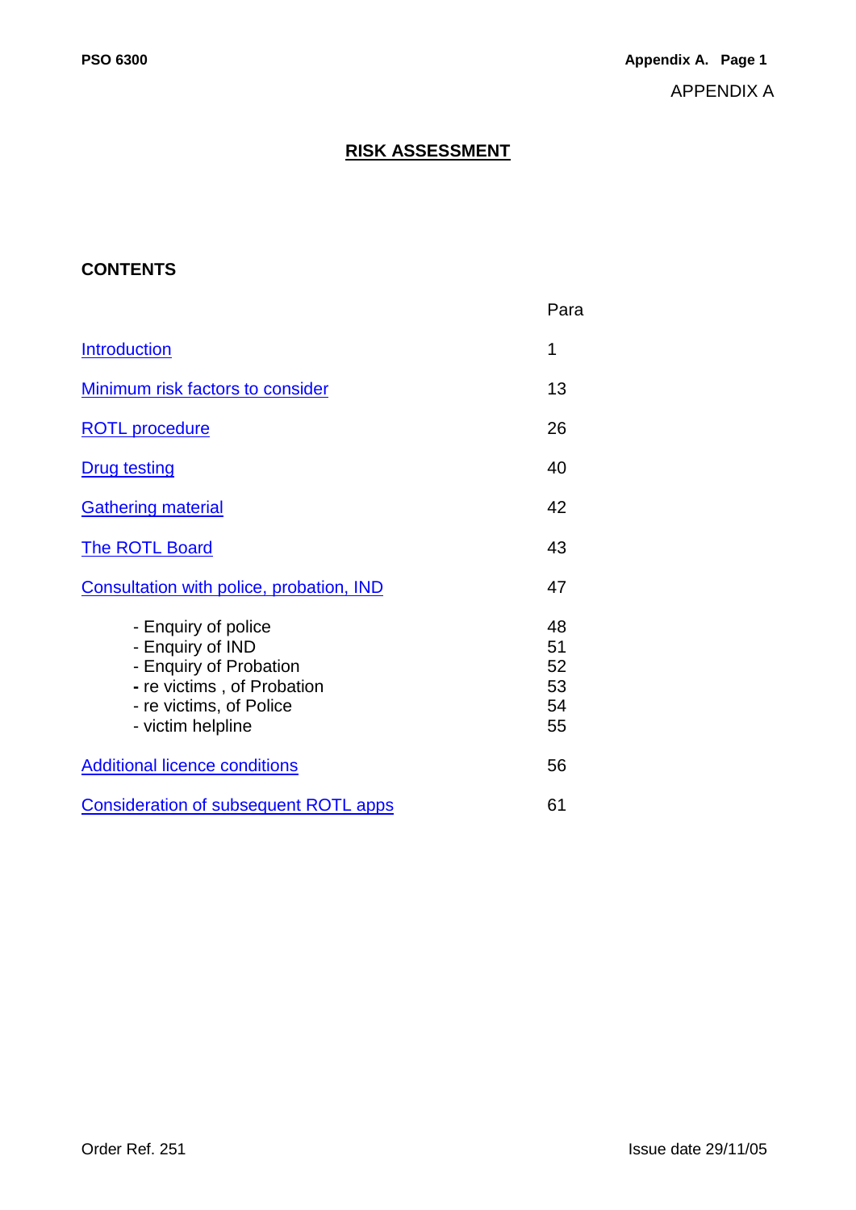APPENDIX A

# RISK ASSESSMENT

## CONTENTS

| | Para |
|---|---|
| Introduction | 1 |
| Minimum risk factors to consider | 13 |
| ROTL procedure | 26 |
| Drug testing | 40 |
| Gathering material | 42 |
| The ROTL Board | 43 |
| Consultation with police, probation, IND | 47 |
| - Enquiry of police | 48 |
| - Enquiry of IND | 51 |
| - Enquiry of Probation | 52 |
| - re victims , of Probation | 53 |
| - re victims, of Police | 54 |
| - victim helpline | 55 |
| Additional licence conditions | 56 |
| Consideration of subsequent ROTL apps | 61 |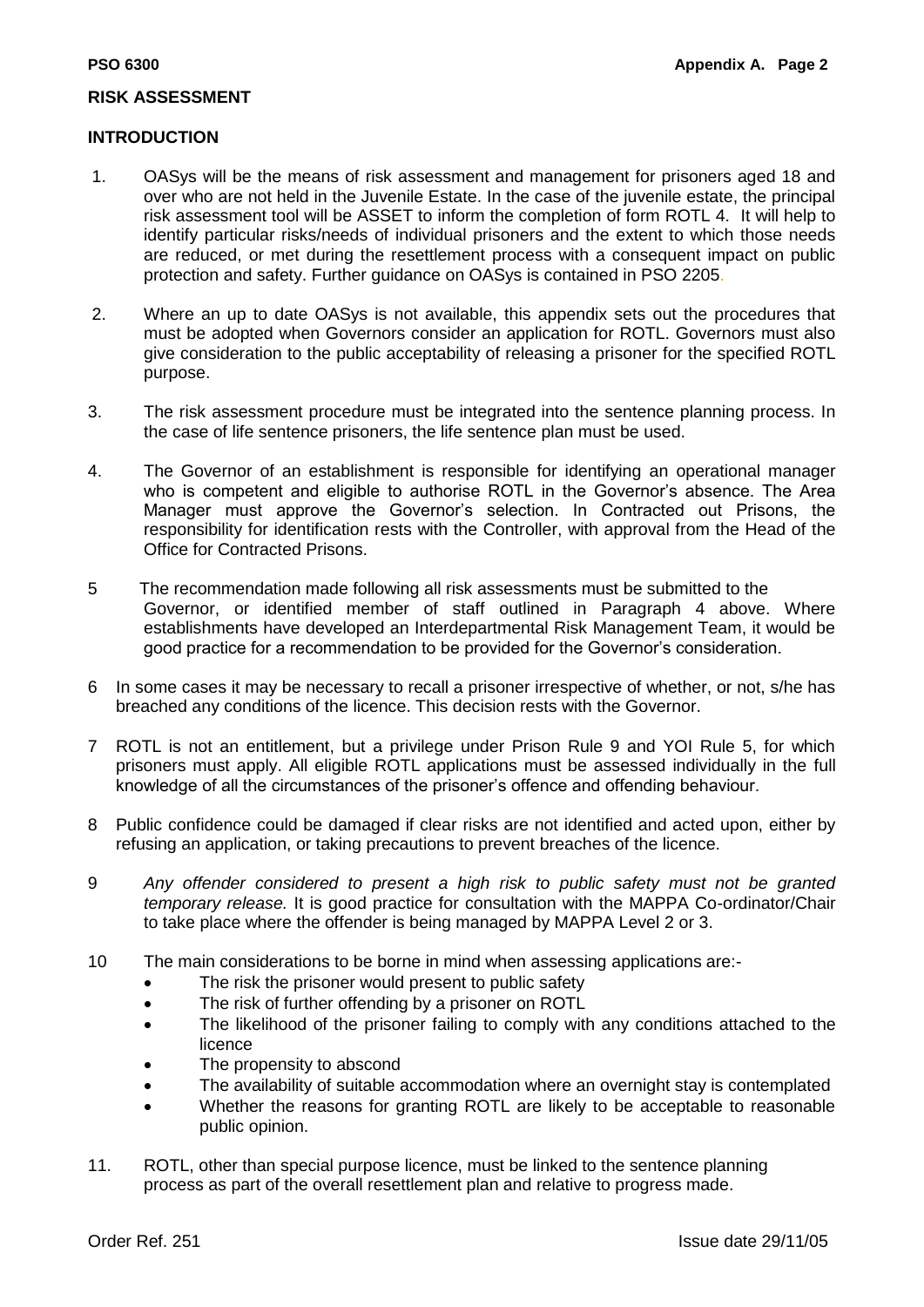## RISK ASSESSMENT

### INTRODUCTION

1. OASys will be the means of risk assessment and management for prisoners aged 18 and over who are not held in the Juvenile Estate. In the case of the juvenile estate, the principal risk assessment tool will be ASSET to inform the completion of form ROTL 4. It will help to identify particular risks/needs of individual prisoners and the extent to which those needs are reduced, or met during the resettlement process with a consequent impact on public protection and safety. Further guidance on OASys is contained in PSO 2205.

2. Where an up to date OASys is not available, this appendix sets out the procedures that must be adopted when Governors consider an application for ROTL. Governors must also give consideration to the public acceptability of releasing a prisoner for the specified ROTL purpose.

3. The risk assessment procedure must be integrated into the sentence planning process. In the case of life sentence prisoners, the life sentence plan must be used.

4. The Governor of an establishment is responsible for identifying an operational manager who is competent and eligible to authorise ROTL in the Governor's absence. The Area Manager must approve the Governor's selection. In Contracted out Prisons, the responsibility for identification rests with the Controller, with approval from the Head of the Office for Contracted Prisons.

5. The recommendation made following all risk assessments must be submitted to the Governor, or identified member of staff outlined in Paragraph 4 above. Where establishments have developed an Interdepartmental Risk Management Team, it would be good practice for a recommendation to be provided for the Governor's consideration.

6. In some cases it may be necessary to recall a prisoner irrespective of whether, or not, s/he has breached any conditions of the licence. This decision rests with the Governor.

7. ROTL is not an entitlement, but a privilege under Prison Rule 9 and YOI Rule 5, for which prisoners must apply. All eligible ROTL applications must be assessed individually in the full knowledge of all the circumstances of the prisoner's offence and offending behaviour.

8. Public confidence could be damaged if clear risks are not identified and acted upon, either by refusing an application, or taking precautions to prevent breaches of the licence.

9. *Any offender considered to present a high risk to public safety must not be granted temporary release.* It is good practice for consultation with the MAPPA Co-ordinator/Chair to take place where the offender is being managed by MAPPA Level 2 or 3.

10. The main considerations to be borne in mind when assessing applications are:-
    - The risk the prisoner would present to public safety
    - The risk of further offending by a prisoner on ROTL
    - The likelihood of the prisoner failing to comply with any conditions attached to the licence
    - The propensity to abscond
    - The availability of suitable accommodation where an overnight stay is contemplated
    - Whether the reasons for granting ROTL are likely to be acceptable to reasonable public opinion.

11. ROTL, other than special purpose licence, must be linked to the sentence planning process as part of the overall resettlement plan and relative to progress made.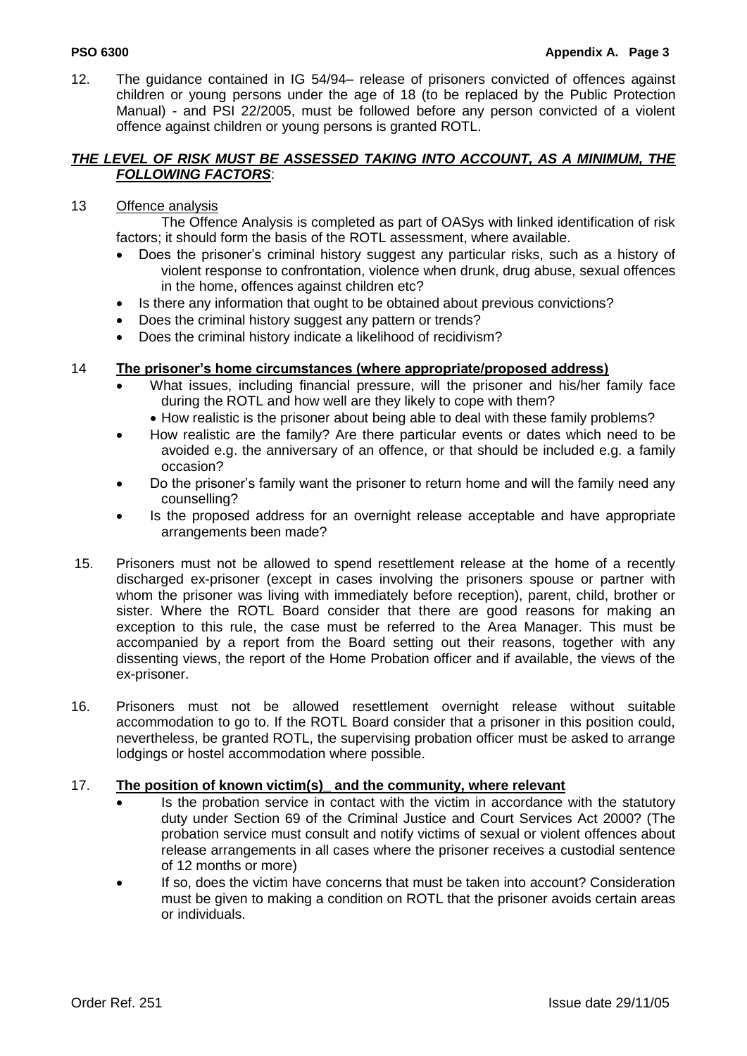12. The guidance contained in IG 54/94– release of prisoners convicted of offences against children or young persons under the age of 18 (to be replaced by the Public Protection Manual) - and PSI 22/2005, must be followed before any person convicted of a violent offence against children or young persons is granted ROTL.

***THE LEVEL OF RISK MUST BE ASSESSED TAKING INTO ACCOUNT, AS A MINIMUM, THE FOLLOWING FACTORS***:

13 Offence analysis

The Offence Analysis is completed as part of OASys with linked identification of risk factors; it should form the basis of the ROTL assessment, where available.

- Does the prisoner's criminal history suggest any particular risks, such as a history of violent response to confrontation, violence when drunk, drug abuse, sexual offences in the home, offences against children etc?
- Is there any information that ought to be obtained about previous convictions?
- Does the criminal history suggest any pattern or trends?
- Does the criminal history indicate a likelihood of recidivism?

14 **The prisoner's home circumstances (where appropriate/proposed address)**

- What issues, including financial pressure, will the prisoner and his/her family face during the ROTL and how well are they likely to cope with them?
  - How realistic is the prisoner about being able to deal with these family problems?
- How realistic are the family? Are there particular events or dates which need to be avoided e.g. the anniversary of an offence, or that should be included e.g. a family occasion?
- Do the prisoner's family want the prisoner to return home and will the family need any counselling?
- Is the proposed address for an overnight release acceptable and have appropriate arrangements been made?

15. Prisoners must not be allowed to spend resettlement release at the home of a recently discharged ex-prisoner (except in cases involving the prisoners spouse or partner with whom the prisoner was living with immediately before reception), parent, child, brother or sister. Where the ROTL Board consider that there are good reasons for making an exception to this rule, the case must be referred to the Area Manager. This must be accompanied by a report from the Board setting out their reasons, together with any dissenting views, the report of the Home Probation officer and if available, the views of the ex-prisoner.

16. Prisoners must not be allowed resettlement overnight release without suitable accommodation to go to. If the ROTL Board consider that a prisoner in this position could, nevertheless, be granted ROTL, the supervising probation officer must be asked to arrange lodgings or hostel accommodation where possible.

17. **The position of known victim(s)_ and the community, where relevant**

- Is the probation service in contact with the victim in accordance with the statutory duty under Section 69 of the Criminal Justice and Court Services Act 2000? (The probation service must consult and notify victims of sexual or violent offences about release arrangements in all cases where the prisoner receives a custodial sentence of 12 months or more)
- If so, does the victim have concerns that must be taken into account? Consideration must be given to making a condition on ROTL that the prisoner avoids certain areas or individuals.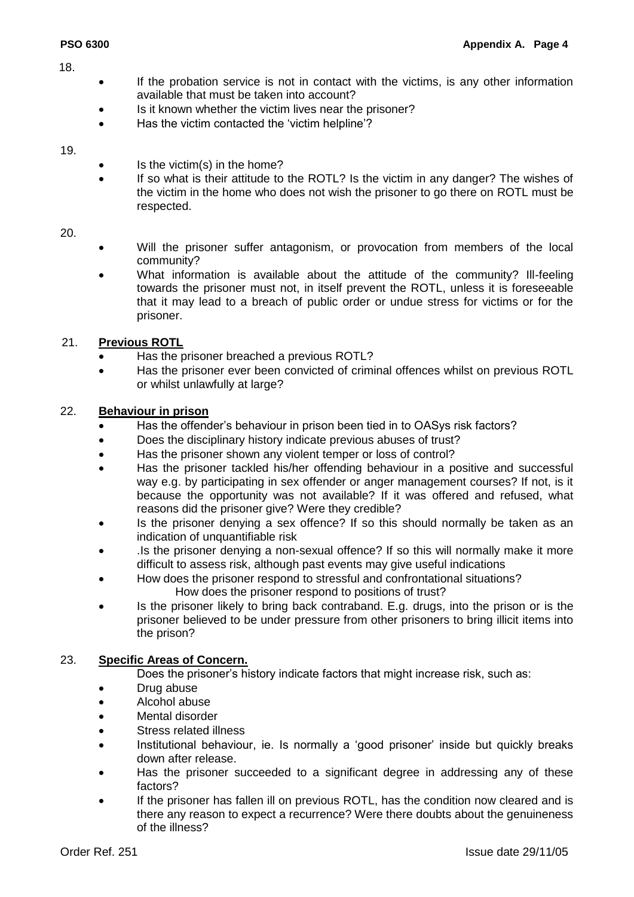18.

- If the probation service is not in contact with the victims, is any other information available that must be taken into account?
- Is it known whether the victim lives near the prisoner?
- Has the victim contacted the 'victim helpline'?

19.

- Is the victim(s) in the home?
- If so what is their attitude to the ROTL? Is the victim in any danger? The wishes of the victim in the home who does not wish the prisoner to go there on ROTL must be respected.

20.

- Will the prisoner suffer antagonism, or provocation from members of the local community?
- What information is available about the attitude of the community? Ill-feeling towards the prisoner must not, in itself prevent the ROTL, unless it is foreseeable that it may lead to a breach of public order or undue stress for victims or for the prisoner.

21. **Previous ROTL**

- Has the prisoner breached a previous ROTL?
- Has the prisoner ever been convicted of criminal offences whilst on previous ROTL or whilst unlawfully at large?

22. **Behaviour in prison**

- Has the offender's behaviour in prison been tied in to OASys risk factors?
- Does the disciplinary history indicate previous abuses of trust?
- Has the prisoner shown any violent temper or loss of control?
- Has the prisoner tackled his/her offending behaviour in a positive and successful way e.g. by participating in sex offender or anger management courses? If not, is it because the opportunity was not available? If it was offered and refused, what reasons did the prisoner give? Were they credible?
- Is the prisoner denying a sex offence? If so this should normally be taken as an indication of unquantifiable risk
- .Is the prisoner denying a non-sexual offence? If so this will normally make it more difficult to assess risk, although past events may give useful indications
- How does the prisoner respond to stressful and confrontational situations?
  How does the prisoner respond to positions of trust?
- Is the prisoner likely to bring back contraband. E.g. drugs, into the prison or is the prisoner believed to be under pressure from other prisoners to bring illicit items into the prison?

23. **Specific Areas of Concern.**

Does the prisoner's history indicate factors that might increase risk, such as:

- Drug abuse
- Alcohol abuse
- Mental disorder
- Stress related illness
- Institutional behaviour, ie. Is normally a 'good prisoner' inside but quickly breaks down after release.
- Has the prisoner succeeded to a significant degree in addressing any of these factors?
- If the prisoner has fallen ill on previous ROTL, has the condition now cleared and is there any reason to expect a recurrence? Were there doubts about the genuineness of the illness?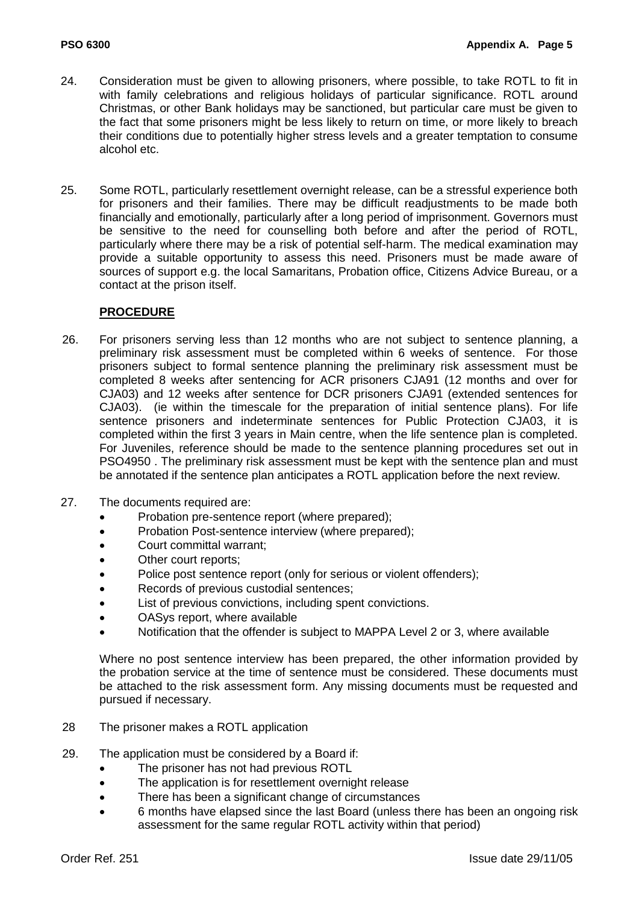24. Consideration must be given to allowing prisoners, where possible, to take ROTL to fit in with family celebrations and religious holidays of particular significance. ROTL around Christmas, or other Bank holidays may be sanctioned, but particular care must be given to the fact that some prisoners might be less likely to return on time, or more likely to breach their conditions due to potentially higher stress levels and a greater temptation to consume alcohol etc.

25. Some ROTL, particularly resettlement overnight release, can be a stressful experience both for prisoners and their families. There may be difficult readjustments to be made both financially and emotionally, particularly after a long period of imprisonment. Governors must be sensitive to the need for counselling both before and after the period of ROTL, particularly where there may be a risk of potential self-harm. The medical examination may provide a suitable opportunity to assess this need. Prisoners must be made aware of sources of support e.g. the local Samaritans, Probation office, Citizens Advice Bureau, or a contact at the prison itself.

## PROCEDURE

26. For prisoners serving less than 12 months who are not subject to sentence planning, a preliminary risk assessment must be completed within 6 weeks of sentence. For those prisoners subject to formal sentence planning the preliminary risk assessment must be completed 8 weeks after sentencing for ACR prisoners CJA91 (12 months and over for CJA03) and 12 weeks after sentence for DCR prisoners CJA91 (extended sentences for CJA03). (ie within the timescale for the preparation of initial sentence plans). For life sentence prisoners and indeterminate sentences for Public Protection CJA03, it is completed within the first 3 years in Main centre, when the life sentence plan is completed. For Juveniles, reference should be made to the sentence planning procedures set out in PSO4950 . The preliminary risk assessment must be kept with the sentence plan and must be annotated if the sentence plan anticipates a ROTL application before the next review.

27. The documents required are:
    - Probation pre-sentence report (where prepared);
    - Probation Post-sentence interview (where prepared);
    - Court committal warrant;
    - Other court reports;
    - Police post sentence report (only for serious or violent offenders);
    - Records of previous custodial sentences;
    - List of previous convictions, including spent convictions.
    - OASys report, where available
    - Notification that the offender is subject to MAPPA Level 2 or 3, where available

    Where no post sentence interview has been prepared, the other information provided by the probation service at the time of sentence must be considered. These documents must be attached to the risk assessment form. Any missing documents must be requested and pursued if necessary.

28 The prisoner makes a ROTL application

29. The application must be considered by a Board if:
    - The prisoner has not had previous ROTL
    - The application is for resettlement overnight release
    - There has been a significant change of circumstances
    - 6 months have elapsed since the last Board (unless there has been an ongoing risk assessment for the same regular ROTL activity within that period)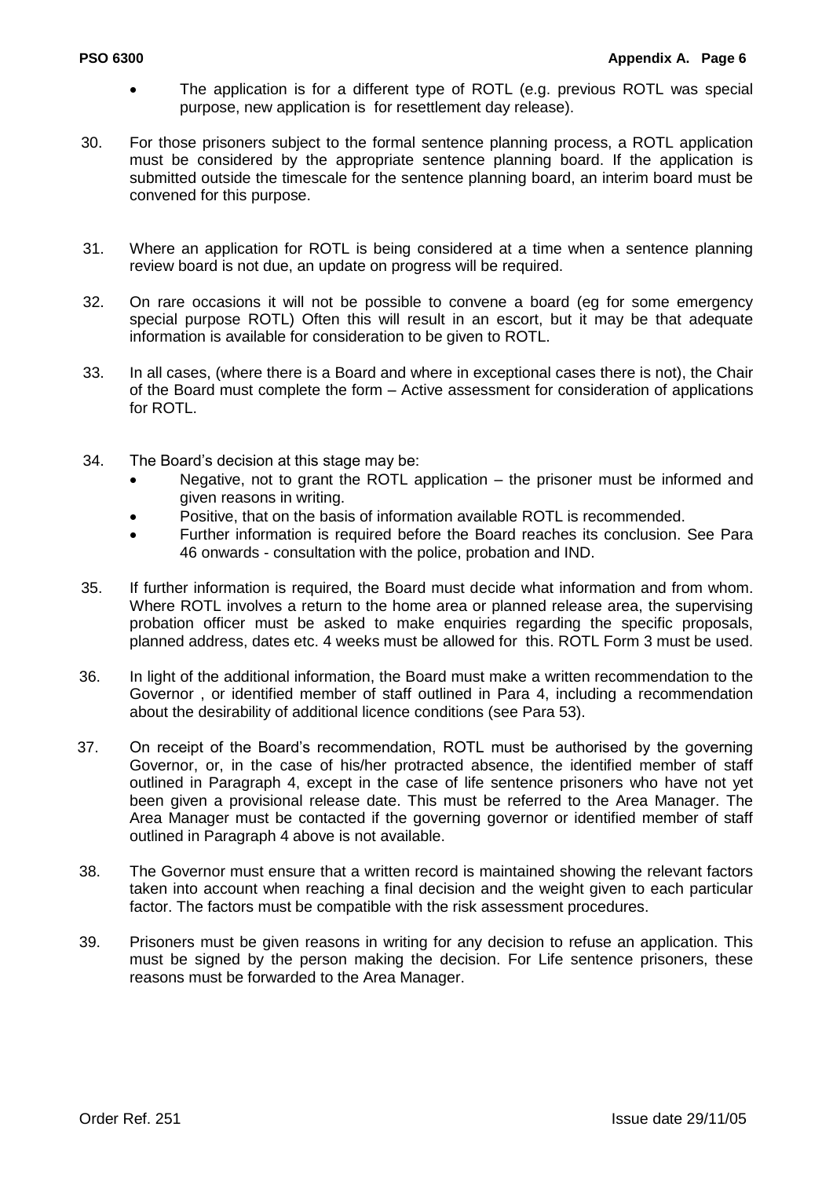- The application is for a different type of ROTL (e.g. previous ROTL was special purpose, new application is for resettlement day release).

30. For those prisoners subject to the formal sentence planning process, a ROTL application must be considered by the appropriate sentence planning board. If the application is submitted outside the timescale for the sentence planning board, an interim board must be convened for this purpose.

31. Where an application for ROTL is being considered at a time when a sentence planning review board is not due, an update on progress will be required.

32. On rare occasions it will not be possible to convene a board (eg for some emergency special purpose ROTL) Often this will result in an escort, but it may be that adequate information is available for consideration to be given to ROTL.

33. In all cases, (where there is a Board and where in exceptional cases there is not), the Chair of the Board must complete the form – Active assessment for consideration of applications for ROTL.

34. The Board's decision at this stage may be:
    - Negative, not to grant the ROTL application – the prisoner must be informed and given reasons in writing.
    - Positive, that on the basis of information available ROTL is recommended.
    - Further information is required before the Board reaches its conclusion. See Para 46 onwards - consultation with the police, probation and IND.

35. If further information is required, the Board must decide what information and from whom. Where ROTL involves a return to the home area or planned release area, the supervising probation officer must be asked to make enquiries regarding the specific proposals, planned address, dates etc. 4 weeks must be allowed for this. ROTL Form 3 must be used.

36. In light of the additional information, the Board must make a written recommendation to the Governor , or identified member of staff outlined in Para 4, including a recommendation about the desirability of additional licence conditions (see Para 53).

37. On receipt of the Board's recommendation, ROTL must be authorised by the governing Governor, or, in the case of his/her protracted absence, the identified member of staff outlined in Paragraph 4, except in the case of life sentence prisoners who have not yet been given a provisional release date. This must be referred to the Area Manager. The Area Manager must be contacted if the governing governor or identified member of staff outlined in Paragraph 4 above is not available.

38. The Governor must ensure that a written record is maintained showing the relevant factors taken into account when reaching a final decision and the weight given to each particular factor. The factors must be compatible with the risk assessment procedures.

39. Prisoners must be given reasons in writing for any decision to refuse an application. This must be signed by the person making the decision. For Life sentence prisoners, these reasons must be forwarded to the Area Manager.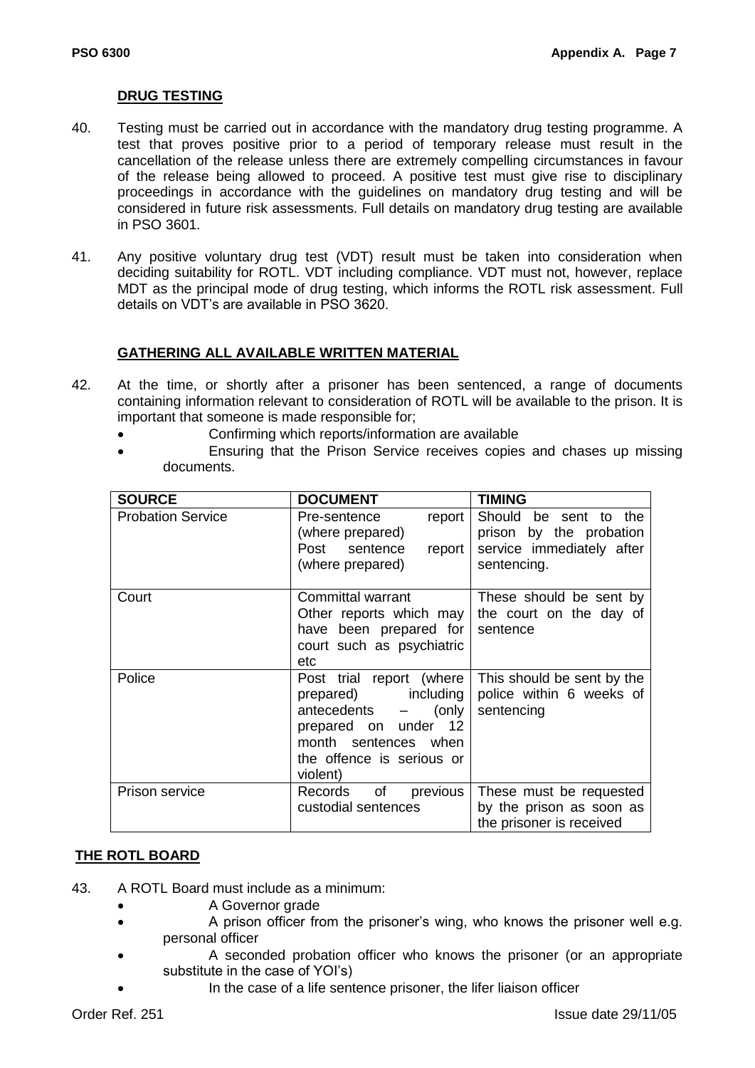## DRUG TESTING

40. Testing must be carried out in accordance with the mandatory drug testing programme. A test that proves positive prior to a period of temporary release must result in the cancellation of the release unless there are extremely compelling circumstances in favour of the release being allowed to proceed. A positive test must give rise to disciplinary proceedings in accordance with the guidelines on mandatory drug testing and will be considered in future risk assessments. Full details on mandatory drug testing are available in PSO 3601.

41. Any positive voluntary drug test (VDT) result must be taken into consideration when deciding suitability for ROTL. VDT including compliance. VDT must not, however, replace MDT as the principal mode of drug testing, which informs the ROTL risk assessment. Full details on VDT's are available in PSO 3620.

## GATHERING ALL AVAILABLE WRITTEN MATERIAL

42. At the time, or shortly after a prisoner has been sentenced, a range of documents containing information relevant to consideration of ROTL will be available to the prison. It is important that someone is made responsible for;
    - Confirming which reports/information are available
    - Ensuring that the Prison Service receives copies and chases up missing documents.

| SOURCE | DOCUMENT | TIMING |
|---|---|---|
| Probation Service | Pre-sentence report (where prepared) Post sentence report (where prepared) | Should be sent to the prison by the probation service immediately after sentencing. |
| Court | Committal warrant Other reports which may have been prepared for court such as psychiatric etc | These should be sent by the court on the day of sentence |
| Police | Post trial report (where prepared) including antecedents – (only prepared on under 12 month sentences when the offence is serious or violent) | This should be sent by the police within 6 weeks of sentencing |
| Prison service | Records of previous custodial sentences | These must be requested by the prison as soon as the prisoner is received |

## THE ROTL BOARD

43. A ROTL Board must include as a minimum:
    - A Governor grade
    - A prison officer from the prisoner's wing, who knows the prisoner well e.g. personal officer
    - A seconded probation officer who knows the prisoner (or an appropriate substitute in the case of YOI's)
    - In the case of a life sentence prisoner, the lifer liaison officer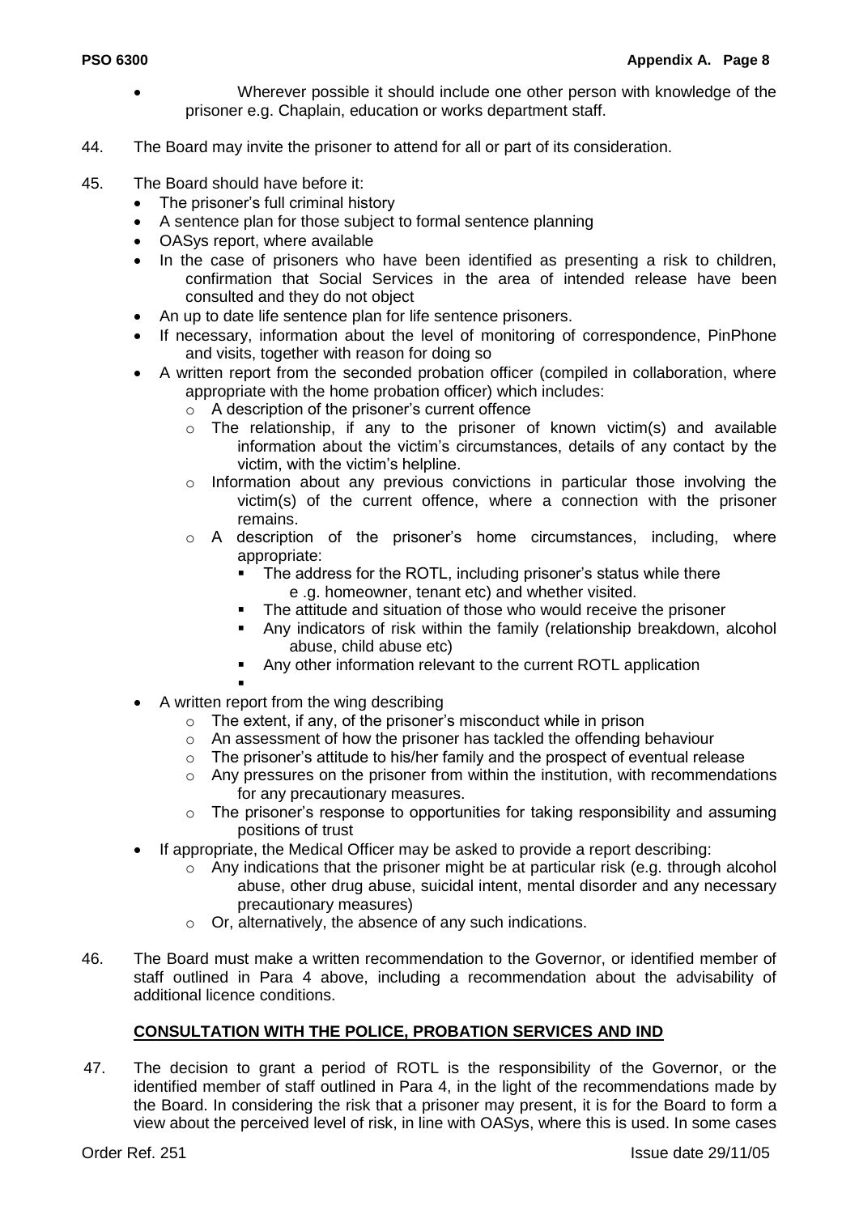- Wherever possible it should include one other person with knowledge of the prisoner e.g. Chaplain, education or works department staff.

44. The Board may invite the prisoner to attend for all or part of its consideration.

45. The Board should have before it:
    - The prisoner's full criminal history
    - A sentence plan for those subject to formal sentence planning
    - OASys report, where available
    - In the case of prisoners who have been identified as presenting a risk to children, confirmation that Social Services in the area of intended release have been consulted and they do not object
    - An up to date life sentence plan for life sentence prisoners.
    - If necessary, information about the level of monitoring of correspondence, PinPhone and visits, together with reason for doing so
    - A written report from the seconded probation officer (compiled in collaboration, where appropriate with the home probation officer) which includes:
        - A description of the prisoner's current offence
        - The relationship, if any to the prisoner of known victim(s) and available information about the victim's circumstances, details of any contact by the victim, with the victim's helpline.
        - Information about any previous convictions in particular those involving the victim(s) of the current offence, where a connection with the prisoner remains.
        - A description of the prisoner's home circumstances, including, where appropriate:
            - The address for the ROTL, including prisoner's status while there e .g. homeowner, tenant etc) and whether visited.
            - The attitude and situation of those who would receive the prisoner
            - Any indicators of risk within the family (relationship breakdown, alcohol abuse, child abuse etc)
            - Any other information relevant to the current ROTL application
            - 
    - A written report from the wing describing
        - The extent, if any, of the prisoner's misconduct while in prison
        - An assessment of how the prisoner has tackled the offending behaviour
        - The prisoner's attitude to his/her family and the prospect of eventual release
        - Any pressures on the prisoner from within the institution, with recommendations for any precautionary measures.
        - The prisoner's response to opportunities for taking responsibility and assuming positions of trust
    - If appropriate, the Medical Officer may be asked to provide a report describing:
        - Any indications that the prisoner might be at particular risk (e.g. through alcohol abuse, other drug abuse, suicidal intent, mental disorder and any necessary precautionary measures)
        - Or, alternatively, the absence of any such indications.

46. The Board must make a written recommendation to the Governor, or identified member of staff outlined in Para 4 above, including a recommendation about the advisability of additional licence conditions.

**CONSULTATION WITH THE POLICE, PROBATION SERVICES AND IND**

47. The decision to grant a period of ROTL is the responsibility of the Governor, or the identified member of staff outlined in Para 4, in the light of the recommendations made by the Board. In considering the risk that a prisoner may present, it is for the Board to form a view about the perceived level of risk, in line with OASys, where this is used. In some cases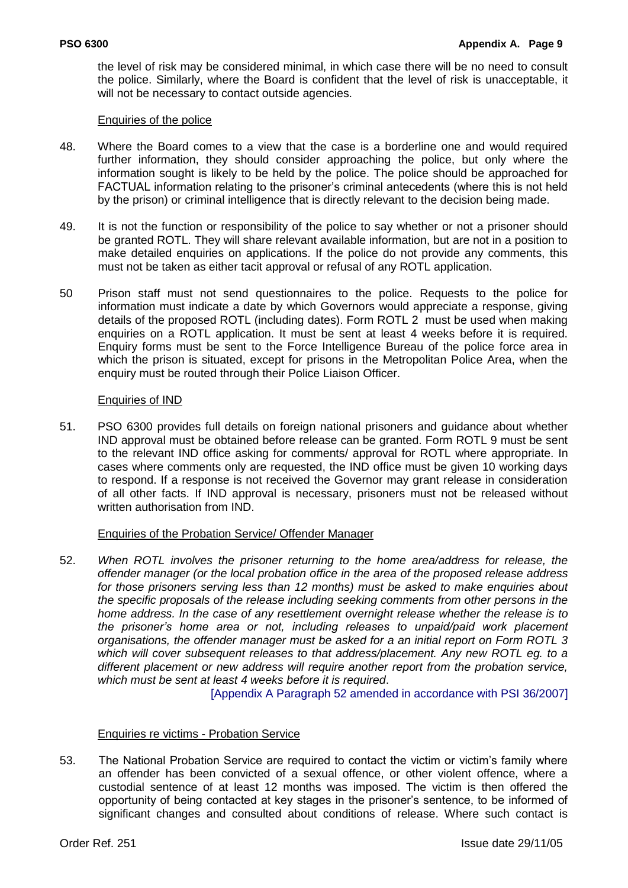the level of risk may be considered minimal, in which case there will be no need to consult the police. Similarly, where the Board is confident that the level of risk is unacceptable, it will not be necessary to contact outside agencies.

Enquiries of the police

48. Where the Board comes to a view that the case is a borderline one and would required further information, they should consider approaching the police, but only where the information sought is likely to be held by the police. The police should be approached for FACTUAL information relating to the prisoner's criminal antecedents (where this is not held by the prison) or criminal intelligence that is directly relevant to the decision being made.

49. It is not the function or responsibility of the police to say whether or not a prisoner should be granted ROTL. They will share relevant available information, but are not in a position to make detailed enquiries on applications. If the police do not provide any comments, this must not be taken as either tacit approval or refusal of any ROTL application.

50 Prison staff must not send questionnaires to the police. Requests to the police for information must indicate a date by which Governors would appreciate a response, giving details of the proposed ROTL (including dates). Form ROTL 2 must be used when making enquiries on a ROTL application. It must be sent at least 4 weeks before it is required. Enquiry forms must be sent to the Force Intelligence Bureau of the police force area in which the prison is situated, except for prisons in the Metropolitan Police Area, when the enquiry must be routed through their Police Liaison Officer.

Enquiries of IND

51. PSO 6300 provides full details on foreign national prisoners and guidance about whether IND approval must be obtained before release can be granted. Form ROTL 9 must be sent to the relevant IND office asking for comments/ approval for ROTL where appropriate. In cases where comments only are requested, the IND office must be given 10 working days to respond. If a response is not received the Governor may grant release in consideration of all other facts. If IND approval is necessary, prisoners must not be released without written authorisation from IND.

Enquiries of the Probation Service/ Offender Manager

52. *When ROTL involves the prisoner returning to the home area/address for release, the offender manager (or the local probation office in the area of the proposed release address for those prisoners serving less than 12 months) must be asked to make enquiries about the specific proposals of the release including seeking comments from other persons in the home address. In the case of any resettlement overnight release whether the release is to the prisoner's home area or not, including releases to unpaid/paid work placement organisations, the offender manager must be asked for a an initial report on Form ROTL 3 which will cover subsequent releases to that address/placement. Any new ROTL eg. to a different placement or new address will require another report from the probation service, which must be sent at least 4 weeks before it is required*.

[Appendix A Paragraph 52 amended in accordance with PSI 36/2007]

Enquiries re victims - Probation Service

53. The National Probation Service are required to contact the victim or victim's family where an offender has been convicted of a sexual offence, or other violent offence, where a custodial sentence of at least 12 months was imposed. The victim is then offered the opportunity of being contacted at key stages in the prisoner's sentence, to be informed of significant changes and consulted about conditions of release. Where such contact is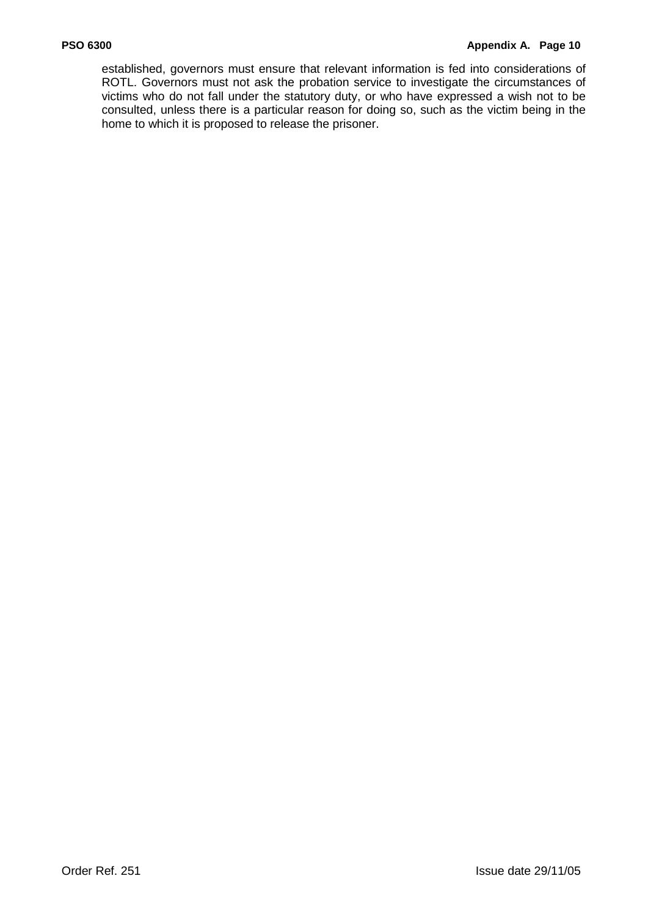established, governors must ensure that relevant information is fed into considerations of ROTL. Governors must not ask the probation service to investigate the circumstances of victims who do not fall under the statutory duty, or who have expressed a wish not to be consulted, unless there is a particular reason for doing so, such as the victim being in the home to which it is proposed to release the prisoner.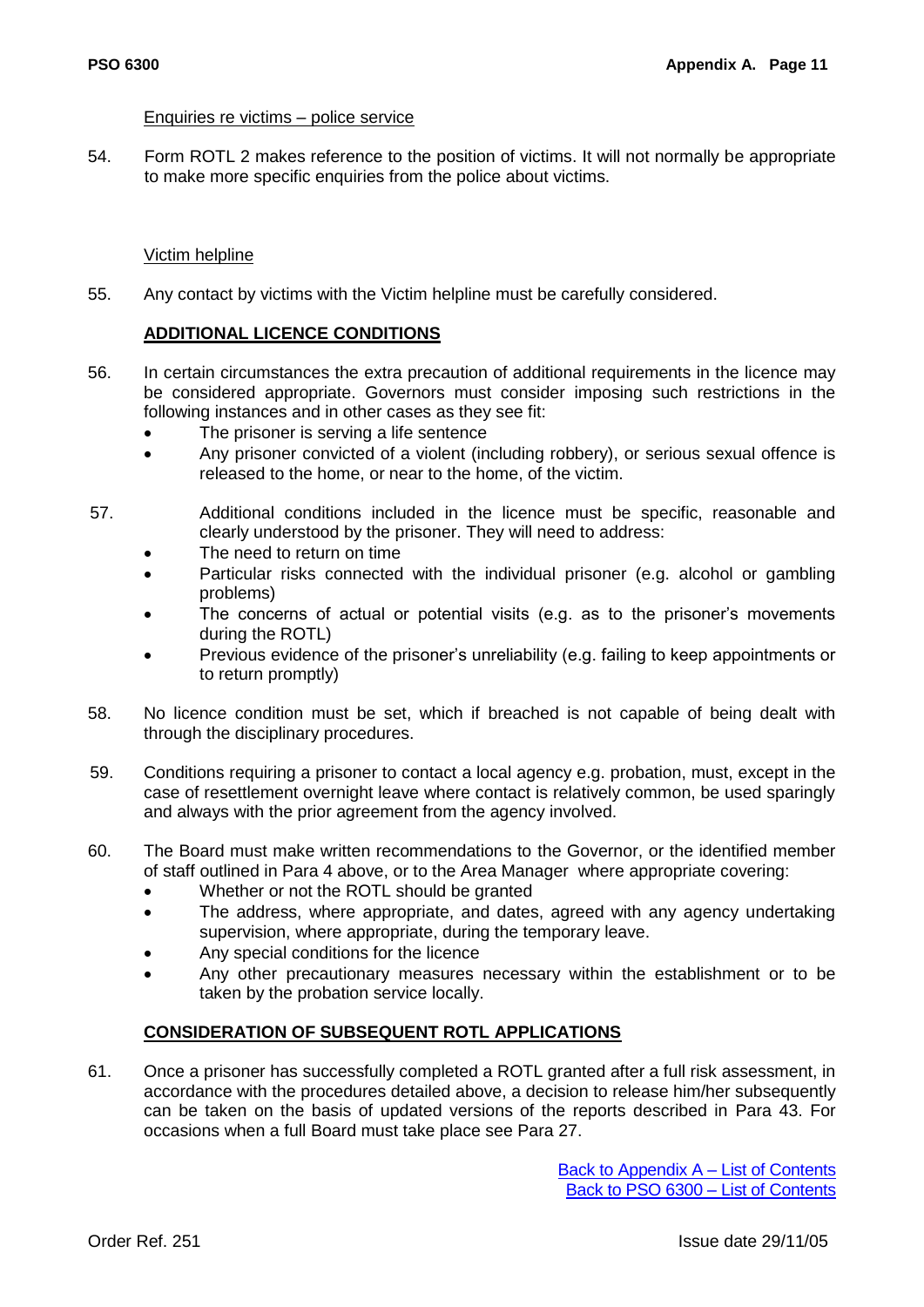Enquiries re victims – police service

54. Form ROTL 2 makes reference to the position of victims. It will not normally be appropriate to make more specific enquiries from the police about victims.

Victim helpline

55. Any contact by victims with the Victim helpline must be carefully considered.

**ADDITIONAL LICENCE CONDITIONS**

56. In certain circumstances the extra precaution of additional requirements in the licence may be considered appropriate. Governors must consider imposing such restrictions in the following instances and in other cases as they see fit:
    - The prisoner is serving a life sentence
    - Any prisoner convicted of a violent (including robbery), or serious sexual offence is released to the home, or near to the home, of the victim.

57. Additional conditions included in the licence must be specific, reasonable and clearly understood by the prisoner. They will need to address:
    - The need to return on time
    - Particular risks connected with the individual prisoner (e.g. alcohol or gambling problems)
    - The concerns of actual or potential visits (e.g. as to the prisoner's movements during the ROTL)
    - Previous evidence of the prisoner's unreliability (e.g. failing to keep appointments or to return promptly)

58. No licence condition must be set, which if breached is not capable of being dealt with through the disciplinary procedures.

59. Conditions requiring a prisoner to contact a local agency e.g. probation, must, except in the case of resettlement overnight leave where contact is relatively common, be used sparingly and always with the prior agreement from the agency involved.

60. The Board must make written recommendations to the Governor, or the identified member of staff outlined in Para 4 above, or to the Area Manager where appropriate covering:
    - Whether or not the ROTL should be granted
    - The address, where appropriate, and dates, agreed with any agency undertaking supervision, where appropriate, during the temporary leave.
    - Any special conditions for the licence
    - Any other precautionary measures necessary within the establishment or to be taken by the probation service locally.

**CONSIDERATION OF SUBSEQUENT ROTL APPLICATIONS**

61. Once a prisoner has successfully completed a ROTL granted after a full risk assessment, in accordance with the procedures detailed above, a decision to release him/her subsequently can be taken on the basis of updated versions of the reports described in Para 43. For occasions when a full Board must take place see Para 27.

Back to Appendix A – List of Contents
Back to PSO 6300 – List of Contents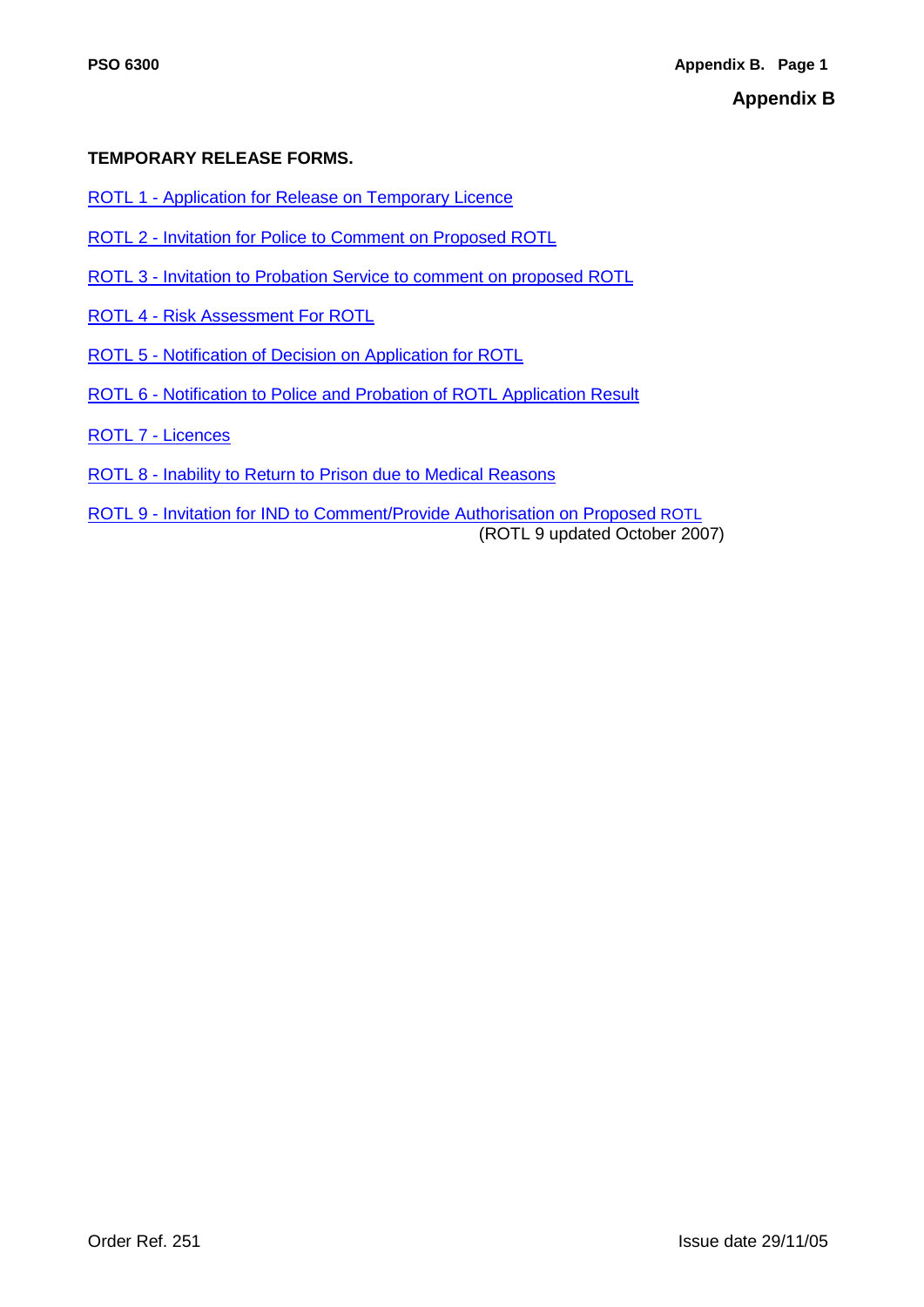# Appendix B

**TEMPORARY RELEASE FORMS.**

ROTL 1 - Application for Release on Temporary Licence

ROTL 2 - Invitation for Police to Comment on Proposed ROTL

ROTL 3 - Invitation to Probation Service to comment on proposed ROTL

ROTL 4 - Risk Assessment For ROTL

ROTL 5 - Notification of Decision on Application for ROTL

ROTL 6 - Notification to Police and Probation of ROTL Application Result

ROTL 7 - Licences

ROTL 8 - Inability to Return to Prison due to Medical Reasons

ROTL 9 - Invitation for IND to Comment/Provide Authorisation on Proposed ROTL
(ROTL 9 updated October 2007)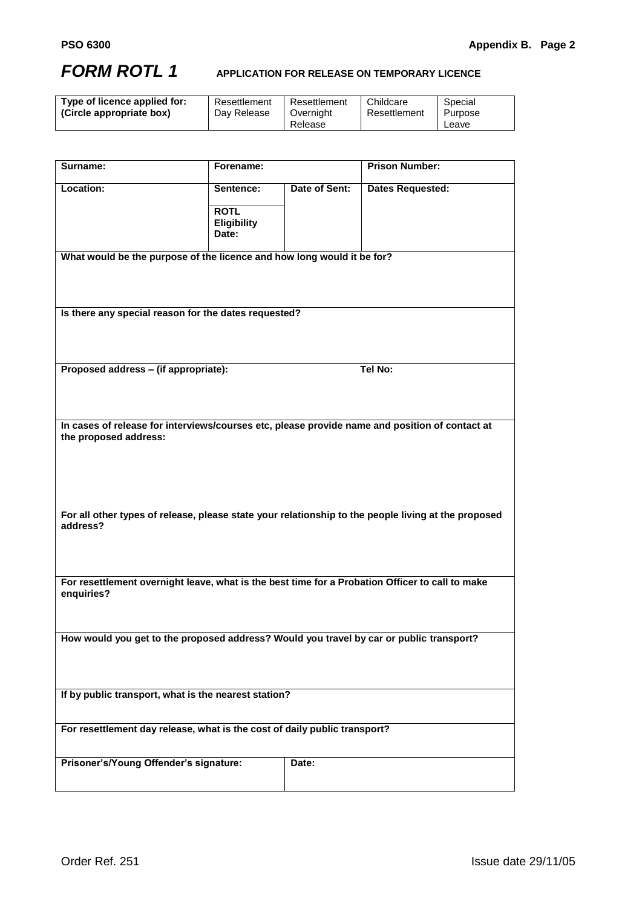# *FORM ROTL 1* APPLICATION FOR RELEASE ON TEMPORARY LICENCE

| **Type of licence applied for: (Circle appropriate box)** | Resettlement Day Release | Resettlement Overnight Release | Childcare Resettlement | Special Purpose Leave |
|---|---|---|---|---|

| **Surname:** | **Forename:** | | **Prison Number:** |
|---|---|---|---|
| **Location:** | **Sentence:** | **Date of Sent:** | **Dates Requested:** |
| | **ROTL Eligibility Date:** | | |
| **What would be the purpose of the licence and how long would it be for?** | | | |
| **Is there any special reason for the dates requested?** | | | |
| **Proposed address – (if appropriate):** | | | **Tel No:** |
| **In cases of release for interviews/courses etc, please provide name and position of contact at the proposed address:** | | | |
| **For all other types of release, please state your relationship to the people living at the proposed address?** | | | |
| **For resettlement overnight leave, what is the best time for a Probation Officer to call to make enquiries?** | | | |
| **How would you get to the proposed address? Would you travel by car or public transport?** | | | |
| **If by public transport, what is the nearest station?** | | | |
| **For resettlement day release, what is the cost of daily public transport?** | | | |
| **Prisoner's/Young Offender's signature:** | | **Date:** | |

Order Ref. 251

Issue date 29/11/05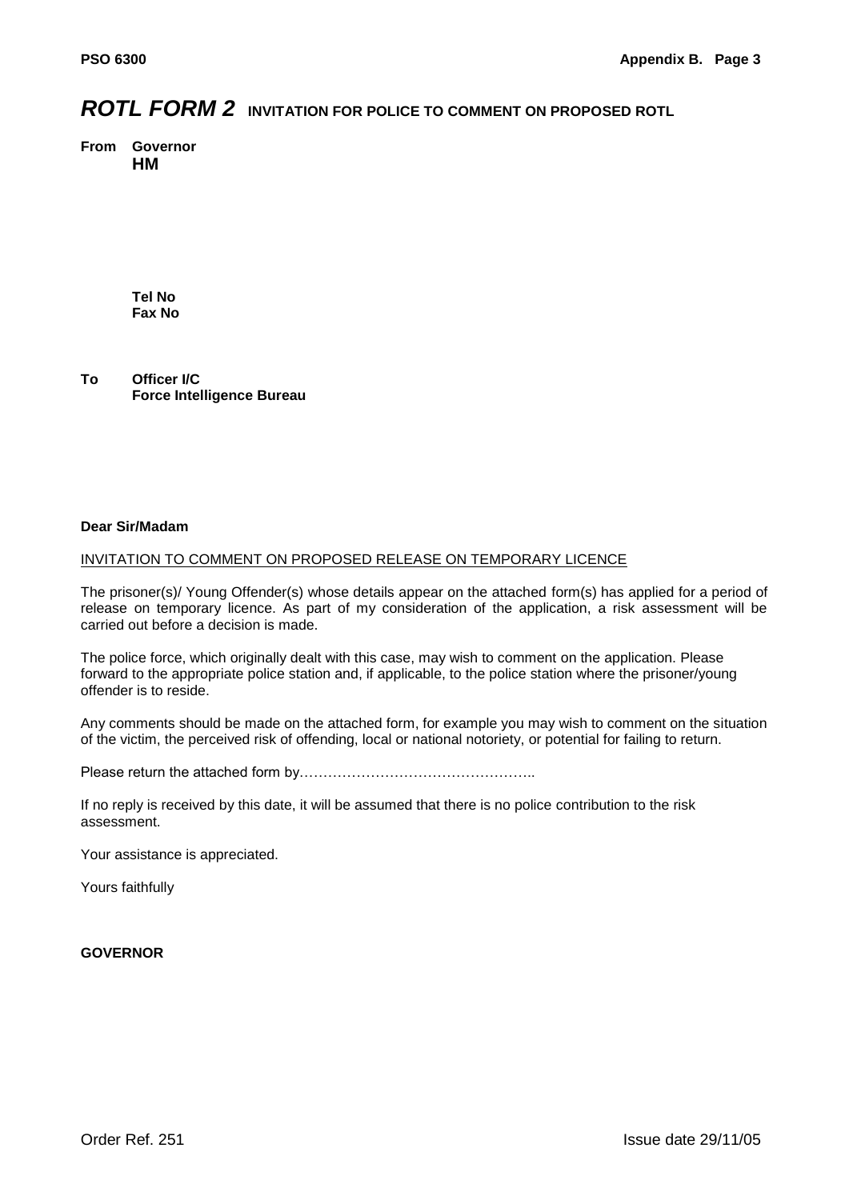# *ROTL FORM 2* INVITATION FOR POLICE TO COMMENT ON PROPOSED ROTL

**From Governor**
**HM**

**Tel No**
**Fax No**

**To Officer I/C**
**Force Intelligence Bureau**

**Dear Sir/Madam**

INVITATION TO COMMENT ON PROPOSED RELEASE ON TEMPORARY LICENCE

The prisoner(s)/ Young Offender(s) whose details appear on the attached form(s) has applied for a period of release on temporary licence. As part of my consideration of the application, a risk assessment will be carried out before a decision is made.

The police force, which originally dealt with this case, may wish to comment on the application. Please forward to the appropriate police station and, if applicable, to the police station where the prisoner/young offender is to reside.

Any comments should be made on the attached form, for example you may wish to comment on the situation of the victim, the perceived risk of offending, local or national notoriety, or potential for failing to return.

Please return the attached form by…………………………………………..

If no reply is received by this date, it will be assumed that there is no police contribution to the risk assessment.

Your assistance is appreciated.

Yours faithfully

**GOVERNOR**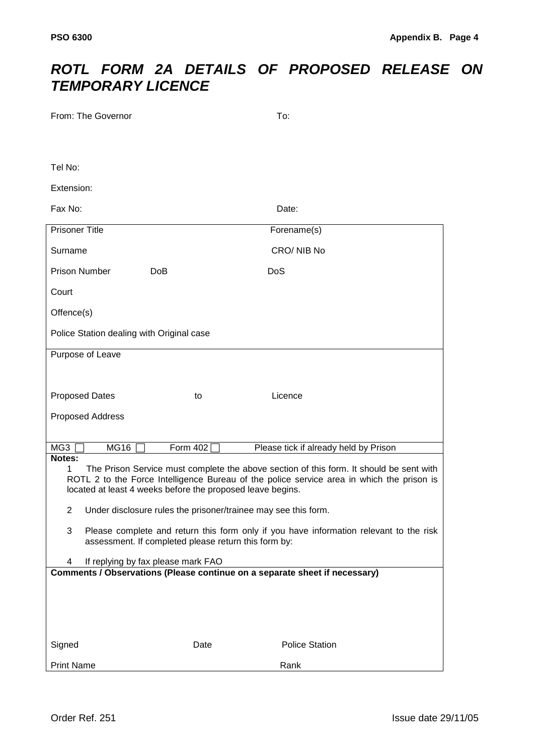# *ROTL FORM 2A DETAILS OF PROPOSED RELEASE ON TEMPORARY LICENCE*

From: The Governor

To:

Tel No:

Extension:

Fax No:

Date:

| | | |
|---|---|---|
| Prisoner Title | | Forename(s) |
| Surname | | CRO/ NIB No |
| Prison Number | DoB | DoS |
| Court | | |
| Offence(s) | | |
| Police Station dealing with Original case | | |
| Purpose of Leave | | |
| Proposed Dates | to | Licence |
| Proposed Address | | |
| MG3 ☐ MG16 ☐ | Form 402 ☐ | Please tick if already held by Prison |

**Notes:**

1. The Prison Service must complete the above section of this form. It should be sent with ROTL 2 to the Force Intelligence Bureau of the police service area in which the prison is located at least 4 weeks before the proposed leave begins.
2. Under disclosure rules the prisoner/trainee may see this form.
3. Please complete and return this form only if you have information relevant to the risk assessment. If completed please return this form by:
4. If replying by fax please mark FAO

**Comments / Observations (Please continue on a separate sheet if necessary)**

| | | |
|---|---|---|
| Signed | Date | Police Station |
| Print Name | | Rank |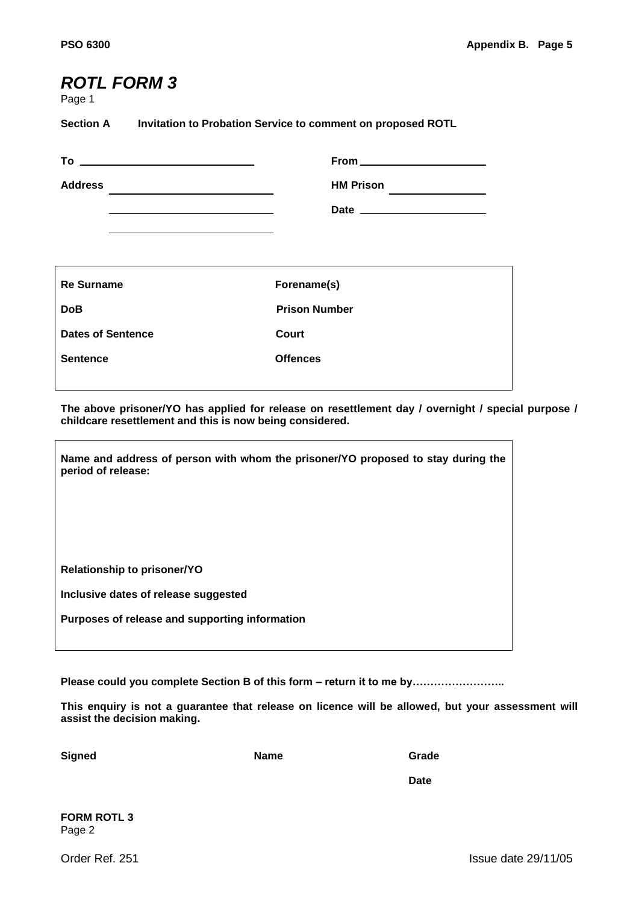## *ROTL FORM 3*

Page 1

**Section A Invitation to Probation Service to comment on proposed ROTL**

**To** ______________________________ **From** ______________________

**Address** ______________________________ **HM Prison** ________________

______________________________ **Date** ______________________

______________________________

| | |
|---|---|
| **Re Surname** | **Forename(s)** |
| **DoB** | **Prison Number** |
| **Dates of Sentence** | **Court** |
| **Sentence** | **Offences** |

**The above prisoner/YO has applied for release on resettlement day / overnight / special purpose / childcare resettlement and this is now being considered.**

| |
|---|
| **Name and address of person with whom the prisoner/YO proposed to stay during the period of release:** |
| **Relationship to prisoner/YO** |
| **Inclusive dates of release suggested** |
| **Purposes of release and supporting information** |

**Please could you complete Section B of this form – return it to me by……………………..**

**This enquiry is not a guarantee that release on licence will be allowed, but your assessment will assist the decision making.**

**Signed** **Name** **Grade**

**Date**

**FORM ROTL 3**
Page 2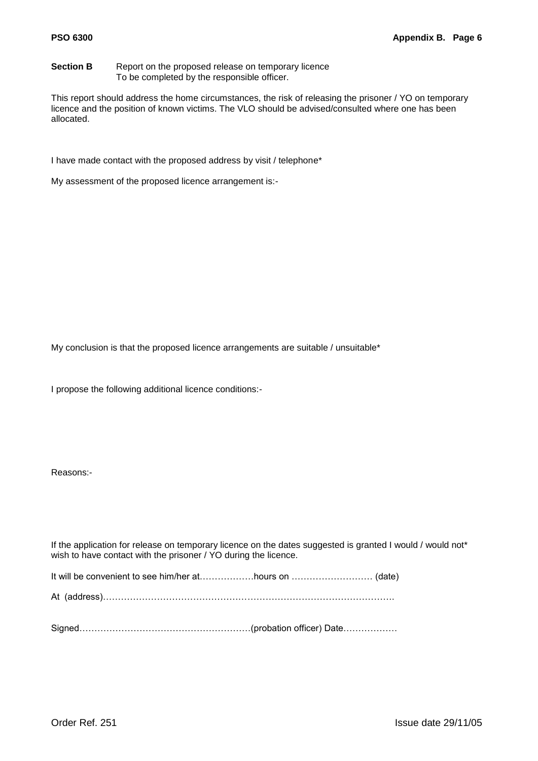**Section B** Report on the proposed release on temporary licence
To be completed by the responsible officer.

This report should address the home circumstances, the risk of releasing the prisoner / YO on temporary licence and the position of known victims. The VLO should be advised/consulted where one has been allocated.

I have made contact with the proposed address by visit / telephone*

My assessment of the proposed licence arrangement is:-

My conclusion is that the proposed licence arrangements are suitable / unsuitable*

I propose the following additional licence conditions:-

Reasons:-

If the application for release on temporary licence on the dates suggested is granted I would / would not* wish to have contact with the prisoner / YO during the licence.

It will be convenient to see him/her at………………hours on ……………………… (date)

At (address)…………………………………………………………………………………….

Signed…………………………………………………(probation officer) Date………………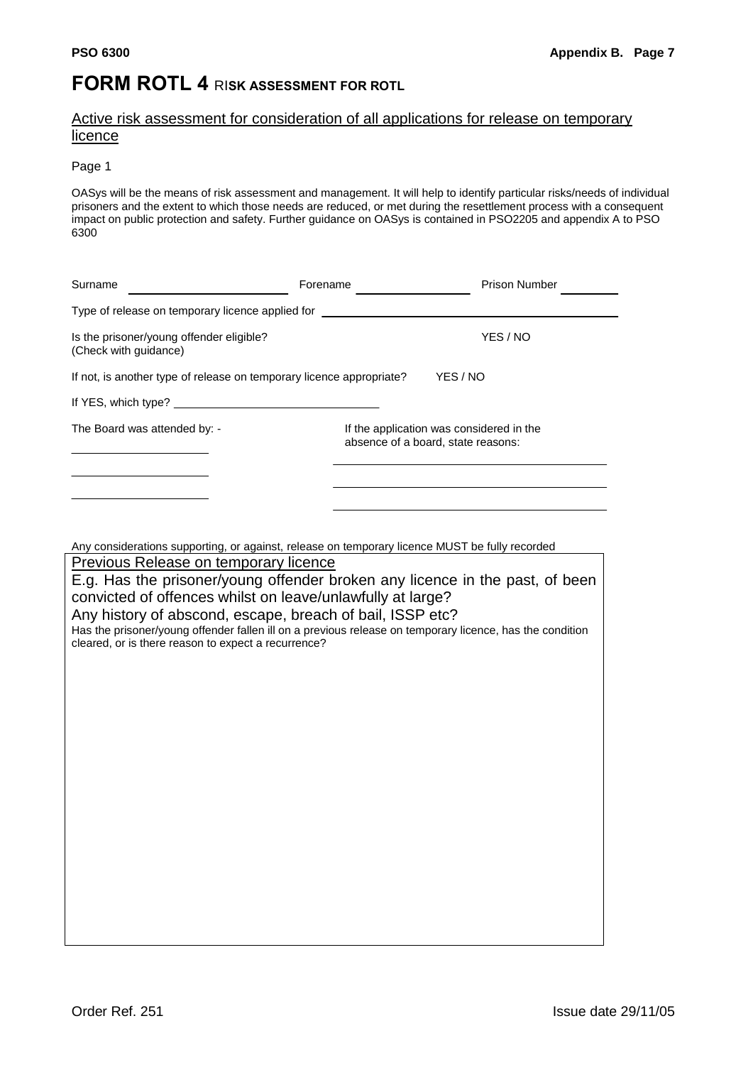# FORM ROTL 4 RISK ASSESSMENT FOR ROTL

Active risk assessment for consideration of all applications for release on temporary licence

Page 1

OASys will be the means of risk assessment and management. It will help to identify particular risks/needs of individual prisoners and the extent to which those needs are reduced, or met during the resettlement process with a consequent impact on public protection and safety. Further guidance on OASys is contained in PSO2205 and appendix A to PSO 6300

Surname ____________________ Forename ______________ Prison Number ________

Type of release on temporary licence applied for ______________________________________

Is the prisoner/young offender eligible? (Check with guidance) YES / NO

If not, is another type of release on temporary licence appropriate? YES / NO

If YES, which type? ____________________________

The Board was attended by: -

____________________

____________________

____________________

If the application was considered in the absence of a board, state reasons:

____________________________________

____________________________________

____________________________________

Any considerations supporting, or against, release on temporary licence MUST be fully recorded

Previous Release on temporary licence

E.g. Has the prisoner/young offender broken any licence in the past, of been convicted of offences whilst on leave/unlawfully at large?

Any history of abscond, escape, breach of bail, ISSP etc?

Has the prisoner/young offender fallen ill on a previous release on temporary licence, has the condition cleared, or is there reason to expect a recurrence?

Order Ref. 251 Issue date 29/11/05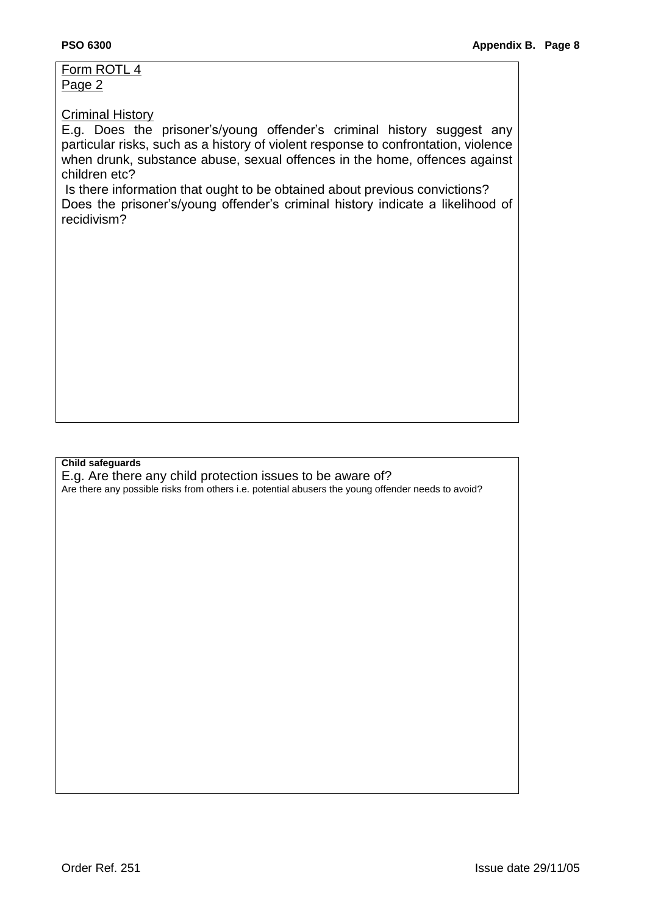Form ROTL 4
Page 2

Criminal History

E.g. Does the prisoner's/young offender's criminal history suggest any particular risks, such as a history of violent response to confrontation, violence when drunk, substance abuse, sexual offences in the home, offences against children etc?

Is there information that ought to be obtained about previous convictions?

Does the prisoner's/young offender's criminal history indicate a likelihood of recidivism?

**Child safeguards**

E.g. Are there any child protection issues to be aware of?

Are there any possible risks from others i.e. potential abusers the young offender needs to avoid?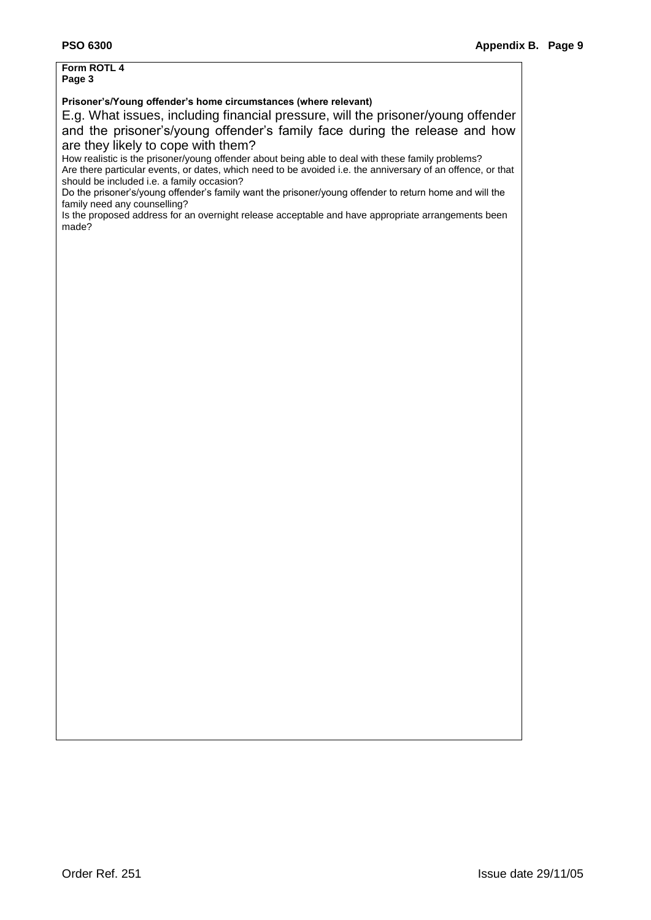**Form ROTL 4**
**Page 3**

**Prisoner's/Young offender's home circumstances (where relevant)**

E.g. What issues, including financial pressure, will the prisoner/young offender and the prisoner's/young offender's family face during the release and how are they likely to cope with them?

How realistic is the prisoner/young offender about being able to deal with these family problems?

Are there particular events, or dates, which need to be avoided i.e. the anniversary of an offence, or that should be included i.e. a family occasion?

Do the prisoner's/young offender's family want the prisoner/young offender to return home and will the family need any counselling?

Is the proposed address for an overnight release acceptable and have appropriate arrangements been made?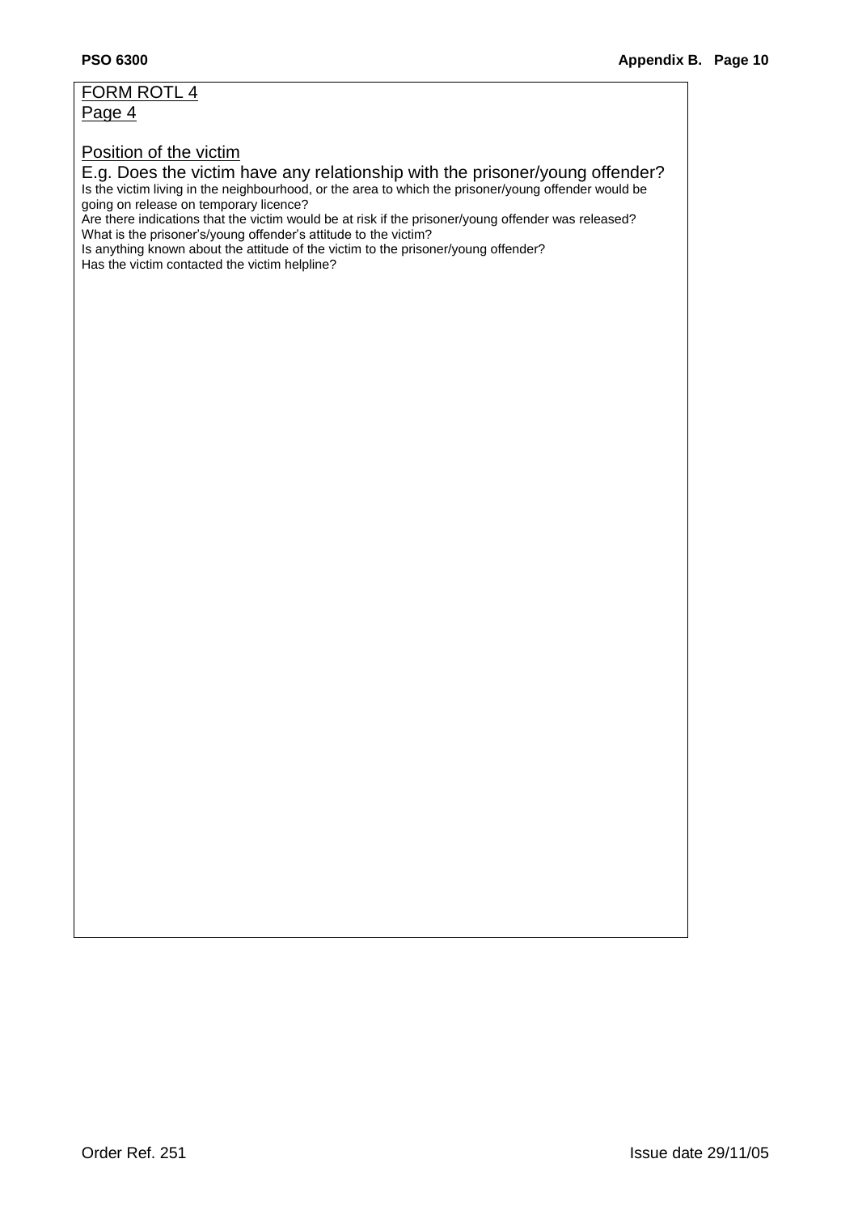FORM ROTL 4
Page 4

Position of the victim

E.g. Does the victim have any relationship with the prisoner/young offender?
Is the victim living in the neighbourhood, or the area to which the prisoner/young offender would be going on release on temporary licence?
Are there indications that the victim would be at risk if the prisoner/young offender was released?
What is the prisoner's/young offender's attitude to the victim?
Is anything known about the attitude of the victim to the prisoner/young offender?
Has the victim contacted the victim helpline?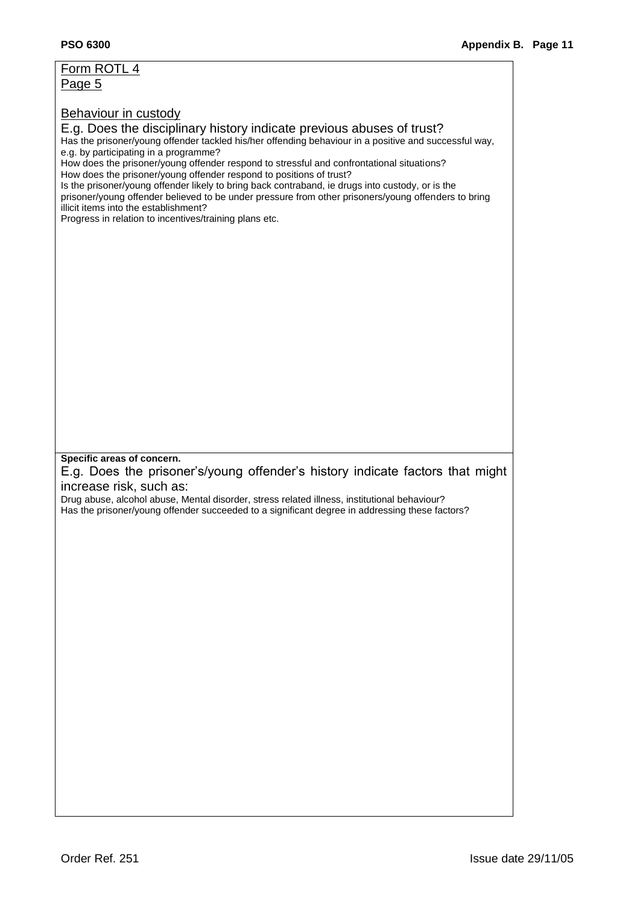Form ROTL 4

Page 5

Behaviour in custody

E.g. Does the disciplinary history indicate previous abuses of trust?

Has the prisoner/young offender tackled his/her offending behaviour in a positive and successful way, e.g. by participating in a programme?

How does the prisoner/young offender respond to stressful and confrontational situations?

How does the prisoner/young offender respond to positions of trust?

Is the prisoner/young offender likely to bring back contraband, ie drugs into custody, or is the prisoner/young offender believed to be under pressure from other prisoners/young offenders to bring illicit items into the establishment?

Progress in relation to incentives/training plans etc.

**Specific areas of concern.**

E.g. Does the prisoner's/young offender's history indicate factors that might increase risk, such as:

Drug abuse, alcohol abuse, Mental disorder, stress related illness, institutional behaviour?

Has the prisoner/young offender succeeded to a significant degree in addressing these factors?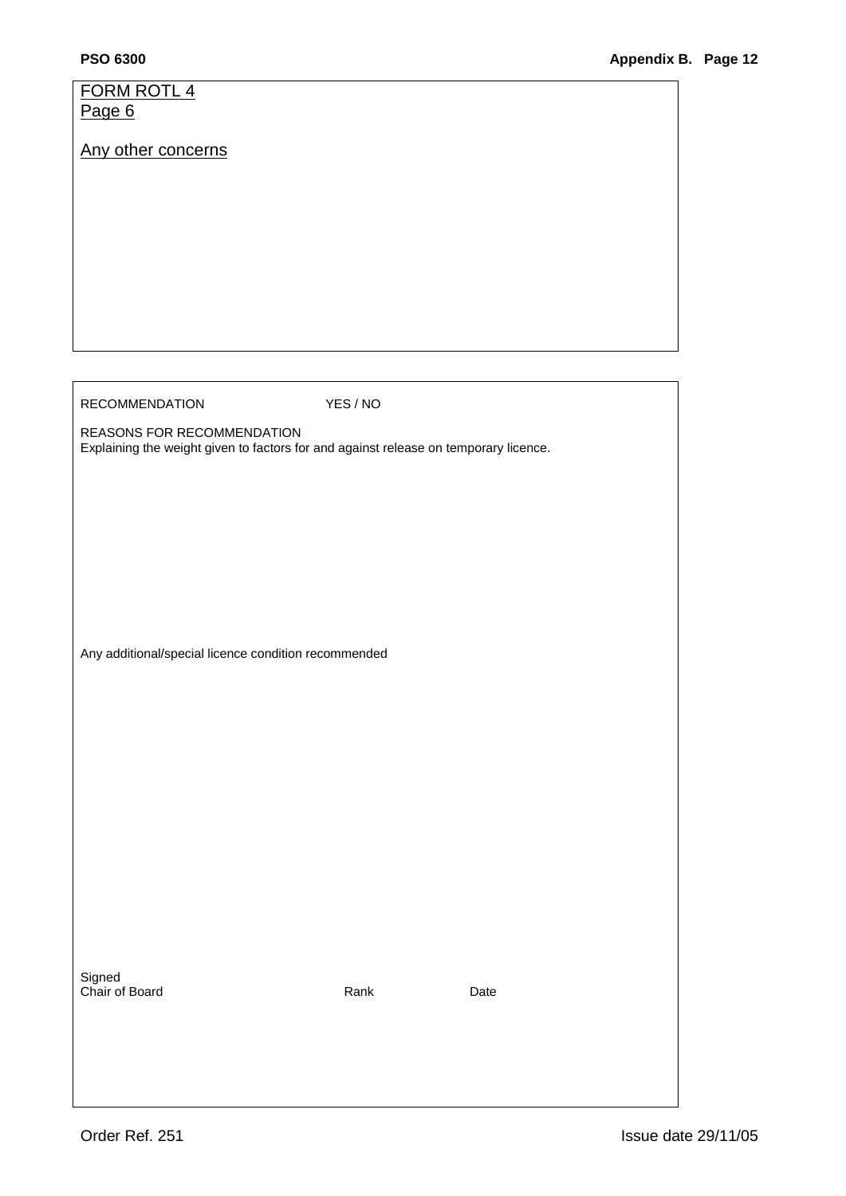FORM ROTL 4
Page 6

Any other concerns

RECOMMENDATION YES / NO

REASONS FOR RECOMMENDATION
Explaining the weight given to factors for and against release on temporary licence.

Any additional/special licence condition recommended

Signed
Chair of Board Rank Date

Order Ref. 251 Issue date 29/11/05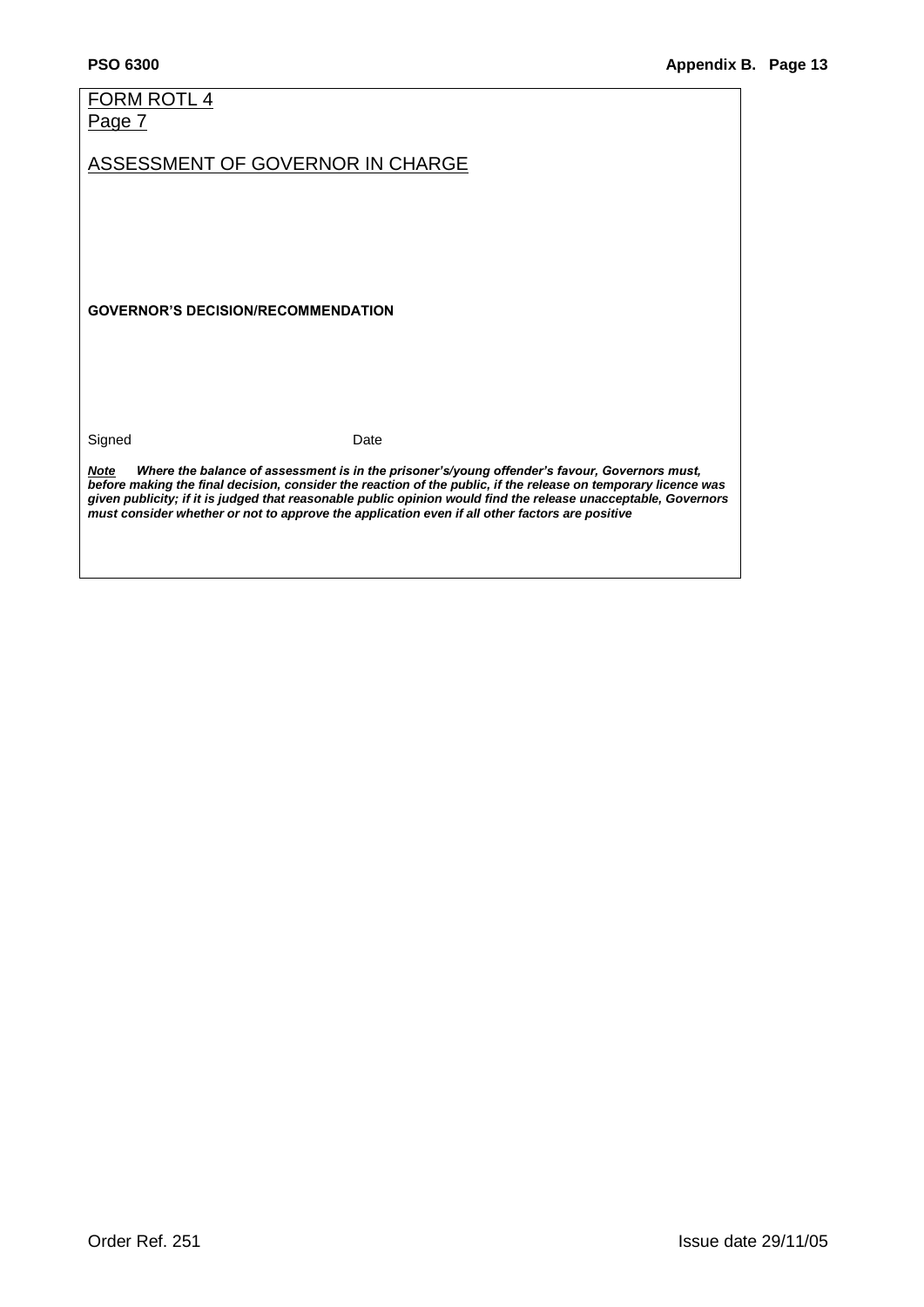FORM ROTL 4
Page 7

## ASSESSMENT OF GOVERNOR IN CHARGE

**GOVERNOR'S DECISION/RECOMMENDATION**

Signed                                        Date

***Note*** ***Where the balance of assessment is in the prisoner's/young offender's favour, Governors must, before making the final decision, consider the reaction of the public, if the release on temporary licence was given publicity; if it is judged that reasonable public opinion would find the release unacceptable, Governors must consider whether or not to approve the application even if all other factors are positive***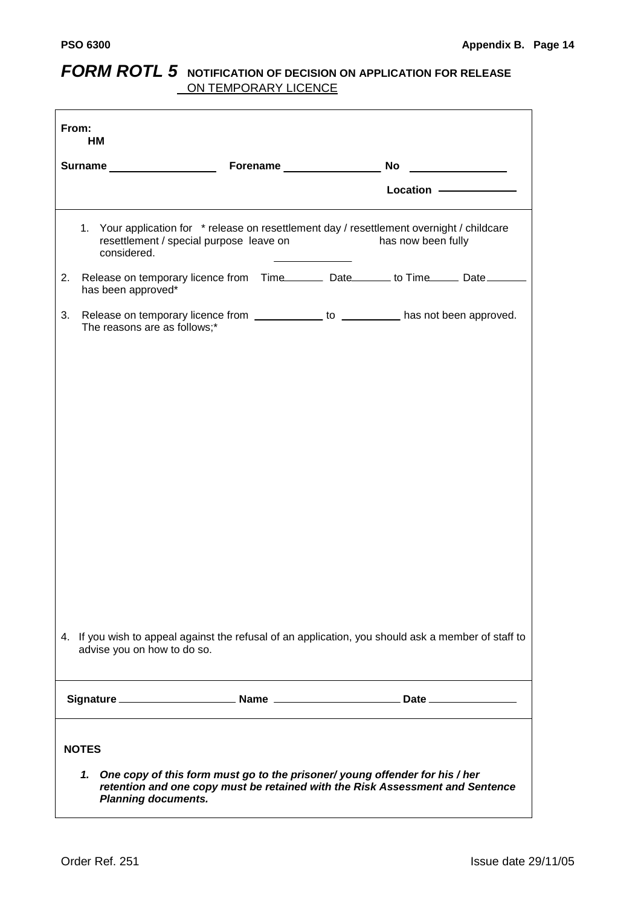# FORM ROTL 5 NOTIFICATION OF DECISION ON APPLICATION FOR RELEASE ON TEMPORARY LICENCE

**From:**
**HM**

**Surname** ________________ **Forename** ______________ **No** ______________

**Location** ____________

1. Your application for * release on resettlement day / resettlement overnight / childcare resettlement / special purpose leave on ____________ has now been fully considered.

2. Release on temporary licence from Time______ Date______ to Time_____ Date______ has been approved*

3. Release on temporary licence from ___________ to __________ has not been approved. The reasons are as follows;*

4. If you wish to appeal against the refusal of an application, you should ask a member of staff to advise you on how to do so.

**Signature** __________________ **Name** ___________________ **Date** _____________

**NOTES**

1. ***One copy of this form must go to the prisoner/ young offender for his / her retention and one copy must be retained with the Risk Assessment and Sentence Planning documents.***

Order Ref. 251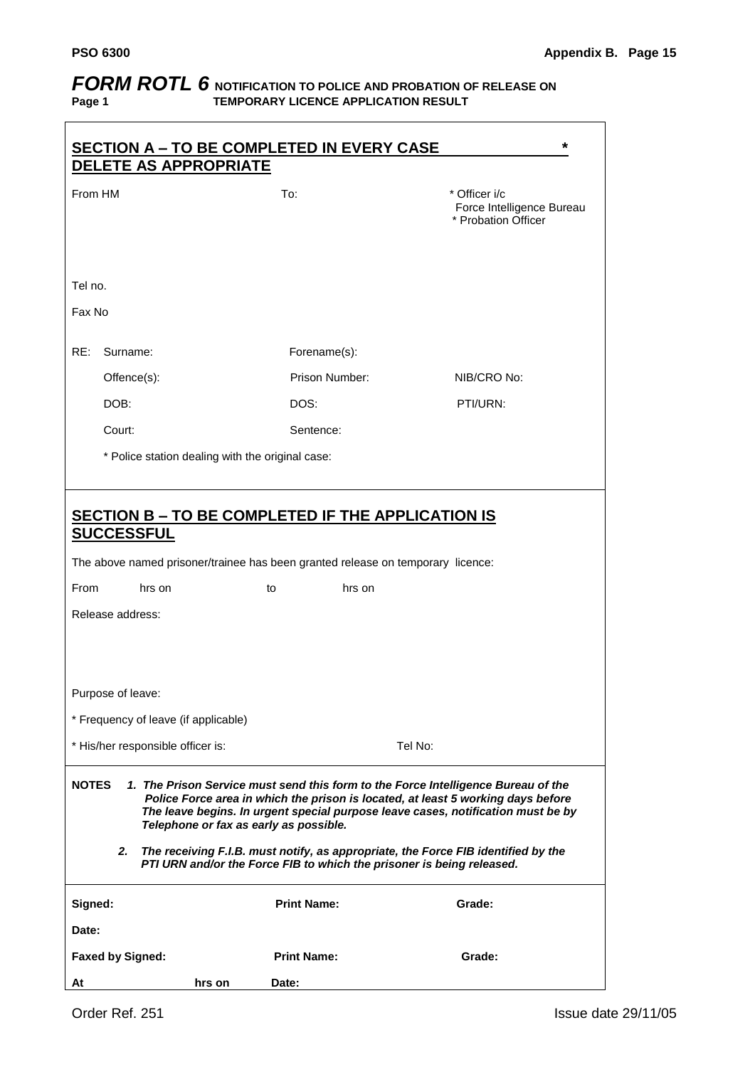# *FORM ROTL 6* NOTIFICATION TO POLICE AND PROBATION OF RELEASE ON TEMPORARY LICENCE APPLICATION RESULT

Page 1

## SECTION A – TO BE COMPLETED IN EVERY CASE * DELETE AS APPROPRIATE

From HM

To:

* Officer i/c Force Intelligence Bureau
* Probation Officer

Tel no.

Fax No

| RE: | Surname: | Forename(s): | |
|---|---|---|---|
| | Offence(s): | Prison Number: | NIB/CRO No: |
| | DOB: | DOS: | PTI/URN: |
| | Court: | Sentence: | |

* Police station dealing with the original case:

## SECTION B – TO BE COMPLETED IF THE APPLICATION IS SUCCESSFUL

The above named prisoner/trainee has been granted release on temporary licence:

From hrs on to hrs on

Release address:

Purpose of leave:

* Frequency of leave (if applicable)

* His/her responsible officer is: Tel No:

**NOTES** ***1. The Prison Service must send this form to the Force Intelligence Bureau of the Police Force area in which the prison is located, at least 5 working days before The leave begins. In urgent special purpose leave cases, notification must be by Telephone or fax as early as possible.***

***2. The receiving F.I.B. must notify, as appropriate, the Force FIB identified by the PTI URN and/or the Force FIB to which the prisoner is being released.***

| **Signed:** | **Print Name:** | **Grade:** |
|---|---|---|
| **Date:** | | |
| **Faxed by Signed:** | **Print Name:** | **Grade:** |
| **At hrs on** | **Date:** | |

Order Ref. 251

Issue date 29/11/05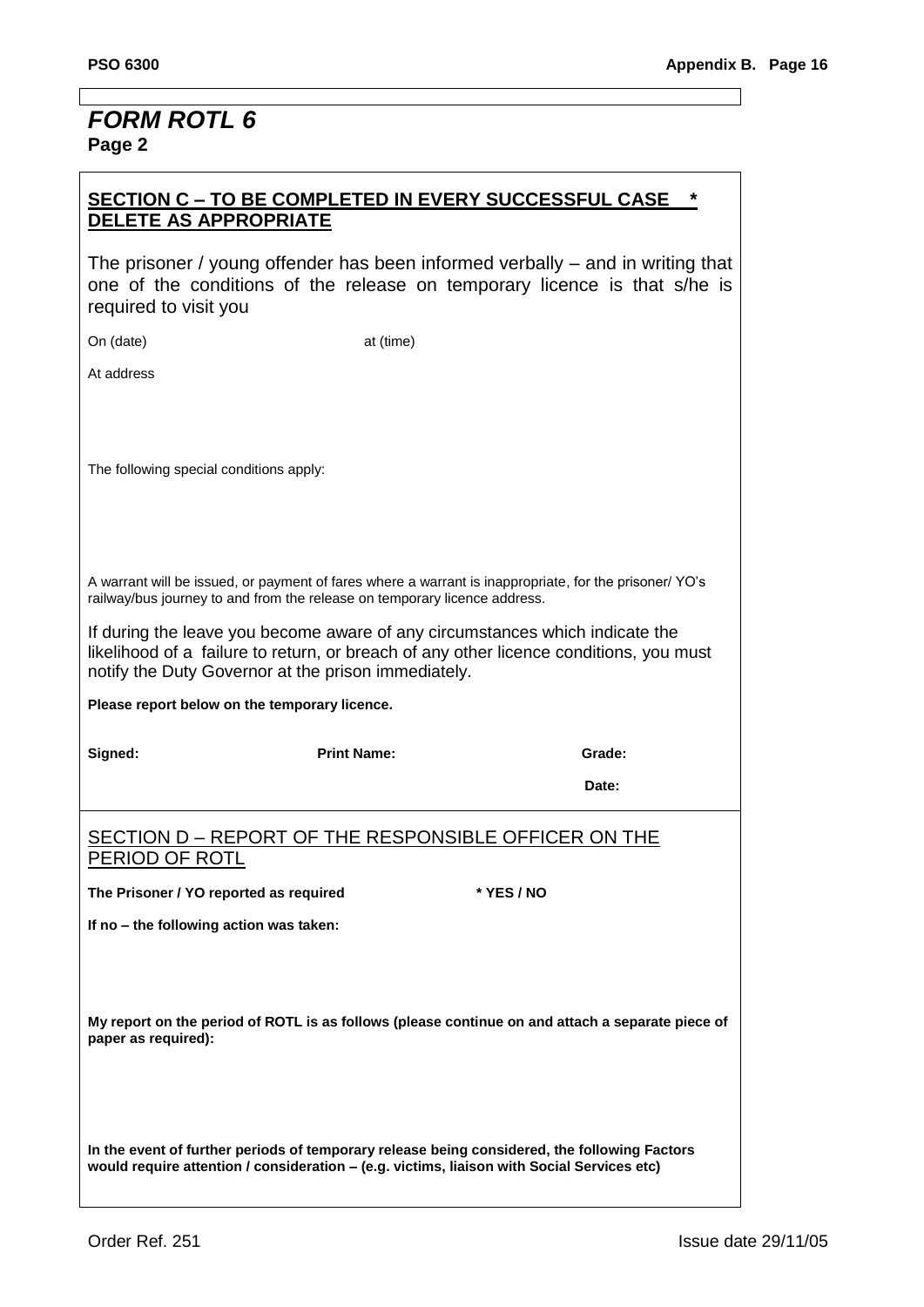# *FORM ROTL 6*

**Page 2**

## SECTION C – TO BE COMPLETED IN EVERY SUCCESSFUL CASE * DELETE AS APPROPRIATE

The prisoner / young offender has been informed verbally – and in writing that one of the conditions of the release on temporary licence is that s/he is required to visit you

On (date) at (time)

At address

The following special conditions apply:

A warrant will be issued, or payment of fares where a warrant is inappropriate, for the prisoner/ YO's railway/bus journey to and from the release on temporary licence address.

If during the leave you become aware of any circumstances which indicate the likelihood of a failure to return, or breach of any other licence conditions, you must notify the Duty Governor at the prison immediately.

**Please report below on the temporary licence.**

**Signed:** **Print Name:** **Grade:**

**Date:**

## SECTION D – REPORT OF THE RESPONSIBLE OFFICER ON THE PERIOD OF ROTL

**The Prisoner / YO reported as required** **\* YES / NO**

**If no – the following action was taken:**

**My report on the period of ROTL is as follows (please continue on and attach a separate piece of paper as required):**

**In the event of further periods of temporary release being considered, the following Factors would require attention / consideration – (e.g. victims, liaison with Social Services etc)**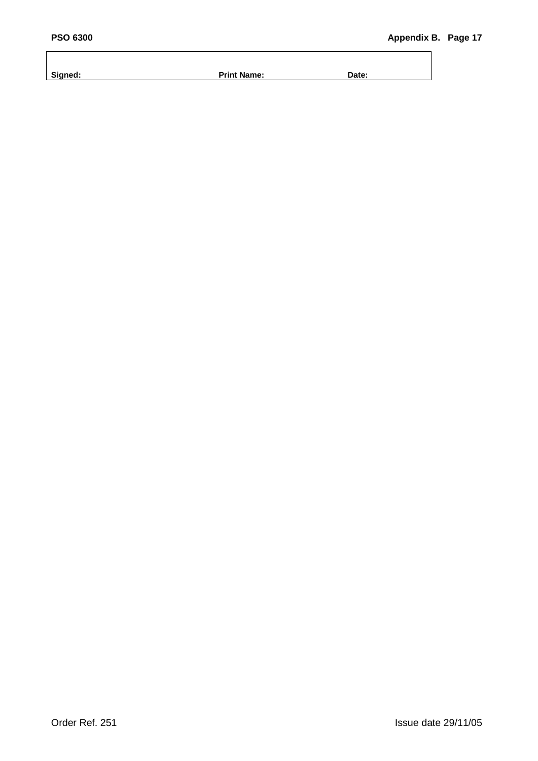| | | |
|---|---|---|
| **Signed:** | **Print Name:** | **Date:** |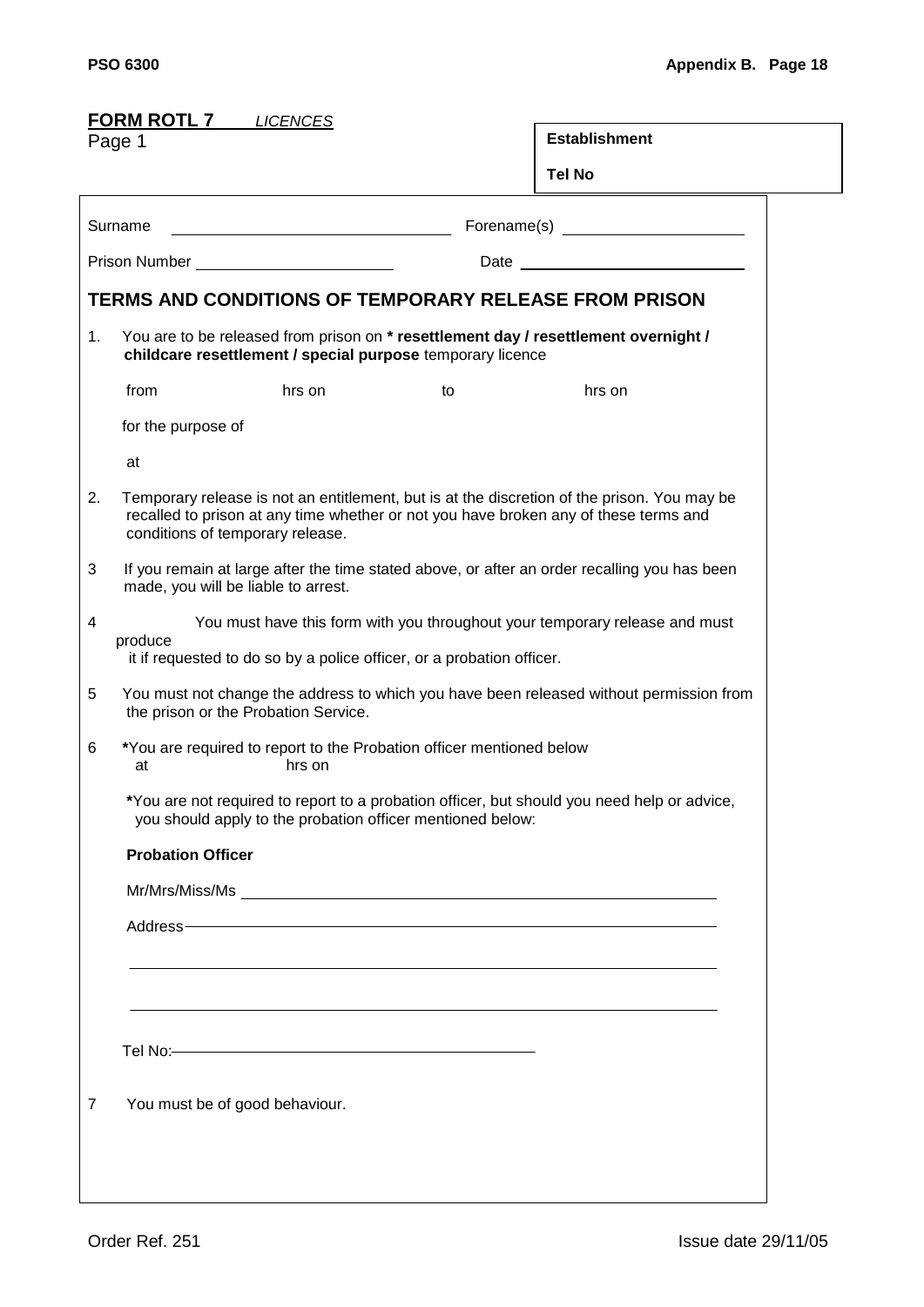**FORM ROTL 7** *LICENCES*

Page 1

| **Establishment** |
|---|
| **Tel No** |

Surname ______________________________ Forename(s) ____________________

Prison Number ______________________ Date ________________________

## TERMS AND CONDITIONS OF TEMPORARY RELEASE FROM PRISON

1. You are to be released from prison on **\* resettlement day / resettlement overnight / childcare resettlement / special purpose** temporary licence

   from hrs on to hrs on

   for the purpose of

   at

2. Temporary release is not an entitlement, but is at the discretion of the prison. You may be recalled to prison at any time whether or not you have broken any of these terms and conditions of temporary release.

3. If you remain at large after the time stated above, or after an order recalling you has been made, you will be liable to arrest.

4. You must have this form with you throughout your temporary release and must produce it if requested to do so by a police officer, or a probation officer.

5. You must not change the address to which you have been released without permission from the prison or the Probation Service.

6. **\***You are required to report to the Probation officer mentioned below at hrs on

   **\***You are not required to report to a probation officer, but should you need help or advice, you should apply to the probation officer mentioned below:

   **Probation Officer**

   Mr/Mrs/Miss/Ms ______________________________________________

   Address ______________________________________________

   ______________________________________________

   ______________________________________________

   Tel No: ______________________________

7. You must be of good behaviour.

Order Ref. 251

Issue date 29/11/05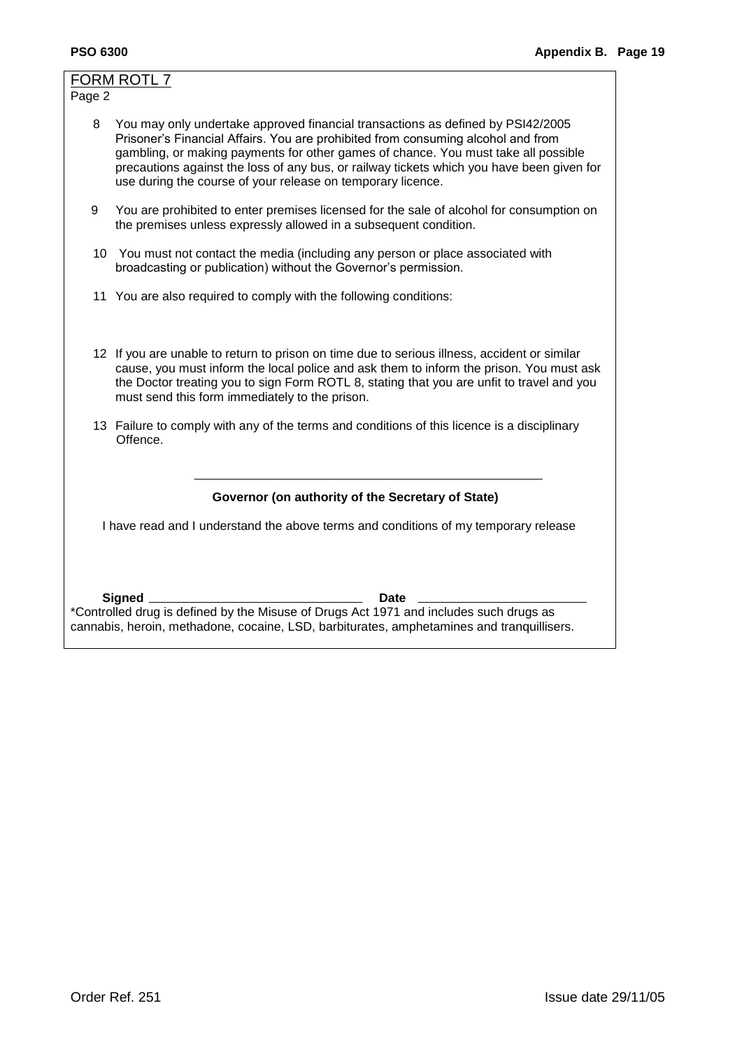FORM ROTL 7

Page 2

8. You may only undertake approved financial transactions as defined by PSI42/2005 Prisoner's Financial Affairs. You are prohibited from consuming alcohol and from gambling, or making payments for other games of chance. You must take all possible precautions against the loss of any bus, or railway tickets which you have been given for use during the course of your release on temporary licence.

9. You are prohibited to enter premises licensed for the sale of alcohol for consumption on the premises unless expressly allowed in a subsequent condition.

10. You must not contact the media (including any person or place associated with broadcasting or publication) without the Governor's permission.

11. You are also required to comply with the following conditions:

12. If you are unable to return to prison on time due to serious illness, accident or similar cause, you must inform the local police and ask them to inform the prison. You must ask the Doctor treating you to sign Form ROTL 8, stating that you are unfit to travel and you must send this form immediately to the prison.

13. Failure to comply with any of the terms and conditions of this licence is a disciplinary Offence.

______________________________________

**Governor (on authority of the Secretary of State)**

I have read and I understand the above terms and conditions of my temporary release

**Signed** ______________________________ **Date** ________________________

*Controlled drug is defined by the Misuse of Drugs Act 1971 and includes such drugs as cannabis, heroin, methadone, cocaine, LSD, barbiturates, amphetamines and tranquillisers.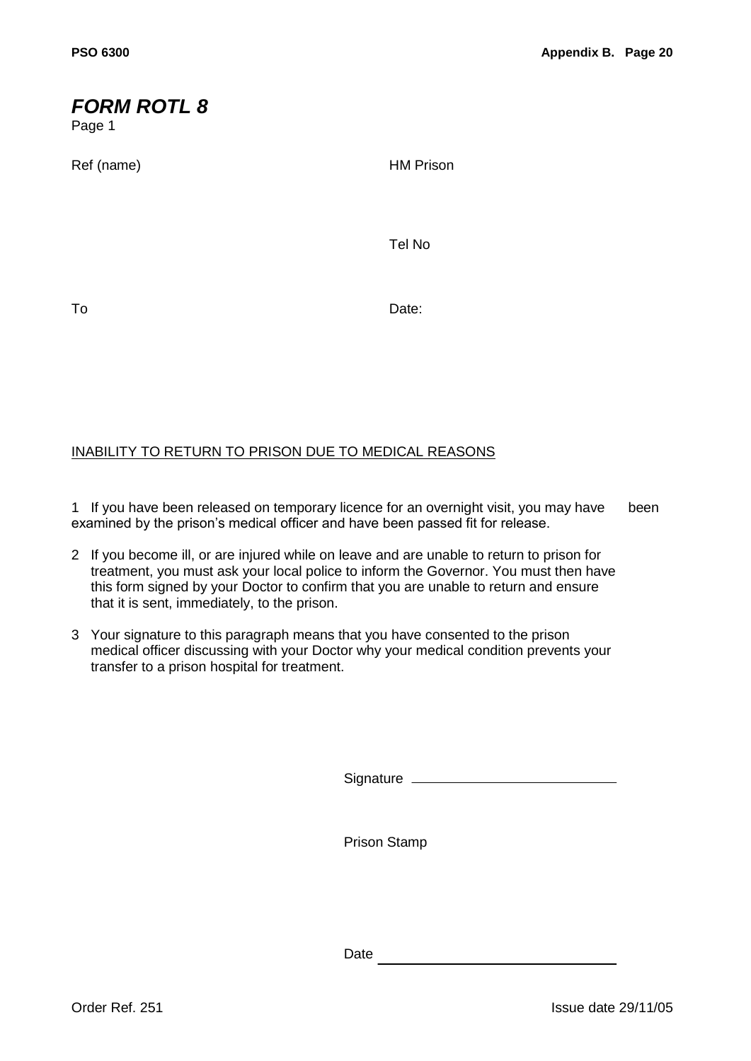# *FORM ROTL 8*

Page 1

Ref (name)

HM Prison

Tel No

To

Date:

<u>INABILITY TO RETURN TO PRISON DUE TO MEDICAL REASONS</u>

1 If you have been released on temporary licence for an overnight visit, you may have been examined by the prison's medical officer and have been passed fit for release.

2 If you become ill, or are injured while on leave and are unable to return to prison for treatment, you must ask your local police to inform the Governor. You must then have this form signed by your Doctor to confirm that you are unable to return and ensure that it is sent, immediately, to the prison.

3 Your signature to this paragraph means that you have consented to the prison medical officer discussing with your Doctor why your medical condition prevents your transfer to a prison hospital for treatment.

Signature ____________________________

Prison Stamp

Date ____________________________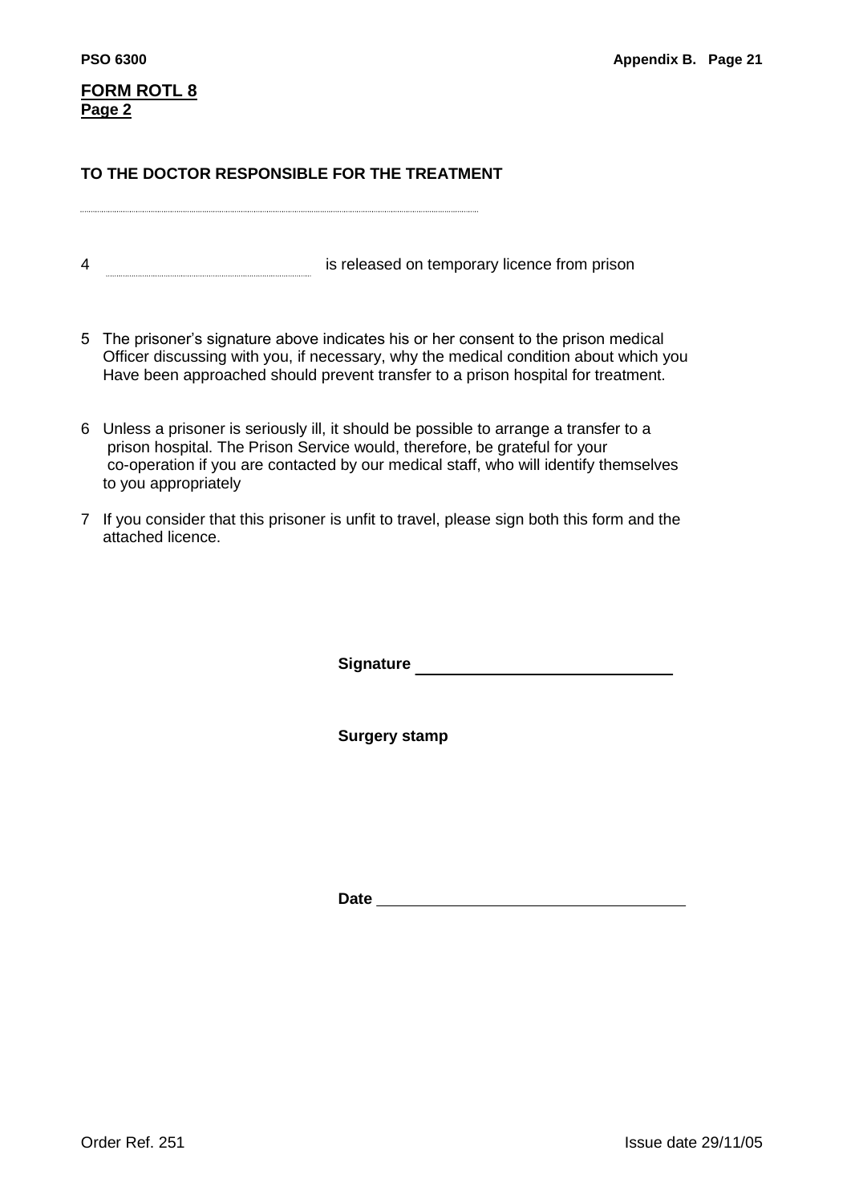**FORM ROTL 8**
**Page 2**

**TO THE DOCTOR RESPONSIBLE FOR THE TREATMENT**

..............................................................................................................................................................

4 ........................................................................ is released on temporary licence from prison

5 The prisoner's signature above indicates his or her consent to the prison medical Officer discussing with you, if necessary, why the medical condition about which you Have been approached should prevent transfer to a prison hospital for treatment.

6 Unless a prisoner is seriously ill, it should be possible to arrange a transfer to a prison hospital. The Prison Service would, therefore, be grateful for your co-operation if you are contacted by our medical staff, who will identify themselves to you appropriately

7 If you consider that this prisoner is unfit to travel, please sign both this form and the attached licence.

**Signature** ______________________________

**Surgery stamp**

**Date** ____________________________________

Order Ref. 251 Issue date 29/11/05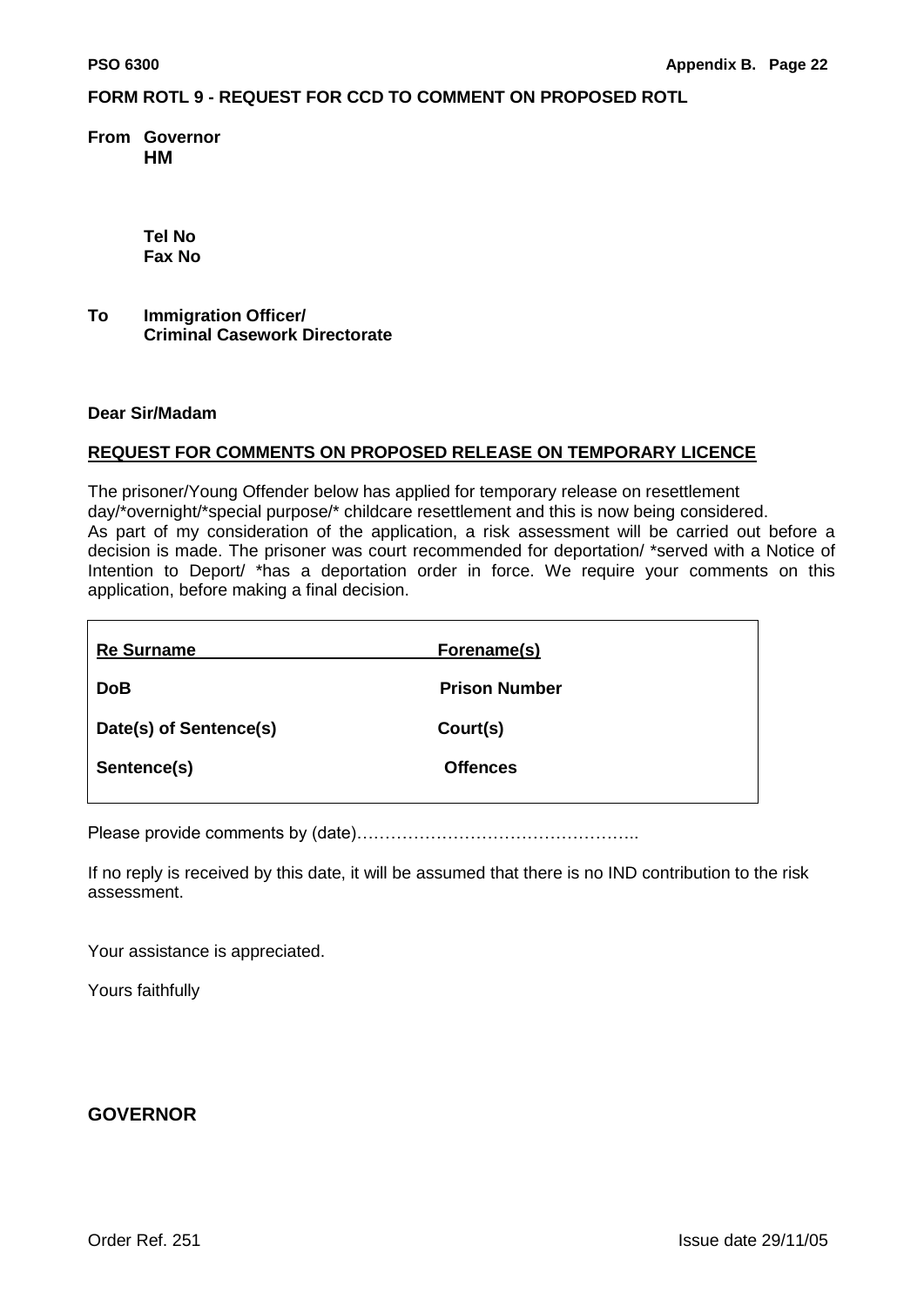# FORM ROTL 9 - REQUEST FOR CCD TO COMMENT ON PROPOSED ROTL

**From Governor**
**HM**

**Tel No**
**Fax No**

**To Immigration Officer/**
**Criminal Casework Directorate**

**Dear Sir/Madam**

**REQUEST FOR COMMENTS ON PROPOSED RELEASE ON TEMPORARY LICENCE**

The prisoner/Young Offender below has applied for temporary release on resettlement day/*overnight/*special purpose/* childcare resettlement and this is now being considered.
As part of my consideration of the application, a risk assessment will be carried out before a decision is made. The prisoner was court recommended for deportation/ *served with a Notice of Intention to Deport/ *has a deportation order in force. We require your comments on this application, before making a final decision.

| | |
|---|---|
| **Re Surname** | **Forename(s)** |
| **DoB** | **Prison Number** |
| **Date(s) of Sentence(s)** | **Court(s)** |
| **Sentence(s)** | **Offences** |

Please provide comments by (date)…………………………………………..

If no reply is received by this date, it will be assumed that there is no IND contribution to the risk assessment.

Your assistance is appreciated.

Yours faithfully

**GOVERNOR**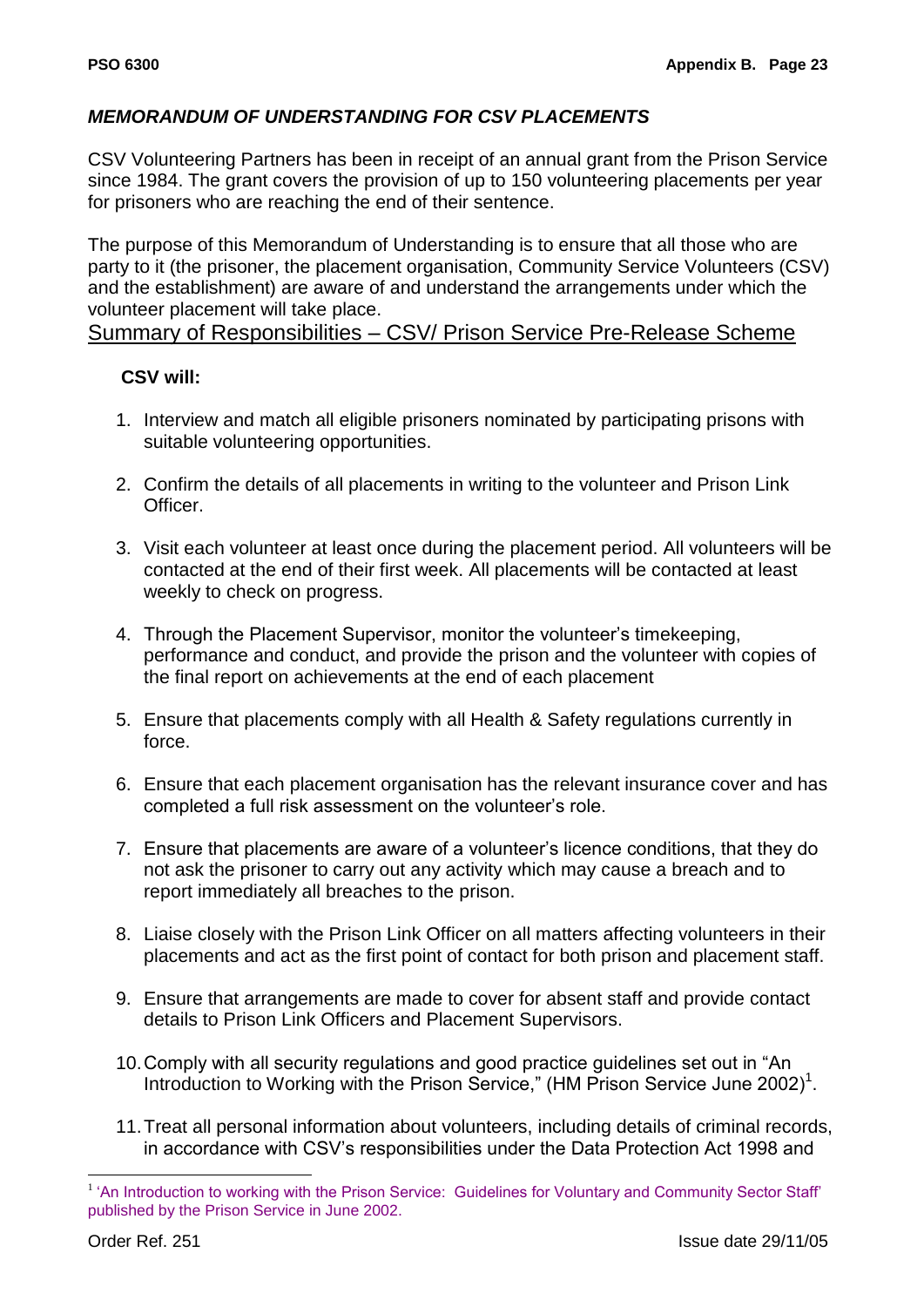## *MEMORANDUM OF UNDERSTANDING FOR CSV PLACEMENTS*

CSV Volunteering Partners has been in receipt of an annual grant from the Prison Service since 1984. The grant covers the provision of up to 150 volunteering placements per year for prisoners who are reaching the end of their sentence.

The purpose of this Memorandum of Understanding is to ensure that all those who are party to it (the prisoner, the placement organisation, Community Service Volunteers (CSV) and the establishment) are aware of and understand the arrangements under which the volunteer placement will take place.

### Summary of Responsibilities – CSV/ Prison Service Pre-Release Scheme

**CSV will:**

1. Interview and match all eligible prisoners nominated by participating prisons with suitable volunteering opportunities.
2. Confirm the details of all placements in writing to the volunteer and Prison Link Officer.
3. Visit each volunteer at least once during the placement period. All volunteers will be contacted at the end of their first week. All placements will be contacted at least weekly to check on progress.
4. Through the Placement Supervisor, monitor the volunteer's timekeeping, performance and conduct, and provide the prison and the volunteer with copies of the final report on achievements at the end of each placement
5. Ensure that placements comply with all Health & Safety regulations currently in force.
6. Ensure that each placement organisation has the relevant insurance cover and has completed a full risk assessment on the volunteer's role.
7. Ensure that placements are aware of a volunteer's licence conditions, that they do not ask the prisoner to carry out any activity which may cause a breach and to report immediately all breaches to the prison.
8. Liaise closely with the Prison Link Officer on all matters affecting volunteers in their placements and act as the first point of contact for both prison and placement staff.
9. Ensure that arrangements are made to cover for absent staff and provide contact details to Prison Link Officers and Placement Supervisors.
10. Comply with all security regulations and good practice guidelines set out in "An Introduction to Working with the Prison Service," (HM Prison Service June 2002)[1].
11. Treat all personal information about volunteers, including details of criminal records, in accordance with CSV's responsibilities under the Data Protection Act 1998 and

[1] 'An Introduction to working with the Prison Service: Guidelines for Voluntary and Community Sector Staff' published by the Prison Service in June 2002.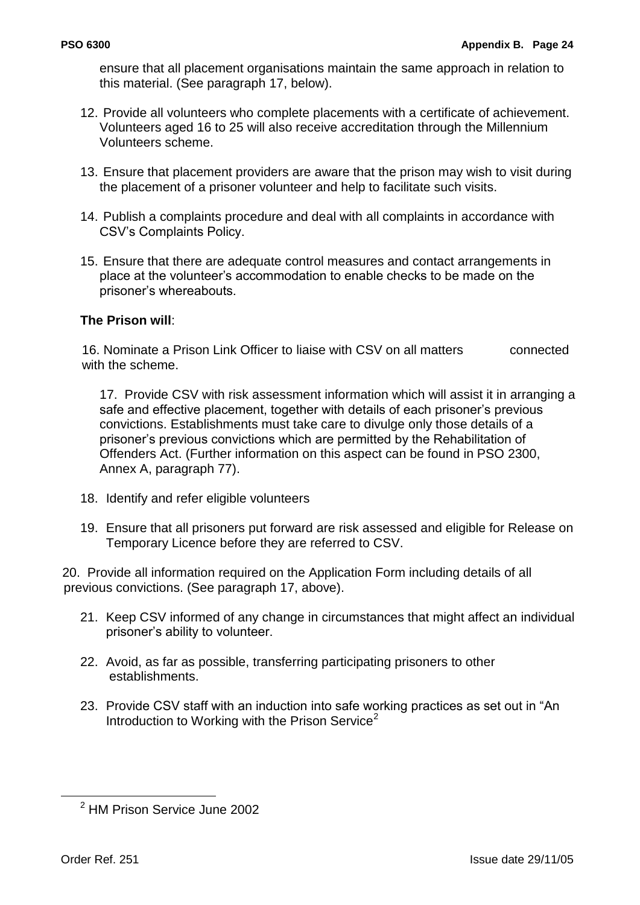ensure that all placement organisations maintain the same approach in relation to this material. (See paragraph 17, below).

12. Provide all volunteers who complete placements with a certificate of achievement. Volunteers aged 16 to 25 will also receive accreditation through the Millennium Volunteers scheme.

13. Ensure that placement providers are aware that the prison may wish to visit during the placement of a prisoner volunteer and help to facilitate such visits.

14. Publish a complaints procedure and deal with all complaints in accordance with CSV's Complaints Policy.

15. Ensure that there are adequate control measures and contact arrangements in place at the volunteer's accommodation to enable checks to be made on the prisoner's whereabouts.

**The Prison will**:

16. Nominate a Prison Link Officer to liaise with CSV on all matters connected with the scheme.

17. Provide CSV with risk assessment information which will assist it in arranging a safe and effective placement, together with details of each prisoner's previous convictions. Establishments must take care to divulge only those details of a prisoner's previous convictions which are permitted by the Rehabilitation of Offenders Act. (Further information on this aspect can be found in PSO 2300, Annex A, paragraph 77).

18. Identify and refer eligible volunteers

19. Ensure that all prisoners put forward are risk assessed and eligible for Release on Temporary Licence before they are referred to CSV.

20. Provide all information required on the Application Form including details of all previous convictions. (See paragraph 17, above).

21. Keep CSV informed of any change in circumstances that might affect an individual prisoner's ability to volunteer.

22. Avoid, as far as possible, transferring participating prisoners to other establishments.

23. Provide CSV staff with an induction into safe working practices as set out in "An Introduction to Working with the Prison Service[2]

---

[2] HM Prison Service June 2002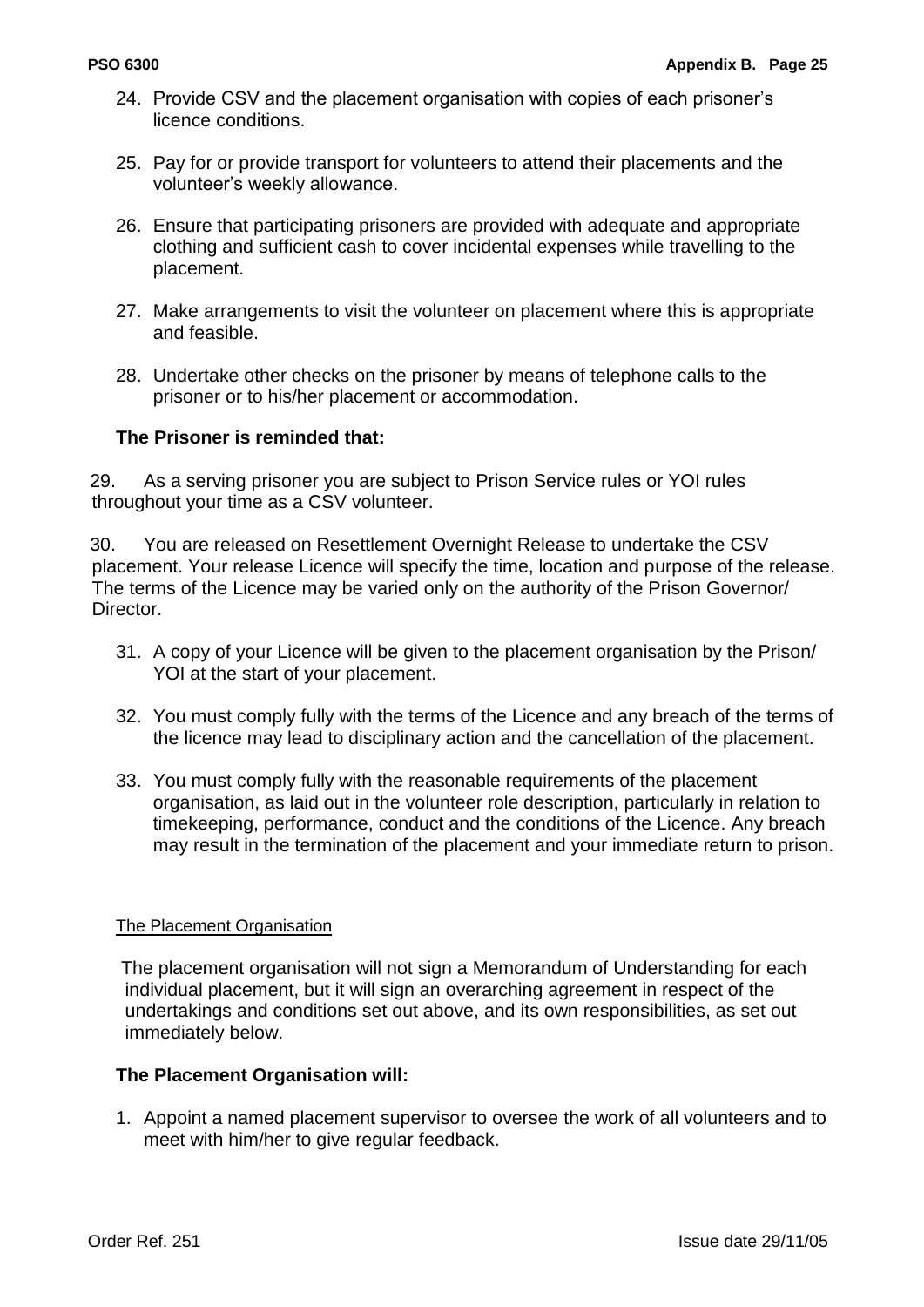24. Provide CSV and the placement organisation with copies of each prisoner's licence conditions.

25. Pay for or provide transport for volunteers to attend their placements and the volunteer's weekly allowance.

26. Ensure that participating prisoners are provided with adequate and appropriate clothing and sufficient cash to cover incidental expenses while travelling to the placement.

27. Make arrangements to visit the volunteer on placement where this is appropriate and feasible.

28. Undertake other checks on the prisoner by means of telephone calls to the prisoner or to his/her placement or accommodation.

**The Prisoner is reminded that:**

29. As a serving prisoner you are subject to Prison Service rules or YOI rules throughout your time as a CSV volunteer.

30. You are released on Resettlement Overnight Release to undertake the CSV placement. Your release Licence will specify the time, location and purpose of the release. The terms of the Licence may be varied only on the authority of the Prison Governor/ Director.

31. A copy of your Licence will be given to the placement organisation by the Prison/ YOI at the start of your placement.

32. You must comply fully with the terms of the Licence and any breach of the terms of the licence may lead to disciplinary action and the cancellation of the placement.

33. You must comply fully with the reasonable requirements of the placement organisation, as laid out in the volunteer role description, particularly in relation to timekeeping, performance, conduct and the conditions of the Licence. Any breach may result in the termination of the placement and your immediate return to prison.

<u>The Placement Organisation</u>

The placement organisation will not sign a Memorandum of Understanding for each individual placement, but it will sign an overarching agreement in respect of the undertakings and conditions set out above, and its own responsibilities, as set out immediately below.

**The Placement Organisation will:**

1. Appoint a named placement supervisor to oversee the work of all volunteers and to meet with him/her to give regular feedback.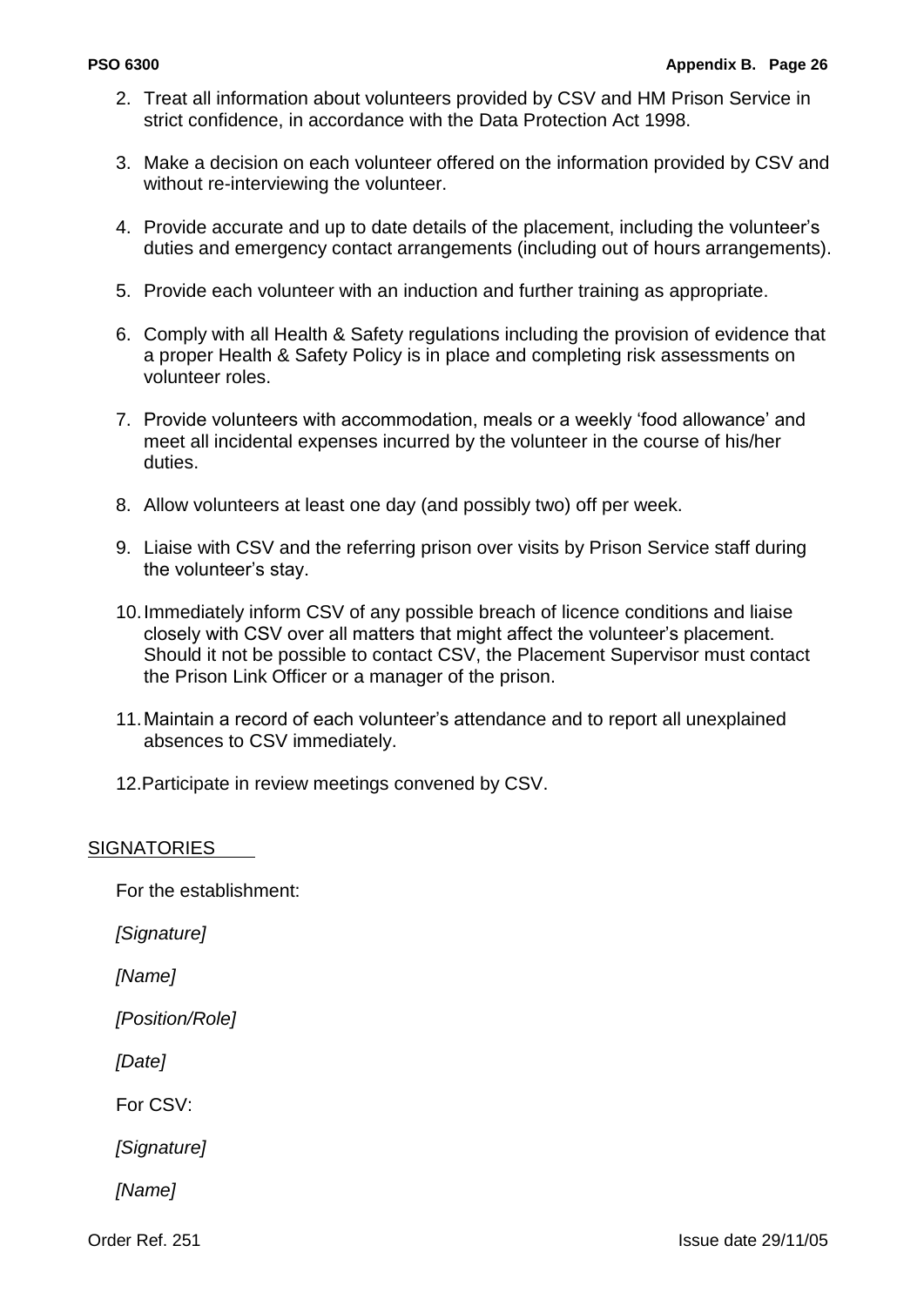2. Treat all information about volunteers provided by CSV and HM Prison Service in strict confidence, in accordance with the Data Protection Act 1998.

3. Make a decision on each volunteer offered on the information provided by CSV and without re-interviewing the volunteer.

4. Provide accurate and up to date details of the placement, including the volunteer's duties and emergency contact arrangements (including out of hours arrangements).

5. Provide each volunteer with an induction and further training as appropriate.

6. Comply with all Health & Safety regulations including the provision of evidence that a proper Health & Safety Policy is in place and completing risk assessments on volunteer roles.

7. Provide volunteers with accommodation, meals or a weekly 'food allowance' and meet all incidental expenses incurred by the volunteer in the course of his/her duties.

8. Allow volunteers at least one day (and possibly two) off per week.

9. Liaise with CSV and the referring prison over visits by Prison Service staff during the volunteer's stay.

10. Immediately inform CSV of any possible breach of licence conditions and liaise closely with CSV over all matters that might affect the volunteer's placement. Should it not be possible to contact CSV, the Placement Supervisor must contact the Prison Link Officer or a manager of the prison.

11. Maintain a record of each volunteer's attendance and to report all unexplained absences to CSV immediately.

12. Participate in review meetings convened by CSV.

<u>SIGNATORIES</u>

For the establishment:

*[Signature]*

*[Name]*

*[Position/Role]*

*[Date]*

For CSV:

*[Signature]*

*[Name]*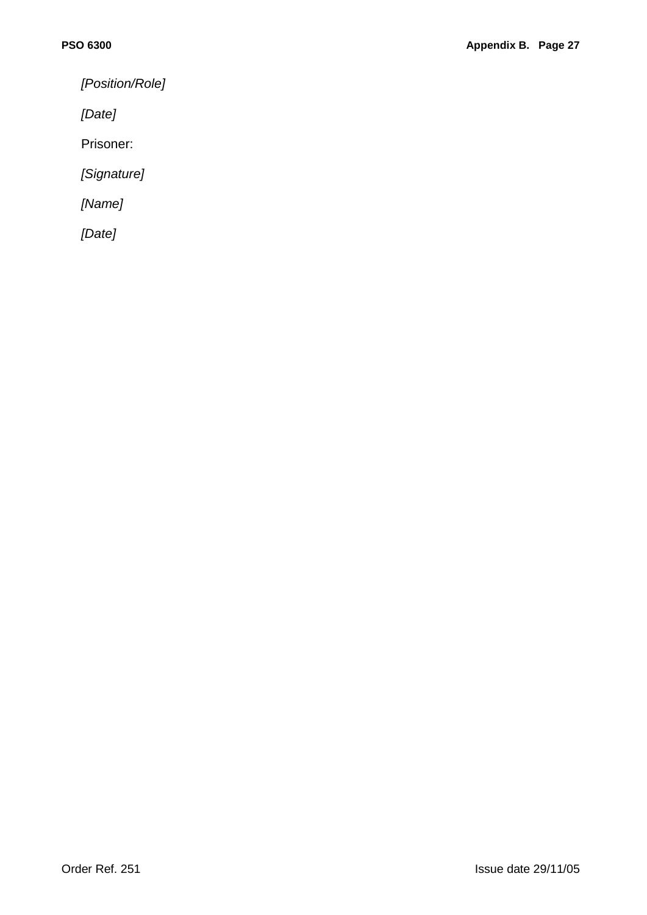*[Position/Role]*

*[Date]*

Prisoner:

*[Signature]*

*[Name]*

*[Date]*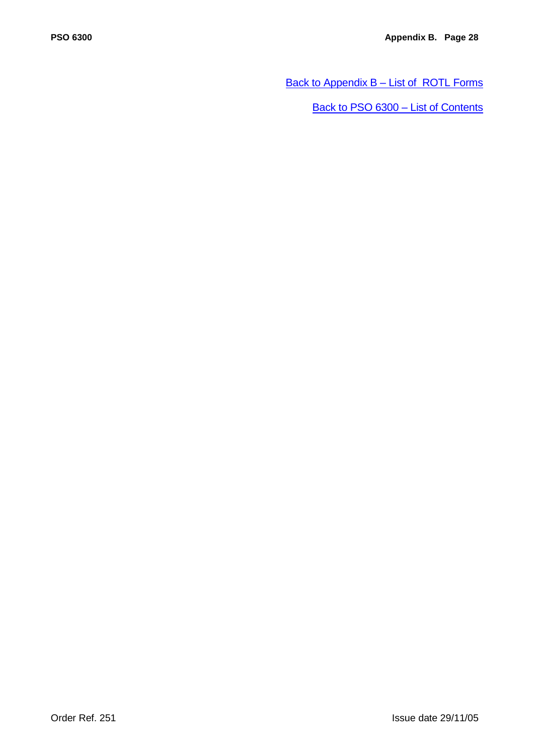Back to Appendix B – List of  ROTL Forms

Back to PSO 6300 – List of Contents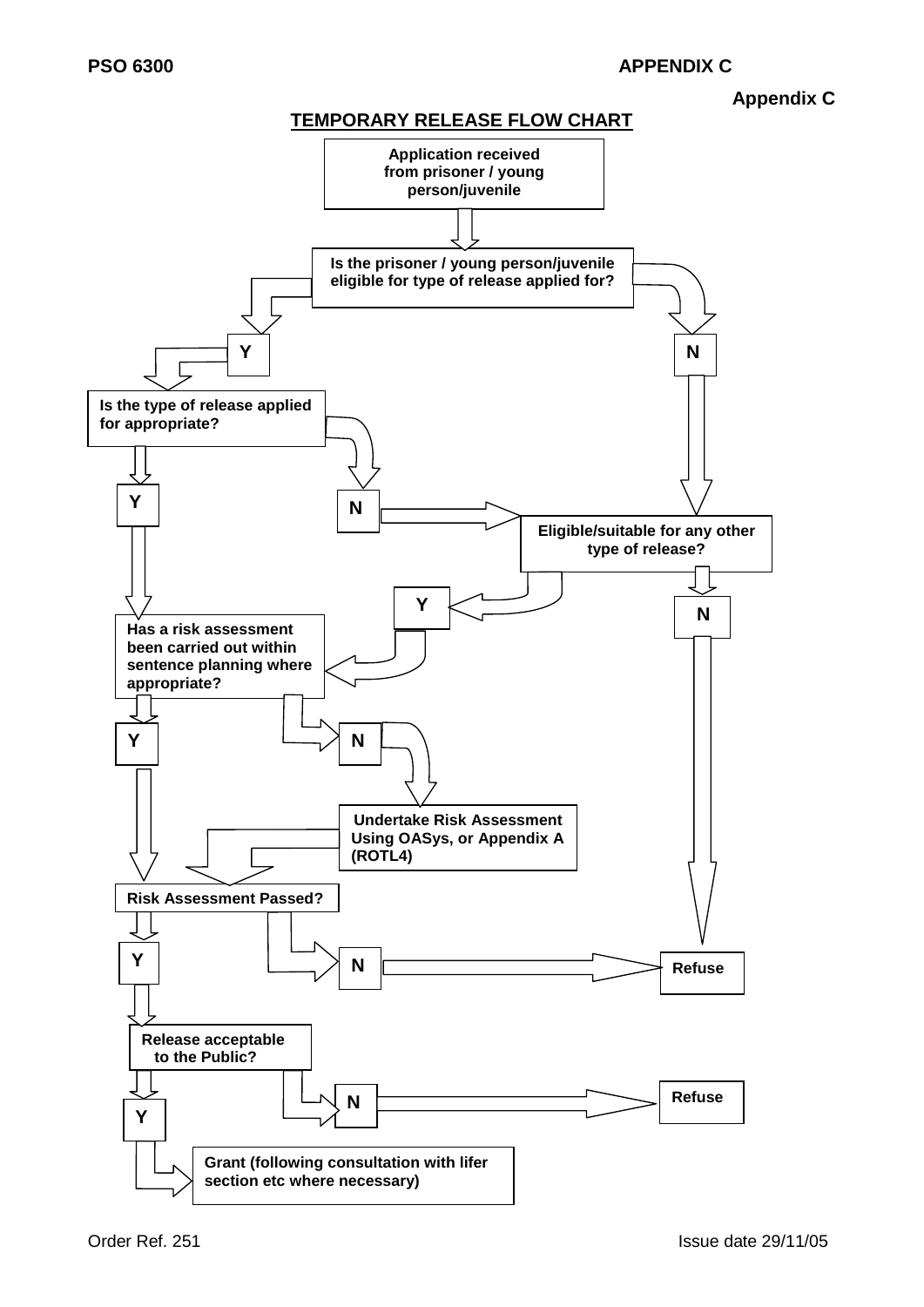**Appendix C**

## TEMPORARY RELEASE FLOW CHART

**Application received from prisoner / young person/juvenile**

**Is the prisoner / young person/juvenile eligible for type of release applied for?**

- **Y** → **Is the type of release applied for appropriate?**
  - **Y** → **Has a risk assessment been carried out within sentence planning where appropriate?**
  - **N** → **Eligible/suitable for any other type of release?**
- **N** → **Eligible/suitable for any other type of release?**

**Eligible/suitable for any other type of release?**

- **Y** → **Has a risk assessment been carried out within sentence planning where appropriate?**
- **N** → **Refuse**

**Has a risk assessment been carried out within sentence planning where appropriate?**

- **Y** → **Risk Assessment Passed?**
- **N** → **Undertake Risk Assessment Using OASys, or Appendix A (ROTL4)** → **Risk Assessment Passed?**

**Risk Assessment Passed?**

- **Y** → **Release acceptable to the Public?**
- **N** → **Refuse**

**Release acceptable to the Public?**

- **Y** → **Grant (following consultation with lifer section etc where necessary)**
- **N** → **Refuse**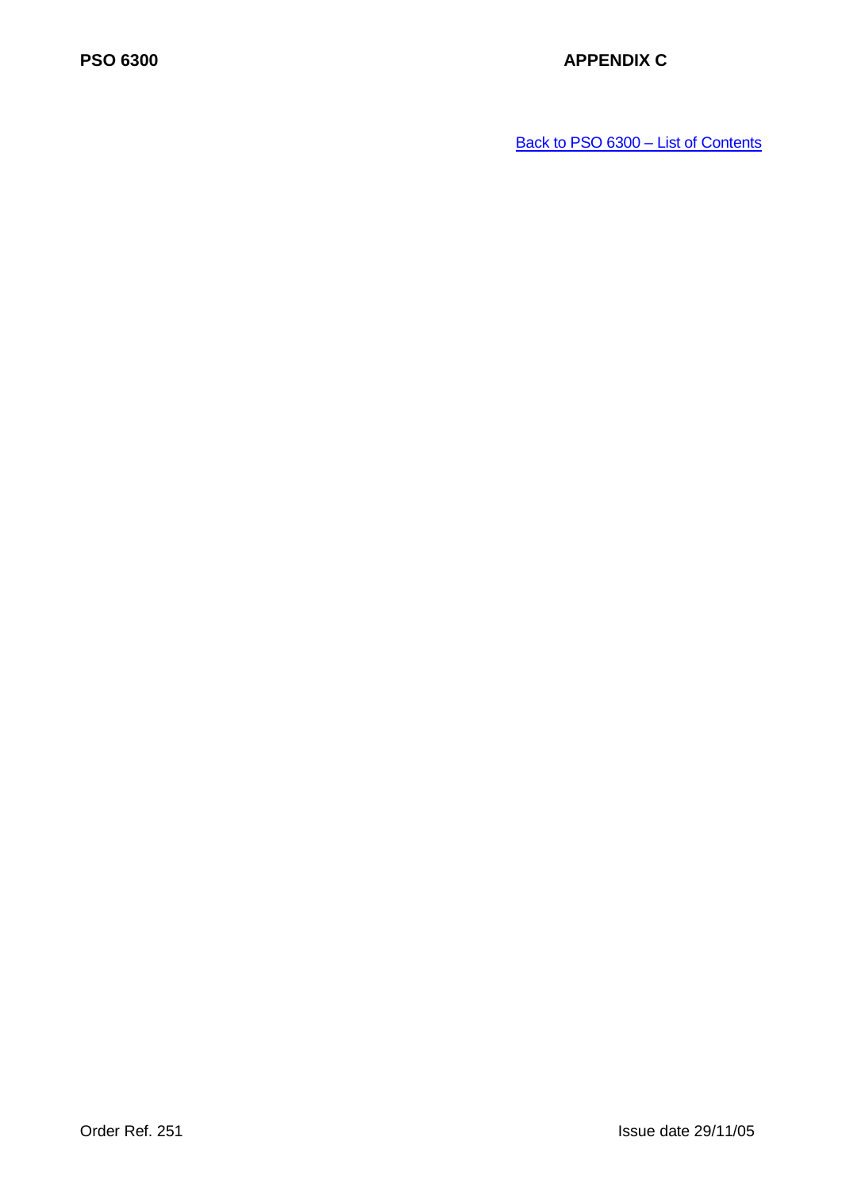[Back to PSO 6300 – List of Contents]